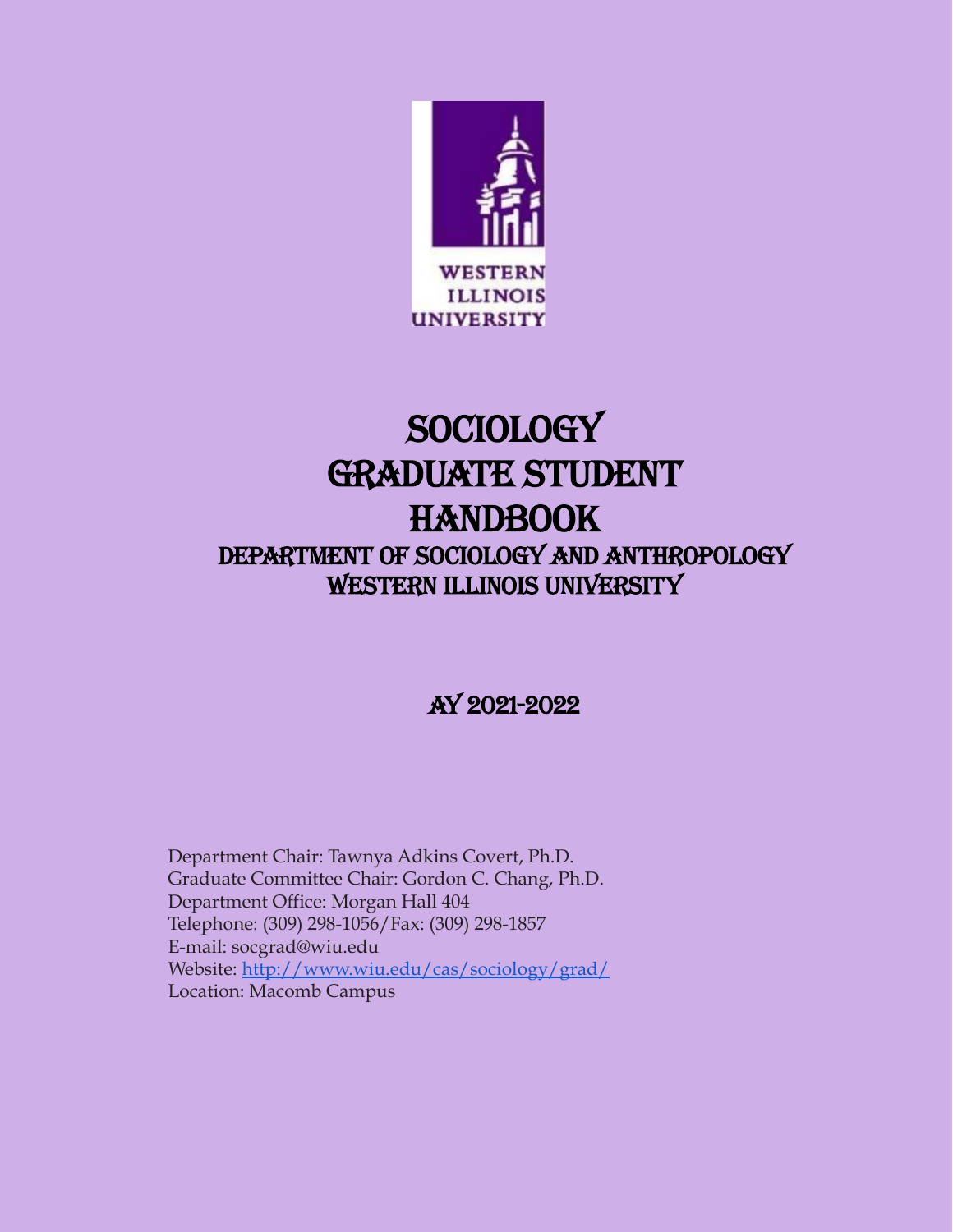# Sociology Graduate Student Handbook

## Department of Sociology and Anthropology
## Western Illinois University

### AY 2021-2022

Department Chair: Tawnya Adkins Covert, Ph.D.
Graduate Committee Chair: Gordon C. Chang, Ph.D.
Department Office: Morgan Hall 404
Telephone: (309) 298-1056/Fax: (309) 298-1857
E-mail: socgrad@wiu.edu
Website: [http://www.wiu.edu/cas/sociology/grad/](http://www.wiu.edu/cas/sociology/grad/)
Location: Macomb Campus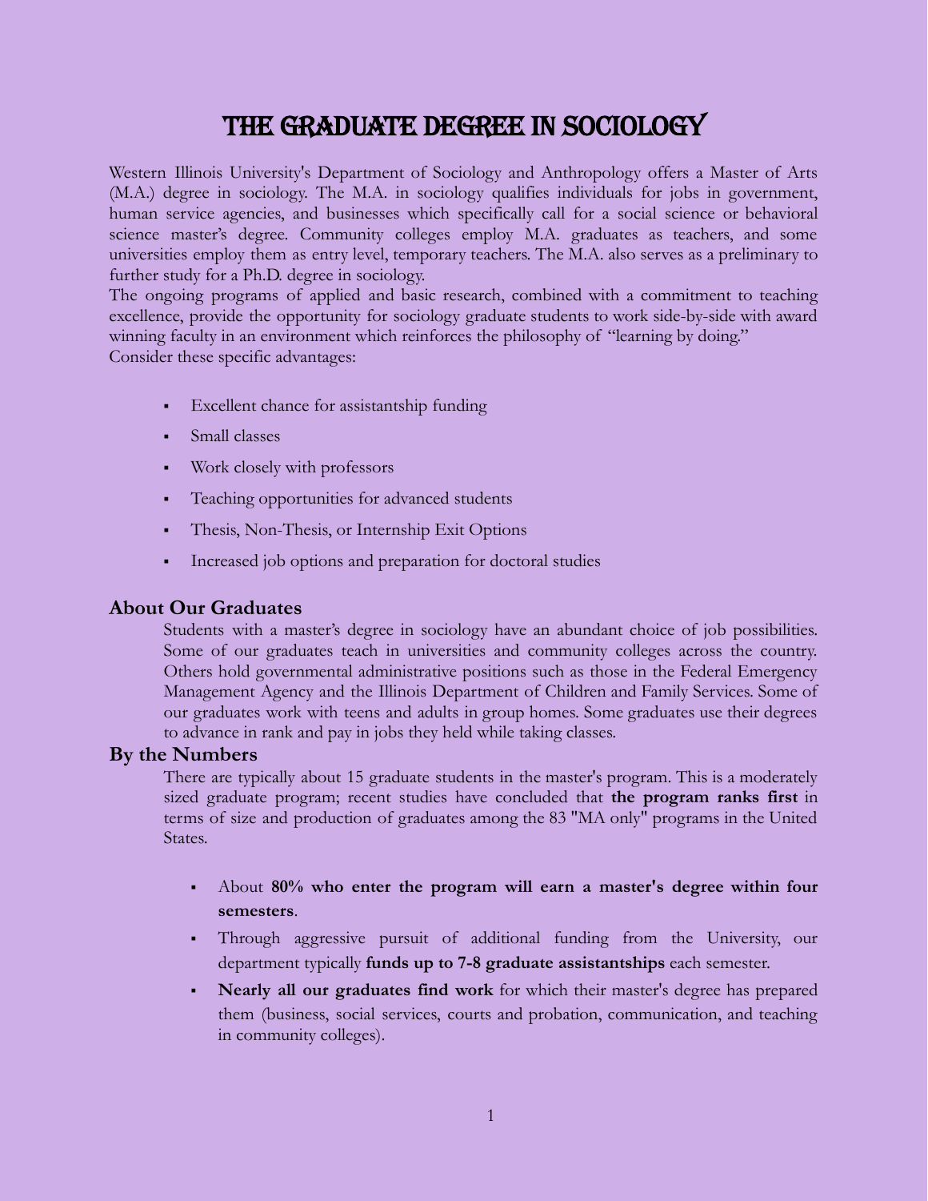# THE GRADUATE DEGREE IN SOCIOLOGY

Western Illinois University's Department of Sociology and Anthropology offers a Master of Arts (M.A.) degree in sociology. The M.A. in sociology qualifies individuals for jobs in government, human service agencies, and businesses which specifically call for a social science or behavioral science master's degree. Community colleges employ M.A. graduates as teachers, and some universities employ them as entry level, temporary teachers. The M.A. also serves as a preliminary to further study for a Ph.D. degree in sociology.

The ongoing programs of applied and basic research, combined with a commitment to teaching excellence, provide the opportunity for sociology graduate students to work side-by-side with award winning faculty in an environment which reinforces the philosophy of "learning by doing."

Consider these specific advantages:

- Excellent chance for assistantship funding
- Small classes
- Work closely with professors
- Teaching opportunities for advanced students
- Thesis, Non-Thesis, or Internship Exit Options
- Increased job options and preparation for doctoral studies

## About Our Graduates

Students with a master's degree in sociology have an abundant choice of job possibilities. Some of our graduates teach in universities and community colleges across the country. Others hold governmental administrative positions such as those in the Federal Emergency Management Agency and the Illinois Department of Children and Family Services. Some of our graduates work with teens and adults in group homes. Some graduates use their degrees to advance in rank and pay in jobs they held while taking classes.

## By the Numbers

There are typically about 15 graduate students in the master's program. This is a moderately sized graduate program; recent studies have concluded that **the program ranks first** in terms of size and production of graduates among the 83 "MA only" programs in the United States.

- About **80% who enter the program will earn a master's degree within four semesters**.
- Through aggressive pursuit of additional funding from the University, our department typically **funds up to 7-8 graduate assistantships** each semester.
- **Nearly all our graduates find work** for which their master's degree has prepared them (business, social services, courts and probation, communication, and teaching in community colleges).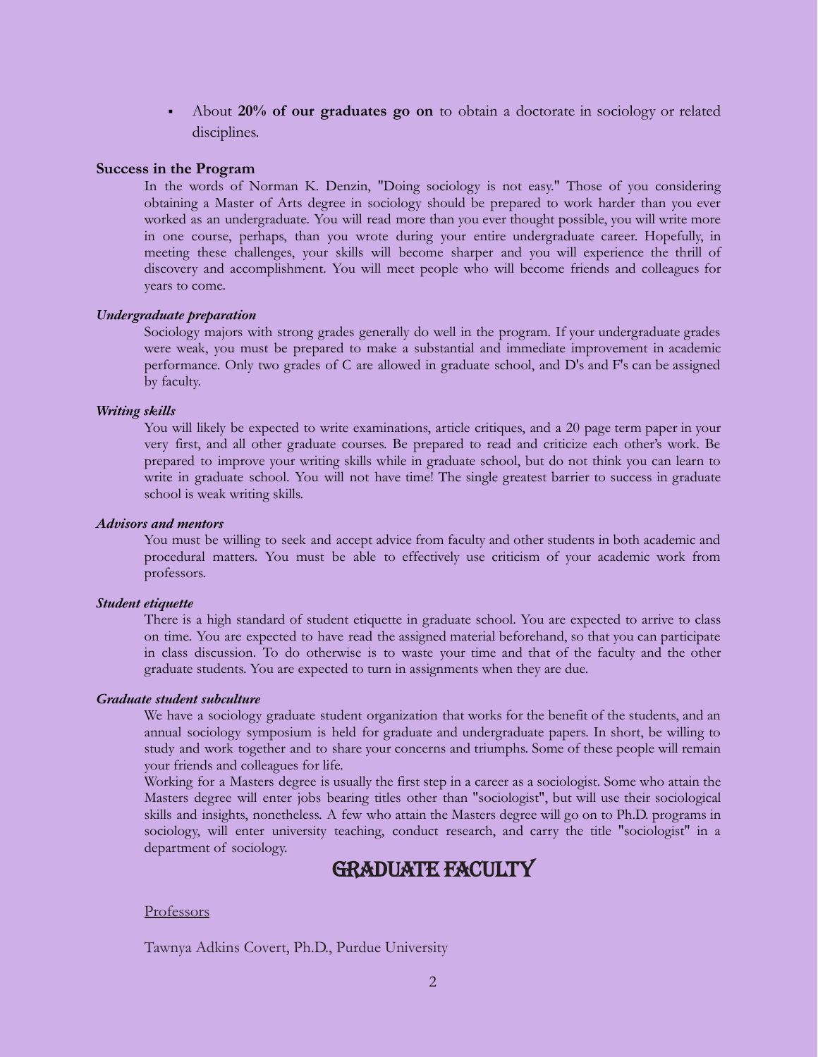- About **20% of our graduates go on** to obtain a doctorate in sociology or related disciplines.

**Success in the Program**

In the words of Norman K. Denzin, "Doing sociology is not easy." Those of you considering obtaining a Master of Arts degree in sociology should be prepared to work harder than you ever worked as an undergraduate. You will read more than you ever thought possible, you will write more in one course, perhaps, than you wrote during your entire undergraduate career. Hopefully, in meeting these challenges, your skills will become sharper and you will experience the thrill of discovery and accomplishment. You will meet people who will become friends and colleagues for years to come.

***Undergraduate preparation***

Sociology majors with strong grades generally do well in the program. If your undergraduate grades were weak, you must be prepared to make a substantial and immediate improvement in academic performance. Only two grades of C are allowed in graduate school, and D's and F's can be assigned by faculty.

***Writing skills***

You will likely be expected to write examinations, article critiques, and a 20 page term paper in your very first, and all other graduate courses. Be prepared to read and criticize each other's work. Be prepared to improve your writing skills while in graduate school, but do not think you can learn to write in graduate school. You will not have time! The single greatest barrier to success in graduate school is weak writing skills.

***Advisors and mentors***

You must be willing to seek and accept advice from faculty and other students in both academic and procedural matters. You must be able to effectively use criticism of your academic work from professors.

***Student etiquette***

There is a high standard of student etiquette in graduate school. You are expected to arrive to class on time. You are expected to have read the assigned material beforehand, so that you can participate in class discussion. To do otherwise is to waste your time and that of the faculty and the other graduate students. You are expected to turn in assignments when they are due.

***Graduate student subculture***

We have a sociology graduate student organization that works for the benefit of the students, and an annual sociology symposium is held for graduate and undergraduate papers. In short, be willing to study and work together and to share your concerns and triumphs. Some of these people will remain your friends and colleagues for life.

Working for a Masters degree is usually the first step in a career as a sociologist. Some who attain the Masters degree will enter jobs bearing titles other than "sociologist", but will use their sociological skills and insights, nonetheless. A few who attain the Masters degree will go on to Ph.D. programs in sociology, will enter university teaching, conduct research, and carry the title "sociologist" in a department of sociology.

# GRADUATE FACULTY

Professors

Tawnya Adkins Covert, Ph.D., Purdue University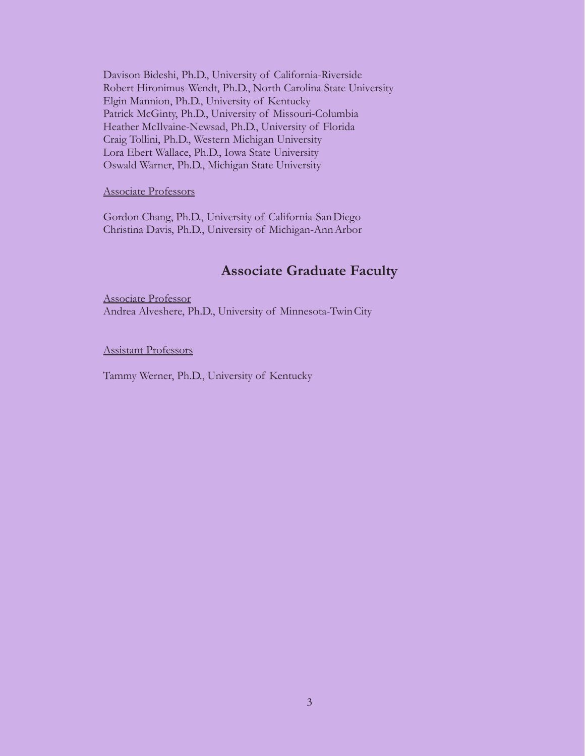Davison Bideshi, Ph.D., University of California-Riverside
Robert Hironimus-Wendt, Ph.D., North Carolina State University
Elgin Mannion, Ph.D., University of Kentucky
Patrick McGinty, Ph.D., University of Missouri-Columbia
Heather McIlvaine-Newsad, Ph.D., University of Florida
Craig Tollini, Ph.D., Western Michigan University
Lora Ebert Wallace, Ph.D., Iowa State University
Oswald Warner, Ph.D., Michigan State University

<u>Associate Professors</u>

Gordon Chang, Ph.D., University of California-San Diego
Christina Davis, Ph.D., University of Michigan-Ann Arbor

## Associate Graduate Faculty

<u>Associate Professor</u>
Andrea Alveshere, Ph.D., University of Minnesota-Twin City

<u>Assistant Professors</u>

Tammy Werner, Ph.D., University of Kentucky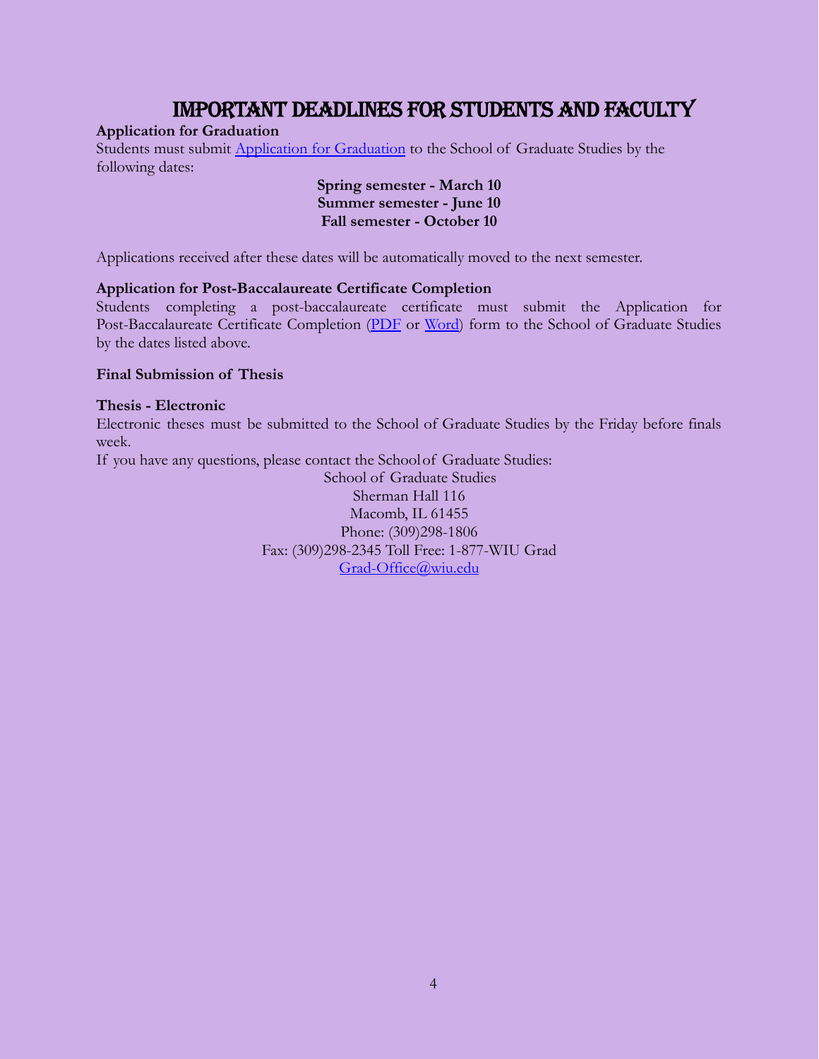# IMPORTANT DEADLINES FOR STUDENTS AND FACULTY

**Application for Graduation**

Students must submit [Application for Graduation]() to the School of Graduate Studies by the following dates:

**Spring semester - March 10**
**Summer semester - June 10**
**Fall semester - October 10**

Applications received after these dates will be automatically moved to the next semester.

**Application for Post-Baccalaureate Certificate Completion**

Students completing a post-baccalaureate certificate must submit the Application for Post-Baccalaureate Certificate Completion ([PDF]() or [Word]()) form to the School of Graduate Studies by the dates listed above.

**Final Submission of Thesis**

**Thesis - Electronic**

Electronic theses must be submitted to the School of Graduate Studies by the Friday before finals week.

If you have any questions, please contact the School of Graduate Studies:

School of Graduate Studies
Sherman Hall 116
Macomb, IL 61455
Phone: (309)298-1806
Fax: (309)298-2345 Toll Free: 1-877-WIU Grad
Grad-Office@wiu.edu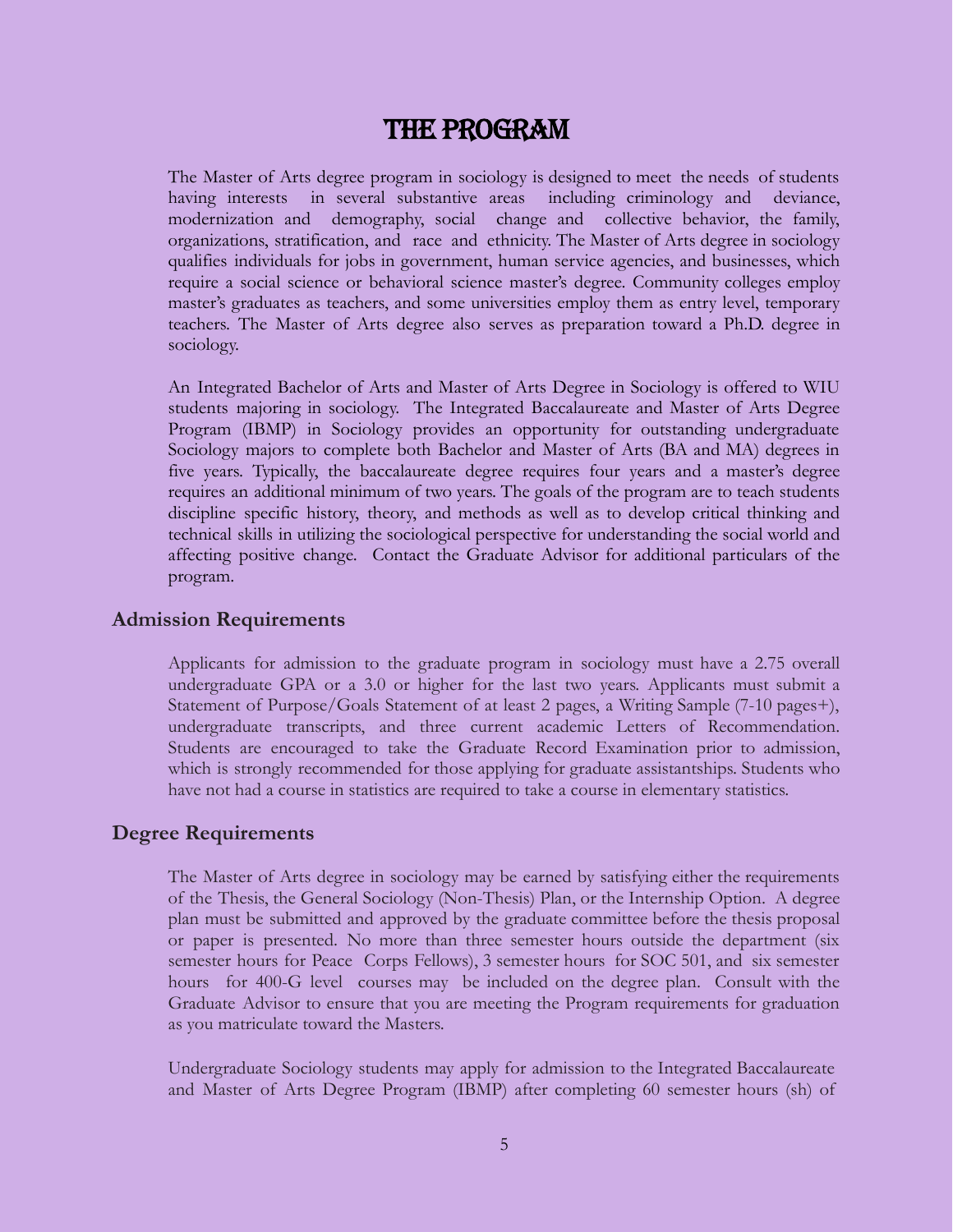# THE PROGRAM

The Master of Arts degree program in sociology is designed to meet the needs of students having interests in several substantive areas including criminology and deviance, modernization and demography, social change and collective behavior, the family, organizations, stratification, and race and ethnicity. The Master of Arts degree in sociology qualifies individuals for jobs in government, human service agencies, and businesses, which require a social science or behavioral science master's degree. Community colleges employ master's graduates as teachers, and some universities employ them as entry level, temporary teachers. The Master of Arts degree also serves as preparation toward a Ph.D. degree in sociology.

An Integrated Bachelor of Arts and Master of Arts Degree in Sociology is offered to WIU students majoring in sociology. The Integrated Baccalaureate and Master of Arts Degree Program (IBMP) in Sociology provides an opportunity for outstanding undergraduate Sociology majors to complete both Bachelor and Master of Arts (BA and MA) degrees in five years. Typically, the baccalaureate degree requires four years and a master's degree requires an additional minimum of two years. The goals of the program are to teach students discipline specific history, theory, and methods as well as to develop critical thinking and technical skills in utilizing the sociological perspective for understanding the social world and affecting positive change. Contact the Graduate Advisor for additional particulars of the program.

## Admission Requirements

Applicants for admission to the graduate program in sociology must have a 2.75 overall undergraduate GPA or a 3.0 or higher for the last two years. Applicants must submit a Statement of Purpose/Goals Statement of at least 2 pages, a Writing Sample (7-10 pages+), undergraduate transcripts, and three current academic Letters of Recommendation. Students are encouraged to take the Graduate Record Examination prior to admission, which is strongly recommended for those applying for graduate assistantships. Students who have not had a course in statistics are required to take a course in elementary statistics.

## Degree Requirements

The Master of Arts degree in sociology may be earned by satisfying either the requirements of the Thesis, the General Sociology (Non-Thesis) Plan, or the Internship Option. A degree plan must be submitted and approved by the graduate committee before the thesis proposal or paper is presented. No more than three semester hours outside the department (six semester hours for Peace Corps Fellows), 3 semester hours for SOC 501, and six semester hours for 400-G level courses may be included on the degree plan. Consult with the Graduate Advisor to ensure that you are meeting the Program requirements for graduation as you matriculate toward the Masters.

Undergraduate Sociology students may apply for admission to the Integrated Baccalaureate and Master of Arts Degree Program (IBMP) after completing 60 semester hours (sh) of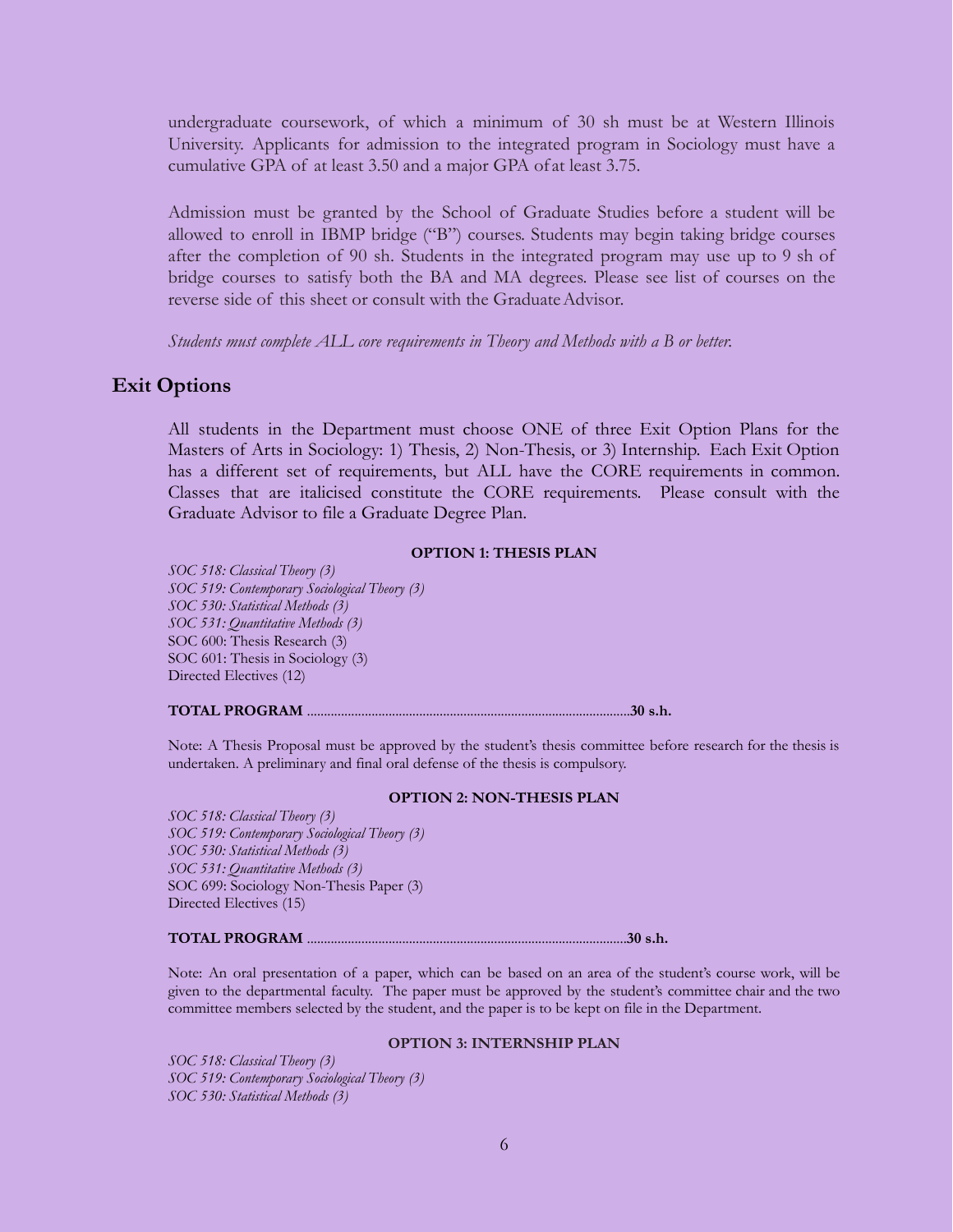undergraduate coursework, of which a minimum of 30 sh must be at Western Illinois University. Applicants for admission to the integrated program in Sociology must have a cumulative GPA of at least 3.50 and a major GPA of at least 3.75.

Admission must be granted by the School of Graduate Studies before a student will be allowed to enroll in IBMP bridge ("B") courses. Students may begin taking bridge courses after the completion of 90 sh. Students in the integrated program may use up to 9 sh of bridge courses to satisfy both the BA and MA degrees. Please see list of courses on the reverse side of this sheet or consult with the Graduate Advisor.

*Students must complete ALL core requirements in Theory and Methods with a B or better.*

## Exit Options

All students in the Department must choose ONE of three Exit Option Plans for the Masters of Arts in Sociology: 1) Thesis, 2) Non-Thesis, or 3) Internship. Each Exit Option has a different set of requirements, but ALL have the CORE requirements in common. Classes that are italicised constitute the CORE requirements. Please consult with the Graduate Advisor to file a Graduate Degree Plan.

### OPTION 1: THESIS PLAN

*SOC 518: Classical Theory (3)*
*SOC 519: Contemporary Sociological Theory (3)*
*SOC 530: Statistical Methods (3)*
*SOC 531: Quantitative Methods (3)*
SOC 600: Thesis Research (3)
SOC 601: Thesis in Sociology (3)
Directed Electives (12)

**TOTAL PROGRAM** ..............................................................................................**30 s.h.**

Note: A Thesis Proposal must be approved by the student's thesis committee before research for the thesis is undertaken. A preliminary and final oral defense of the thesis is compulsory.

### OPTION 2: NON-THESIS PLAN

*SOC 518: Classical Theory (3)*
*SOC 519: Contemporary Sociological Theory (3)*
*SOC 530: Statistical Methods (3)*
*SOC 531: Quantitative Methods (3)*
SOC 699: Sociology Non-Thesis Paper (3)
Directed Electives (15)

**TOTAL PROGRAM** .............................................................................................**30 s.h.**

Note: An oral presentation of a paper, which can be based on an area of the student's course work, will be given to the departmental faculty. The paper must be approved by the student's committee chair and the two committee members selected by the student, and the paper is to be kept on file in the Department.

### OPTION 3: INTERNSHIP PLAN

*SOC 518: Classical Theory (3)*
*SOC 519: Contemporary Sociological Theory (3)*
*SOC 530: Statistical Methods (3)*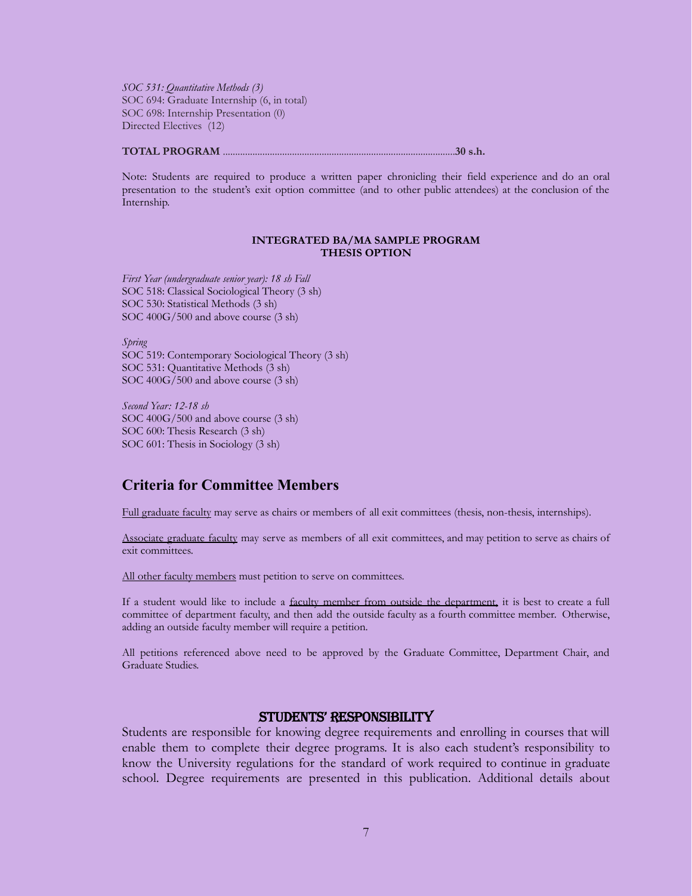*SOC 531: Quantitative Methods (3)*
SOC 694: Graduate Internship (6, in total)
SOC 698: Internship Presentation (0)
Directed Electives (12)

**TOTAL PROGRAM** .............................................................................................**30 s.h.**

Note: Students are required to produce a written paper chronicling their field experience and do an oral presentation to the student's exit option committee (and to other public attendees) at the conclusion of the Internship.

**INTEGRATED BA/MA SAMPLE PROGRAM**
**THESIS OPTION**

*First Year (undergraduate senior year): 18 sh Fall*
SOC 518: Classical Sociological Theory (3 sh)
SOC 530: Statistical Methods (3 sh)
SOC 400G/500 and above course (3 sh)

*Spring*
SOC 519: Contemporary Sociological Theory (3 sh)
SOC 531: Quantitative Methods (3 sh)
SOC 400G/500 and above course (3 sh)

*Second Year: 12-18 sh*
SOC 400G/500 and above course (3 sh)
SOC 600: Thesis Research (3 sh)
SOC 601: Thesis in Sociology (3 sh)

## Criteria for Committee Members

Full graduate faculty may serve as chairs or members of all exit committees (thesis, non-thesis, internships).

Associate graduate faculty may serve as members of all exit committees, and may petition to serve as chairs of exit committees.

All other faculty members must petition to serve on committees.

If a student would like to include a faculty member from outside the department, it is best to create a full committee of department faculty, and then add the outside faculty as a fourth committee member. Otherwise, adding an outside faculty member will require a petition.

All petitions referenced above need to be approved by the Graduate Committee, Department Chair, and Graduate Studies.

## STUDENTS' RESPONSIBILITY

Students are responsible for knowing degree requirements and enrolling in courses that will enable them to complete their degree programs. It is also each student's responsibility to know the University regulations for the standard of work required to continue in graduate school. Degree requirements are presented in this publication. Additional details about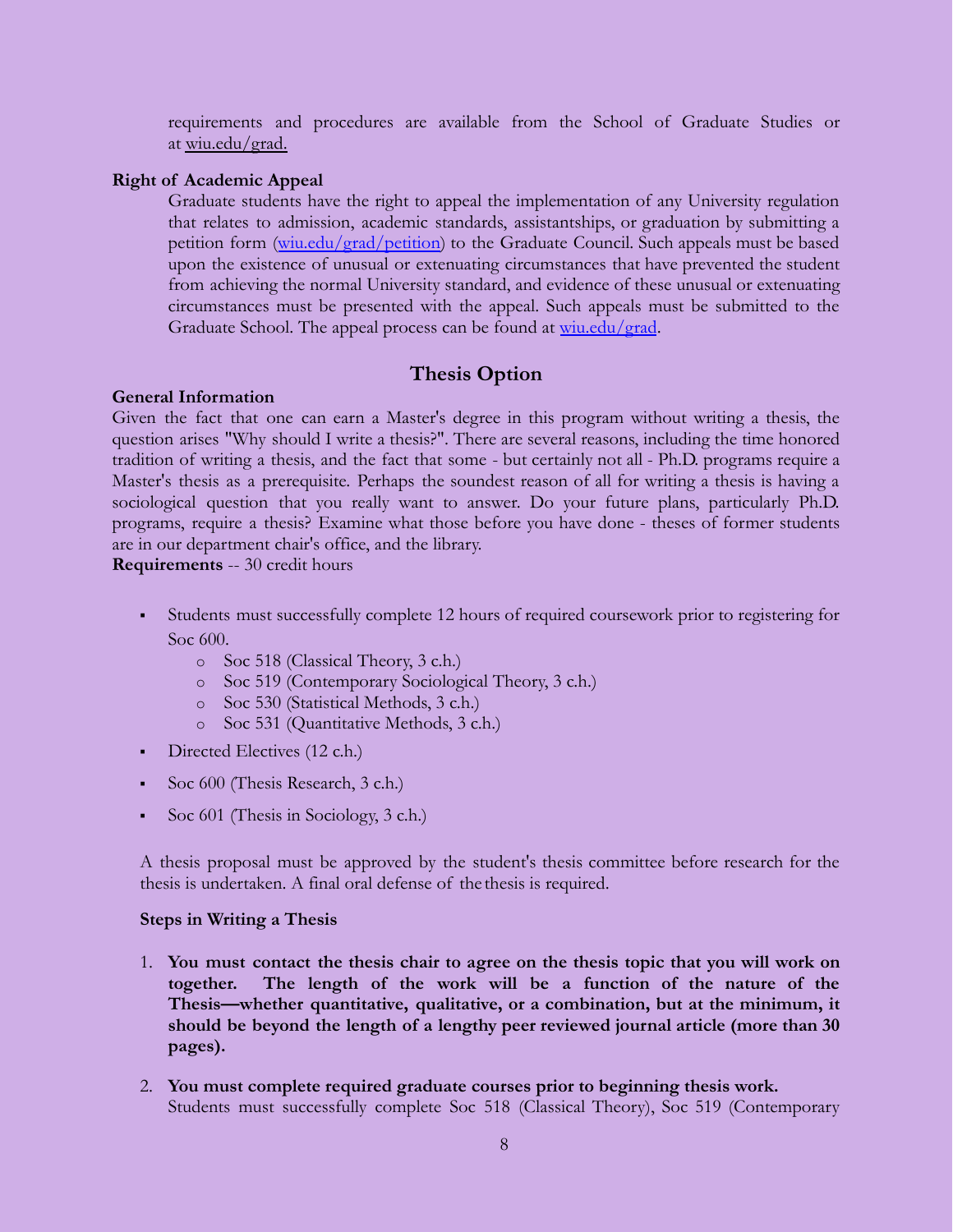requirements and procedures are available from the School of Graduate Studies or at wiu.edu/grad.

**Right of Academic Appeal**

Graduate students have the right to appeal the implementation of any University regulation that relates to admission, academic standards, assistantships, or graduation by submitting a petition form (wiu.edu/grad/petition) to the Graduate Council. Such appeals must be based upon the existence of unusual or extenuating circumstances that have prevented the student from achieving the normal University standard, and evidence of these unusual or extenuating circumstances must be presented with the appeal. Such appeals must be submitted to the Graduate School. The appeal process can be found at wiu.edu/grad.

## Thesis Option

**General Information**

Given the fact that one can earn a Master's degree in this program without writing a thesis, the question arises "Why should I write a thesis?". There are several reasons, including the time honored tradition of writing a thesis, and the fact that some - but certainly not all - Ph.D. programs require a Master's thesis as a prerequisite. Perhaps the soundest reason of all for writing a thesis is having a sociological question that you really want to answer. Do your future plans, particularly Ph.D. programs, require a thesis? Examine what those before you have done - theses of former students are in our department chair's office, and the library.

**Requirements** -- 30 credit hours

- Students must successfully complete 12 hours of required coursework prior to registering for Soc 600.
  - Soc 518 (Classical Theory, 3 c.h.)
  - Soc 519 (Contemporary Sociological Theory, 3 c.h.)
  - Soc 530 (Statistical Methods, 3 c.h.)
  - Soc 531 (Quantitative Methods, 3 c.h.)
- Directed Electives (12 c.h.)
- Soc 600 (Thesis Research, 3 c.h.)
- Soc 601 (Thesis in Sociology, 3 c.h.)

A thesis proposal must be approved by the student's thesis committee before research for the thesis is undertaken. A final oral defense of the thesis is required.

**Steps in Writing a Thesis**

1. **You must contact the thesis chair to agree on the thesis topic that you will work on together. The length of the work will be a function of the nature of the Thesis—whether quantitative, qualitative, or a combination, but at the minimum, it should be beyond the length of a lengthy peer reviewed journal article (more than 30 pages).**

2. **You must complete required graduate courses prior to beginning thesis work.** Students must successfully complete Soc 518 (Classical Theory), Soc 519 (Contemporary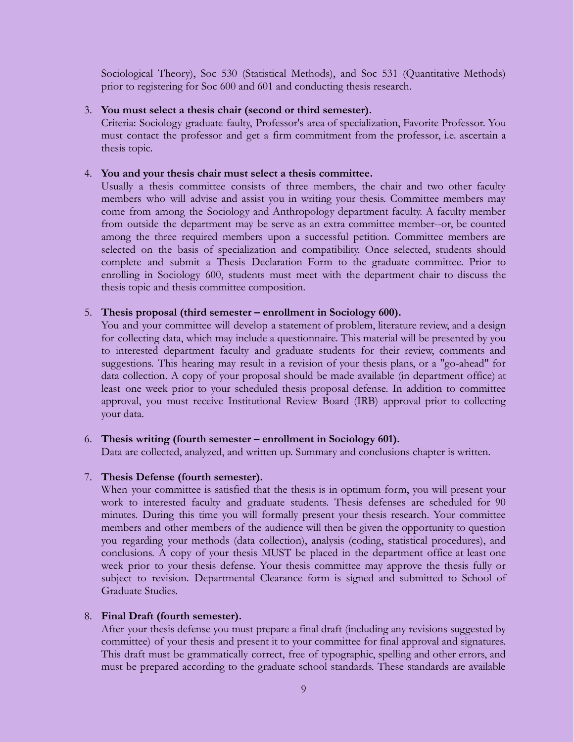Sociological Theory), Soc 530 (Statistical Methods), and Soc 531 (Quantitative Methods) prior to registering for Soc 600 and 601 and conducting thesis research.

3. **You must select a thesis chair (second or third semester).**
   Criteria: Sociology graduate faulty, Professor's area of specialization, Favorite Professor. You must contact the professor and get a firm commitment from the professor, i.e. ascertain a thesis topic.

4. **You and your thesis chair must select a thesis committee.**
   Usually a thesis committee consists of three members, the chair and two other faculty members who will advise and assist you in writing your thesis. Committee members may come from among the Sociology and Anthropology department faculty. A faculty member from outside the department may be serve as an extra committee member--or, be counted among the three required members upon a successful petition. Committee members are selected on the basis of specialization and compatibility. Once selected, students should complete and submit a Thesis Declaration Form to the graduate committee. Prior to enrolling in Sociology 600, students must meet with the department chair to discuss the thesis topic and thesis committee composition.

5. **Thesis proposal (third semester – enrollment in Sociology 600).**
   You and your committee will develop a statement of problem, literature review, and a design for collecting data, which may include a questionnaire. This material will be presented by you to interested department faculty and graduate students for their review, comments and suggestions. This hearing may result in a revision of your thesis plans, or a "go-ahead" for data collection. A copy of your proposal should be made available (in department office) at least one week prior to your scheduled thesis proposal defense. In addition to committee approval, you must receive Institutional Review Board (IRB) approval prior to collecting your data.

6. **Thesis writing (fourth semester – enrollment in Sociology 601).**
   Data are collected, analyzed, and written up. Summary and conclusions chapter is written.

7. **Thesis Defense (fourth semester).**
   When your committee is satisfied that the thesis is in optimum form, you will present your work to interested faculty and graduate students. Thesis defenses are scheduled for 90 minutes. During this time you will formally present your thesis research. Your committee members and other members of the audience will then be given the opportunity to question you regarding your methods (data collection), analysis (coding, statistical procedures), and conclusions. A copy of your thesis MUST be placed in the department office at least one week prior to your thesis defense. Your thesis committee may approve the thesis fully or subject to revision. Departmental Clearance form is signed and submitted to School of Graduate Studies.

8. **Final Draft (fourth semester).**
   After your thesis defense you must prepare a final draft (including any revisions suggested by committee) of your thesis and present it to your committee for final approval and signatures. This draft must be grammatically correct, free of typographic, spelling and other errors, and must be prepared according to the graduate school standards. These standards are available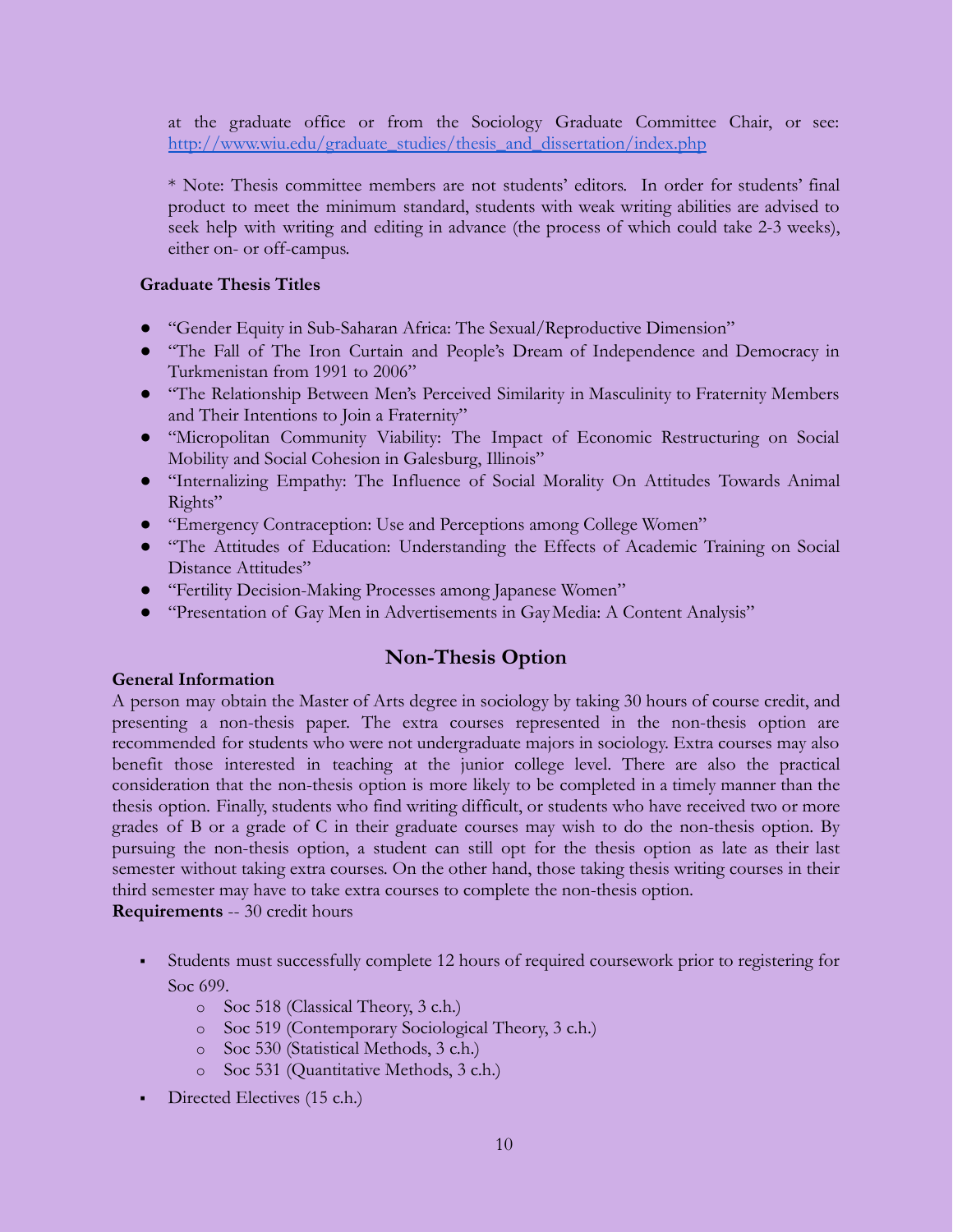at the graduate office or from the Sociology Graduate Committee Chair, or see: [http://www.wiu.edu/graduate_studies/thesis_and_dissertation/index.php](http://www.wiu.edu/graduate_studies/thesis_and_dissertation/index.php)

* Note: Thesis committee members are not students' editors. In order for students' final product to meet the minimum standard, students with weak writing abilities are advised to seek help with writing and editing in advance (the process of which could take 2-3 weeks), either on- or off-campus.

**Graduate Thesis Titles**

- "Gender Equity in Sub-Saharan Africa: The Sexual/Reproductive Dimension"
- "The Fall of The Iron Curtain and People's Dream of Independence and Democracy in Turkmenistan from 1991 to 2006"
- "The Relationship Between Men's Perceived Similarity in Masculinity to Fraternity Members and Their Intentions to Join a Fraternity"
- "Micropolitan Community Viability: The Impact of Economic Restructuring on Social Mobility and Social Cohesion in Galesburg, Illinois"
- "Internalizing Empathy: The Influence of Social Morality On Attitudes Towards Animal Rights"
- "Emergency Contraception: Use and Perceptions among College Women"
- "The Attitudes of Education: Understanding the Effects of Academic Training on Social Distance Attitudes"
- "Fertility Decision-Making Processes among Japanese Women"
- "Presentation of Gay Men in Advertisements in Gay Media: A Content Analysis"

## Non-Thesis Option

**General Information**

A person may obtain the Master of Arts degree in sociology by taking 30 hours of course credit, and presenting a non-thesis paper. The extra courses represented in the non-thesis option are recommended for students who were not undergraduate majors in sociology. Extra courses may also benefit those interested in teaching at the junior college level. There are also the practical consideration that the non-thesis option is more likely to be completed in a timely manner than the thesis option. Finally, students who find writing difficult, or students who have received two or more grades of B or a grade of C in their graduate courses may wish to do the non-thesis option. By pursuing the non-thesis option, a student can still opt for the thesis option as late as their last semester without taking extra courses. On the other hand, those taking thesis writing courses in their third semester may have to take extra courses to complete the non-thesis option.

**Requirements** -- 30 credit hours

- Students must successfully complete 12 hours of required coursework prior to registering for Soc 699.
  - Soc 518 (Classical Theory, 3 c.h.)
  - Soc 519 (Contemporary Sociological Theory, 3 c.h.)
  - Soc 530 (Statistical Methods, 3 c.h.)
  - Soc 531 (Quantitative Methods, 3 c.h.)
- Directed Electives (15 c.h.)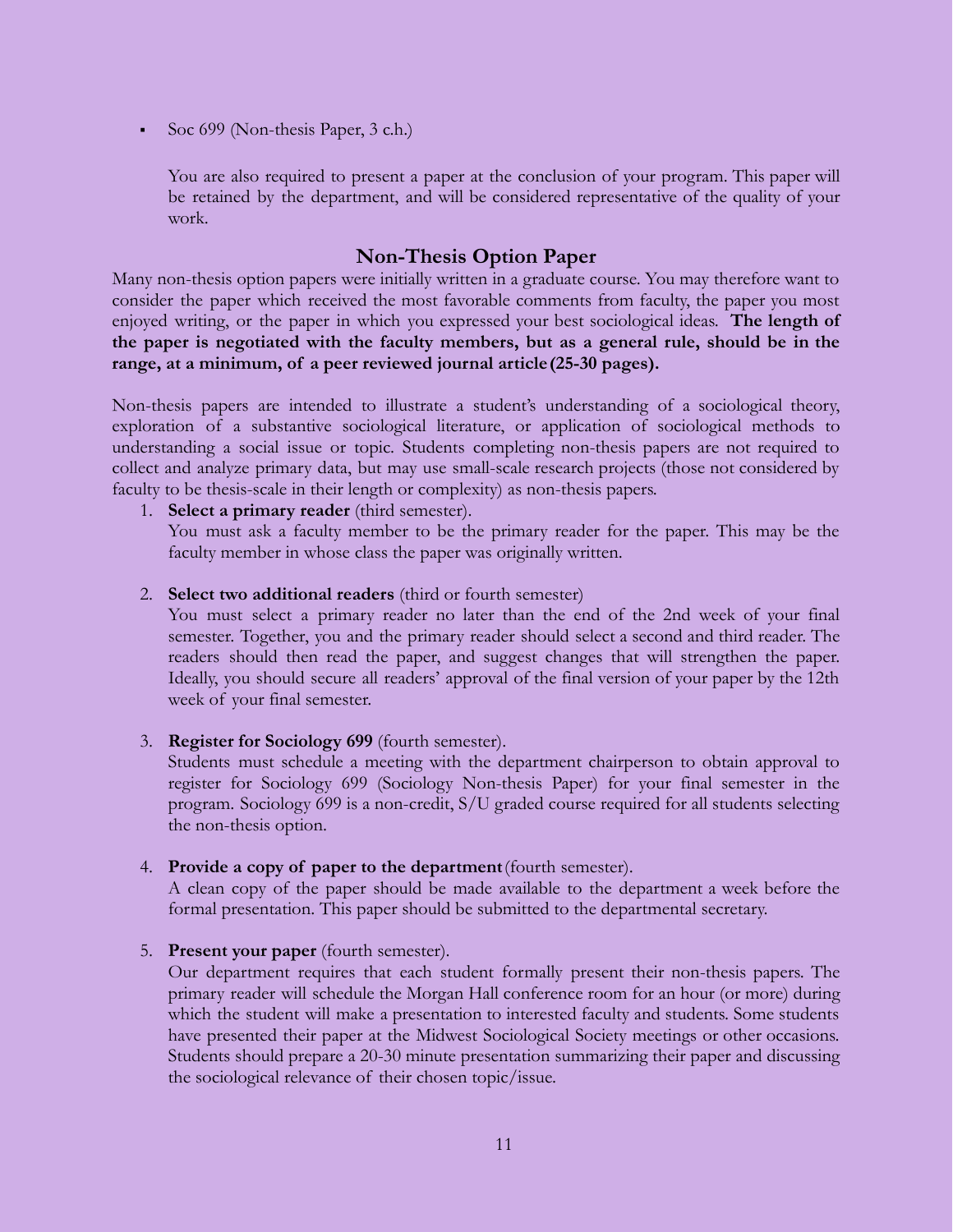- Soc 699 (Non-thesis Paper, 3 c.h.)

  You are also required to present a paper at the conclusion of your program. This paper will be retained by the department, and will be considered representative of the quality of your work.

## Non-Thesis Option Paper

Many non-thesis option papers were initially written in a graduate course. You may therefore want to consider the paper which received the most favorable comments from faculty, the paper you most enjoyed writing, or the paper in which you expressed your best sociological ideas. **The length of the paper is negotiated with the faculty members, but as a general rule, should be in the range, at a minimum, of a peer reviewed journal article (25-30 pages).**

Non-thesis papers are intended to illustrate a student's understanding of a sociological theory, exploration of a substantive sociological literature, or application of sociological methods to understanding a social issue or topic. Students completing non-thesis papers are not required to collect and analyze primary data, but may use small-scale research projects (those not considered by faculty to be thesis-scale in their length or complexity) as non-thesis papers.

1. **Select a primary reader** (third semester).
   You must ask a faculty member to be the primary reader for the paper. This may be the faculty member in whose class the paper was originally written.

2. **Select two additional readers** (third or fourth semester)
   You must select a primary reader no later than the end of the 2nd week of your final semester. Together, you and the primary reader should select a second and third reader. The readers should then read the paper, and suggest changes that will strengthen the paper. Ideally, you should secure all readers' approval of the final version of your paper by the 12th week of your final semester.

3. **Register for Sociology 699** (fourth semester).
   Students must schedule a meeting with the department chairperson to obtain approval to register for Sociology 699 (Sociology Non-thesis Paper) for your final semester in the program. Sociology 699 is a non-credit, S/U graded course required for all students selecting the non-thesis option.

4. **Provide a copy of paper to the department** (fourth semester).
   A clean copy of the paper should be made available to the department a week before the formal presentation. This paper should be submitted to the departmental secretary.

5. **Present your paper** (fourth semester).
   Our department requires that each student formally present their non-thesis papers. The primary reader will schedule the Morgan Hall conference room for an hour (or more) during which the student will make a presentation to interested faculty and students. Some students have presented their paper at the Midwest Sociological Society meetings or other occasions. Students should prepare a 20-30 minute presentation summarizing their paper and discussing the sociological relevance of their chosen topic/issue.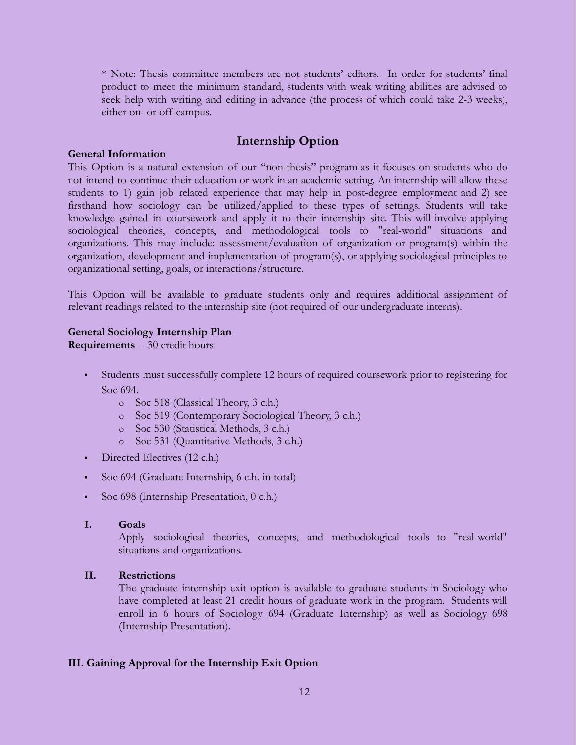* Note: Thesis committee members are not students' editors. In order for students' final product to meet the minimum standard, students with weak writing abilities are advised to seek help with writing and editing in advance (the process of which could take 2-3 weeks), either on- or off-campus.

## Internship Option

**General Information**

This Option is a natural extension of our "non-thesis" program as it focuses on students who do not intend to continue their education or work in an academic setting. An internship will allow these students to 1) gain job related experience that may help in post-degree employment and 2) see firsthand how sociology can be utilized/applied to these types of settings. Students will take knowledge gained in coursework and apply it to their internship site. This will involve applying sociological theories, concepts, and methodological tools to "real-world" situations and organizations. This may include: assessment/evaluation of organization or program(s) within the organization, development and implementation of program(s), or applying sociological principles to organizational setting, goals, or interactions/structure.

This Option will be available to graduate students only and requires additional assignment of relevant readings related to the internship site (not required of our undergraduate interns).

**General Sociology Internship Plan**
**Requirements** -- 30 credit hours

- Students must successfully complete 12 hours of required coursework prior to registering for Soc 694.
  - Soc 518 (Classical Theory, 3 c.h.)
  - Soc 519 (Contemporary Sociological Theory, 3 c.h.)
  - Soc 530 (Statistical Methods, 3 c.h.)
  - Soc 531 (Quantitative Methods, 3 c.h.)
- Directed Electives (12 c.h.)
- Soc 694 (Graduate Internship, 6 c.h. in total)
- Soc 698 (Internship Presentation, 0 c.h.)

**I. Goals**

Apply sociological theories, concepts, and methodological tools to "real-world" situations and organizations.

**II. Restrictions**

The graduate internship exit option is available to graduate students in Sociology who have completed at least 21 credit hours of graduate work in the program. Students will enroll in 6 hours of Sociology 694 (Graduate Internship) as well as Sociology 698 (Internship Presentation).

**III. Gaining Approval for the Internship Exit Option**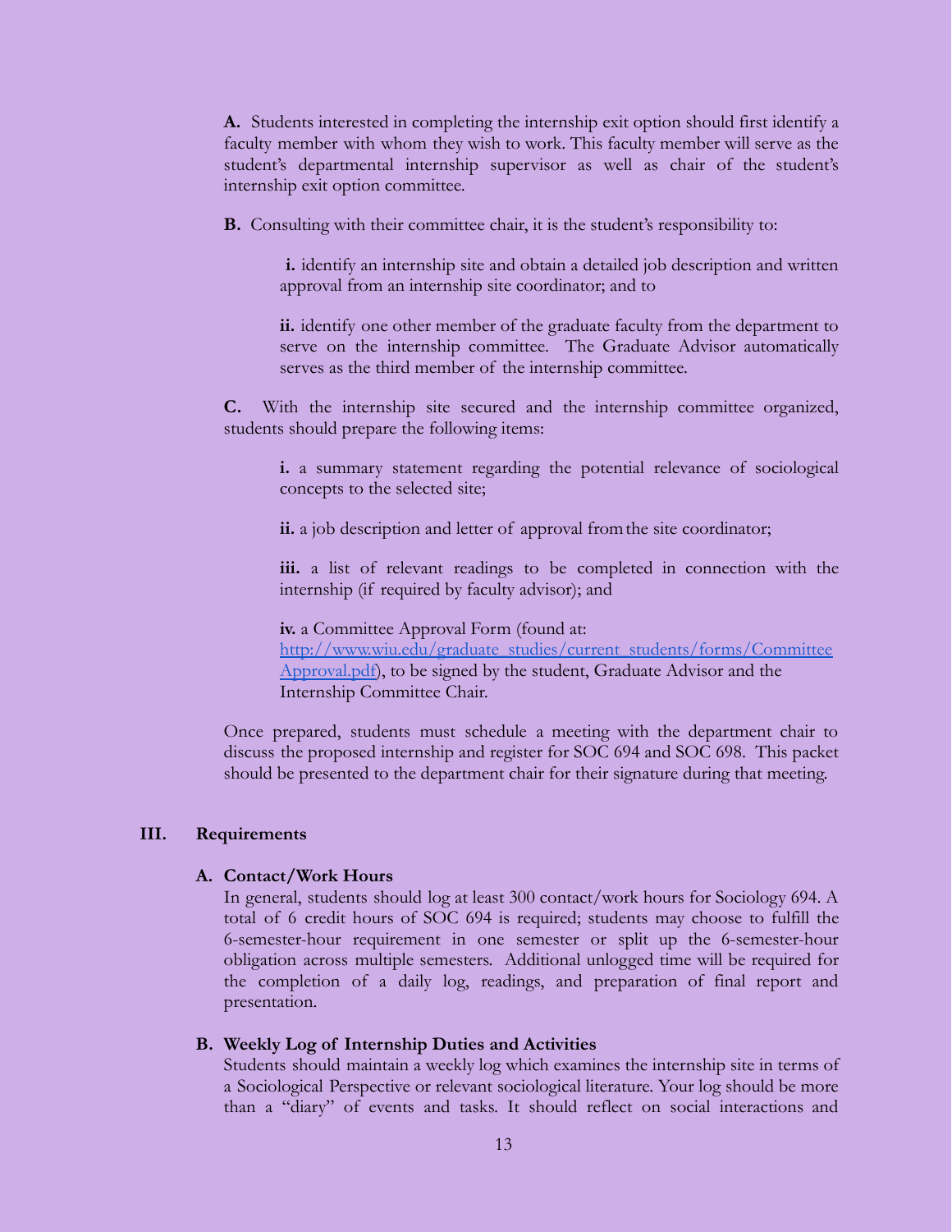**A.** Students interested in completing the internship exit option should first identify a faculty member with whom they wish to work. This faculty member will serve as the student's departmental internship supervisor as well as chair of the student's internship exit option committee.

**B.** Consulting with their committee chair, it is the student's responsibility to:

> **i.** identify an internship site and obtain a detailed job description and written approval from an internship site coordinator; and to
>
> **ii.** identify one other member of the graduate faculty from the department to serve on the internship committee. The Graduate Advisor automatically serves as the third member of the internship committee.

**C.** With the internship site secured and the internship committee organized, students should prepare the following items:

> **i.** a summary statement regarding the potential relevance of sociological concepts to the selected site;
>
> **ii.** a job description and letter of approval from the site coordinator;
>
> **iii.** a list of relevant readings to be completed in connection with the internship (if required by faculty advisor); and
>
> **iv.** a Committee Approval Form (found at: [http://www.wiu.edu/graduate_studies/current_students/forms/CommitteeApproval.pdf](http://www.wiu.edu/graduate_studies/current_students/forms/CommitteeApproval.pdf)), to be signed by the student, Graduate Advisor and the Internship Committee Chair.

Once prepared, students must schedule a meeting with the department chair to discuss the proposed internship and register for SOC 694 and SOC 698. This packet should be presented to the department chair for their signature during that meeting.

## III. Requirements

### A. Contact/Work Hours

In general, students should log at least 300 contact/work hours for Sociology 694. A total of 6 credit hours of SOC 694 is required; students may choose to fulfill the 6-semester-hour requirement in one semester or split up the 6-semester-hour obligation across multiple semesters. Additional unlogged time will be required for the completion of a daily log, readings, and preparation of final report and presentation.

### B. Weekly Log of Internship Duties and Activities

Students should maintain a weekly log which examines the internship site in terms of a Sociological Perspective or relevant sociological literature. Your log should be more than a "diary" of events and tasks. It should reflect on social interactions and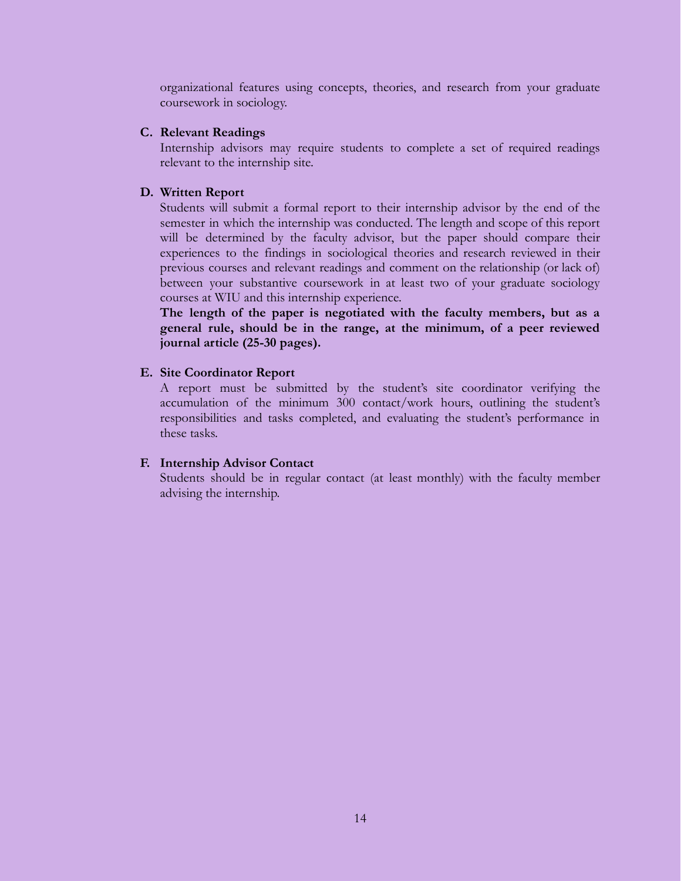organizational features using concepts, theories, and research from your graduate coursework in sociology.

**C. Relevant Readings**

Internship advisors may require students to complete a set of required readings relevant to the internship site.

**D. Written Report**

Students will submit a formal report to their internship advisor by the end of the semester in which the internship was conducted. The length and scope of this report will be determined by the faculty advisor, but the paper should compare their experiences to the findings in sociological theories and research reviewed in their previous courses and relevant readings and comment on the relationship (or lack of) between your substantive coursework in at least two of your graduate sociology courses at WIU and this internship experience.

**The length of the paper is negotiated with the faculty members, but as a general rule, should be in the range, at the minimum, of a peer reviewed journal article (25-30 pages).**

**E. Site Coordinator Report**

A report must be submitted by the student's site coordinator verifying the accumulation of the minimum 300 contact/work hours, outlining the student's responsibilities and tasks completed, and evaluating the student's performance in these tasks.

**F. Internship Advisor Contact**

Students should be in regular contact (at least monthly) with the faculty member advising the internship.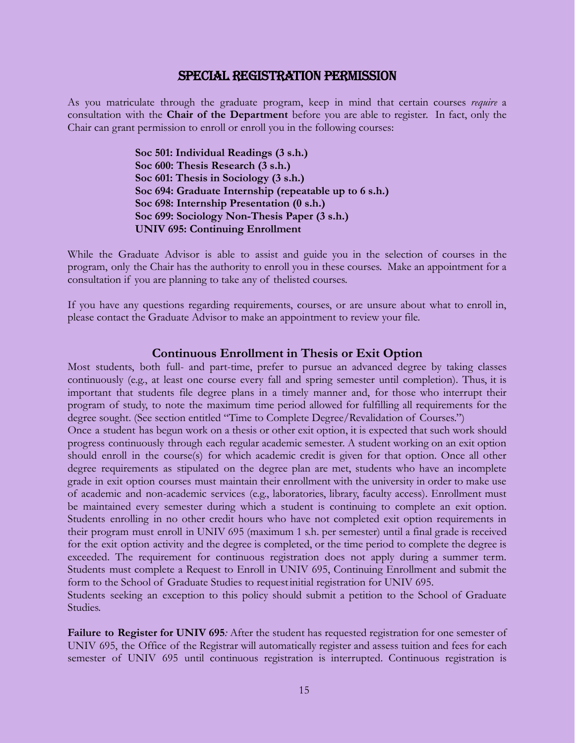## Special Registration Permission

As you matriculate through the graduate program, keep in mind that certain courses *require* a consultation with the **Chair of the Department** before you are able to register. In fact, only the Chair can grant permission to enroll or enroll you in the following courses:

**Soc 501: Individual Readings (3 s.h.)**
**Soc 600: Thesis Research (3 s.h.)**
**Soc 601: Thesis in Sociology (3 s.h.)**
**Soc 694: Graduate Internship (repeatable up to 6 s.h.)**
**Soc 698: Internship Presentation (0 s.h.)**
**Soc 699: Sociology Non-Thesis Paper (3 s.h.)**
**UNIV 695: Continuing Enrollment**

While the Graduate Advisor is able to assist and guide you in the selection of courses in the program, only the Chair has the authority to enroll you in these courses. Make an appointment for a consultation if you are planning to take any of thelisted courses.

If you have any questions regarding requirements, courses, or are unsure about what to enroll in, please contact the Graduate Advisor to make an appointment to review your file.

### Continuous Enrollment in Thesis or Exit Option

Most students, both full- and part-time, prefer to pursue an advanced degree by taking classes continuously (e.g., at least one course every fall and spring semester until completion). Thus, it is important that students file degree plans in a timely manner and, for those who interrupt their program of study, to note the maximum time period allowed for fulfilling all requirements for the degree sought. (See section entitled "Time to Complete Degree/Revalidation of Courses.")

Once a student has begun work on a thesis or other exit option, it is expected that such work should progress continuously through each regular academic semester. A student working on an exit option should enroll in the course(s) for which academic credit is given for that option. Once all other degree requirements as stipulated on the degree plan are met, students who have an incomplete grade in exit option courses must maintain their enrollment with the university in order to make use of academic and non-academic services (e.g., laboratories, library, faculty access). Enrollment must be maintained every semester during which a student is continuing to complete an exit option. Students enrolling in no other credit hours who have not completed exit option requirements in their program must enroll in UNIV 695 (maximum 1 s.h. per semester) until a final grade is received for the exit option activity and the degree is completed, or the time period to complete the degree is exceeded. The requirement for continuous registration does not apply during a summer term. Students must complete a Request to Enroll in UNIV 695, Continuing Enrollment and submit the form to the School of Graduate Studies to requestinitial registration for UNIV 695.

Students seeking an exception to this policy should submit a petition to the School of Graduate Studies.

**Failure to Register for UNIV 695***:* After the student has requested registration for one semester of UNIV 695, the Office of the Registrar will automatically register and assess tuition and fees for each semester of UNIV 695 until continuous registration is interrupted. Continuous registration is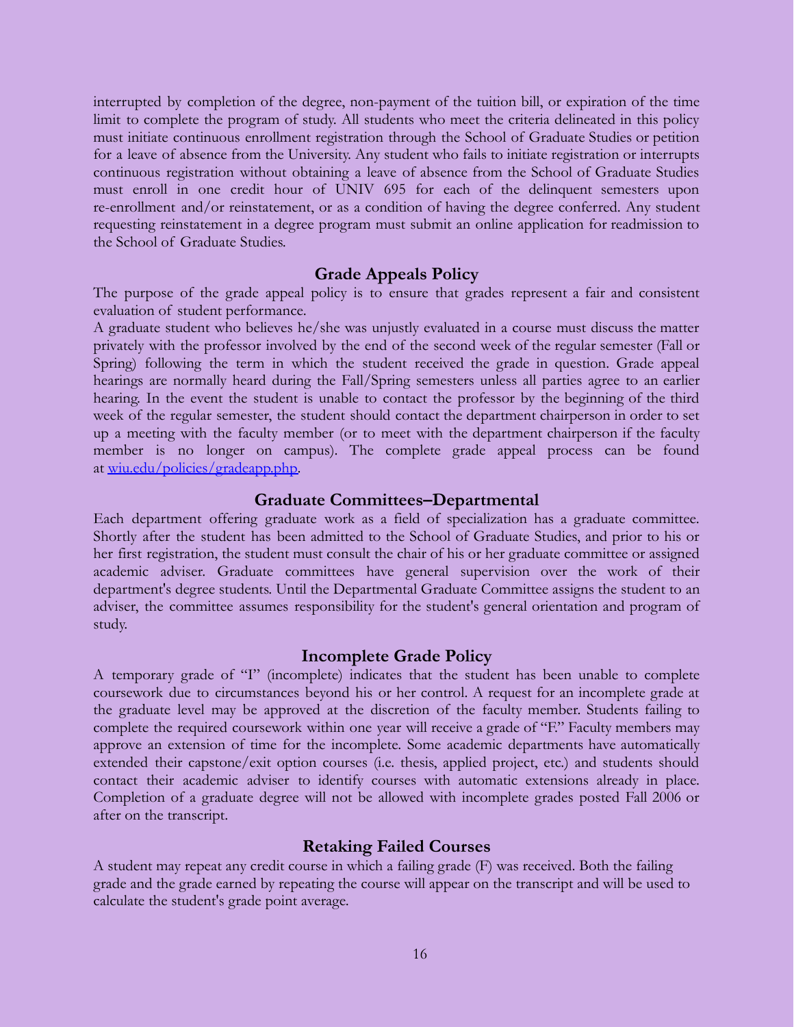interrupted by completion of the degree, non-payment of the tuition bill, or expiration of the time limit to complete the program of study. All students who meet the criteria delineated in this policy must initiate continuous enrollment registration through the School of Graduate Studies or petition for a leave of absence from the University. Any student who fails to initiate registration or interrupts continuous registration without obtaining a leave of absence from the School of Graduate Studies must enroll in one credit hour of UNIV 695 for each of the delinquent semesters upon re-enrollment and/or reinstatement, or as a condition of having the degree conferred. Any student requesting reinstatement in a degree program must submit an online application for readmission to the School of Graduate Studies.

## Grade Appeals Policy

The purpose of the grade appeal policy is to ensure that grades represent a fair and consistent evaluation of student performance.

A graduate student who believes he/she was unjustly evaluated in a course must discuss the matter privately with the professor involved by the end of the second week of the regular semester (Fall or Spring) following the term in which the student received the grade in question. Grade appeal hearings are normally heard during the Fall/Spring semesters unless all parties agree to an earlier hearing. In the event the student is unable to contact the professor by the beginning of the third week of the regular semester, the student should contact the department chairperson in order to set up a meeting with the faculty member (or to meet with the department chairperson if the faculty member is no longer on campus). The complete grade appeal process can be found at [wiu.edu/policies/gradeapp.php](wiu.edu/policies/gradeapp.php).

## Graduate Committees–Departmental

Each department offering graduate work as a field of specialization has a graduate committee. Shortly after the student has been admitted to the School of Graduate Studies, and prior to his or her first registration, the student must consult the chair of his or her graduate committee or assigned academic adviser. Graduate committees have general supervision over the work of their department's degree students. Until the Departmental Graduate Committee assigns the student to an adviser, the committee assumes responsibility for the student's general orientation and program of study.

## Incomplete Grade Policy

A temporary grade of "I" (incomplete) indicates that the student has been unable to complete coursework due to circumstances beyond his or her control. A request for an incomplete grade at the graduate level may be approved at the discretion of the faculty member. Students failing to complete the required coursework within one year will receive a grade of "F." Faculty members may approve an extension of time for the incomplete. Some academic departments have automatically extended their capstone/exit option courses (i.e. thesis, applied project, etc.) and students should contact their academic adviser to identify courses with automatic extensions already in place. Completion of a graduate degree will not be allowed with incomplete grades posted Fall 2006 or after on the transcript.

## Retaking Failed Courses

A student may repeat any credit course in which a failing grade (F) was received. Both the failing grade and the grade earned by repeating the course will appear on the transcript and will be used to calculate the student's grade point average.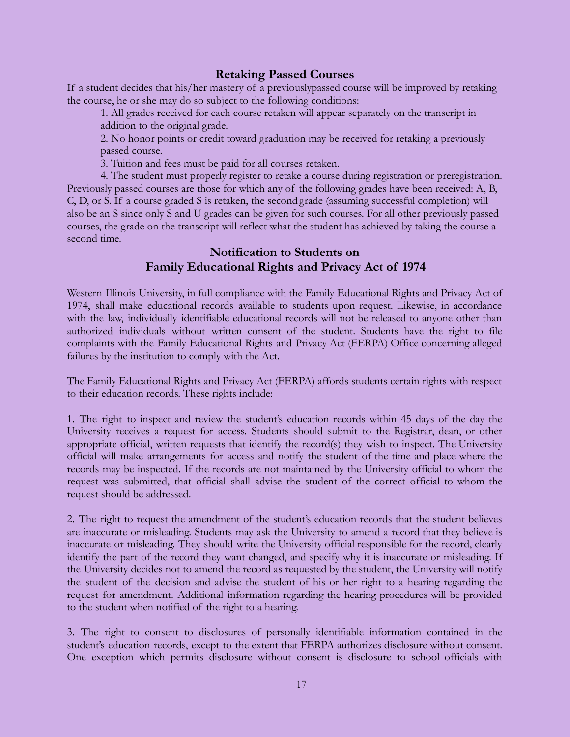## Retaking Passed Courses

If a student decides that his/her mastery of a previouslypassed course will be improved by retaking the course, he or she may do so subject to the following conditions:

1. All grades received for each course retaken will appear separately on the transcript in addition to the original grade.
2. No honor points or credit toward graduation may be received for retaking a previously passed course.
3. Tuition and fees must be paid for all courses retaken.
4. The student must properly register to retake a course during registration or preregistration.

Previously passed courses are those for which any of the following grades have been received: A, B, C, D, or S. If a course graded S is retaken, the second grade (assuming successful completion) will also be an S since only S and U grades can be given for such courses. For all other previously passed courses, the grade on the transcript will reflect what the student has achieved by taking the course a second time.

## Notification to Students on Family Educational Rights and Privacy Act of 1974

Western Illinois University, in full compliance with the Family Educational Rights and Privacy Act of 1974, shall make educational records available to students upon request. Likewise, in accordance with the law, individually identifiable educational records will not be released to anyone other than authorized individuals without written consent of the student. Students have the right to file complaints with the Family Educational Rights and Privacy Act (FERPA) Office concerning alleged failures by the institution to comply with the Act.

The Family Educational Rights and Privacy Act (FERPA) affords students certain rights with respect to their education records. These rights include:

1. The right to inspect and review the student's education records within 45 days of the day the University receives a request for access. Students should submit to the Registrar, dean, or other appropriate official, written requests that identify the record(s) they wish to inspect. The University official will make arrangements for access and notify the student of the time and place where the records may be inspected. If the records are not maintained by the University official to whom the request was submitted, that official shall advise the student of the correct official to whom the request should be addressed.

2. The right to request the amendment of the student's education records that the student believes are inaccurate or misleading. Students may ask the University to amend a record that they believe is inaccurate or misleading. They should write the University official responsible for the record, clearly identify the part of the record they want changed, and specify why it is inaccurate or misleading. If the University decides not to amend the record as requested by the student, the University will notify the student of the decision and advise the student of his or her right to a hearing regarding the request for amendment. Additional information regarding the hearing procedures will be provided to the student when notified of the right to a hearing.

3. The right to consent to disclosures of personally identifiable information contained in the student's education records, except to the extent that FERPA authorizes disclosure without consent. One exception which permits disclosure without consent is disclosure to school officials with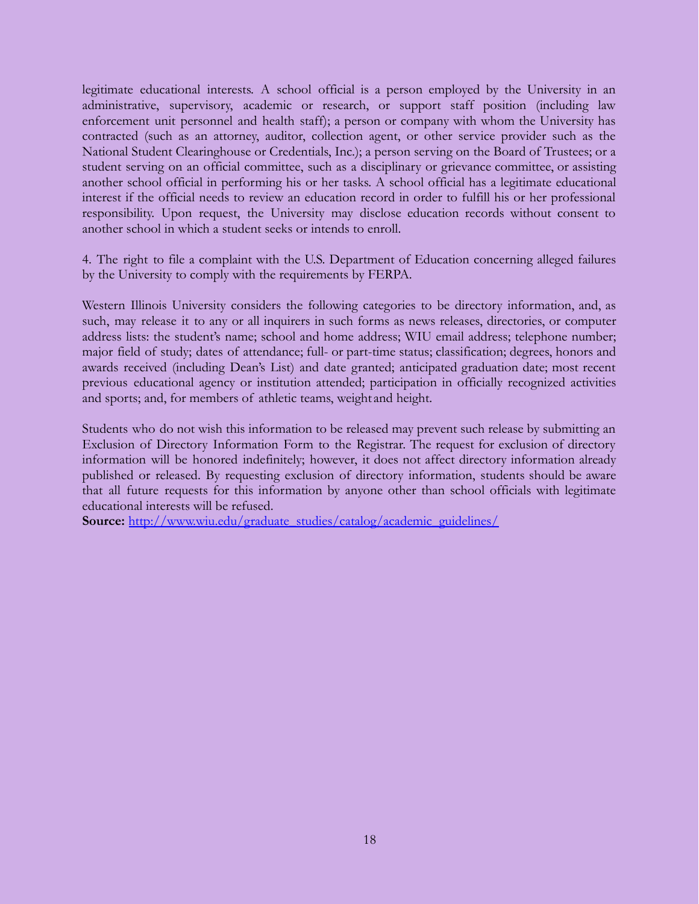legitimate educational interests. A school official is a person employed by the University in an administrative, supervisory, academic or research, or support staff position (including law enforcement unit personnel and health staff); a person or company with whom the University has contracted (such as an attorney, auditor, collection agent, or other service provider such as the National Student Clearinghouse or Credentials, Inc.); a person serving on the Board of Trustees; or a student serving on an official committee, such as a disciplinary or grievance committee, or assisting another school official in performing his or her tasks. A school official has a legitimate educational interest if the official needs to review an education record in order to fulfill his or her professional responsibility. Upon request, the University may disclose education records without consent to another school in which a student seeks or intends to enroll.

4. The right to file a complaint with the U.S. Department of Education concerning alleged failures by the University to comply with the requirements by FERPA.

Western Illinois University considers the following categories to be directory information, and, as such, may release it to any or all inquirers in such forms as news releases, directories, or computer address lists: the student's name; school and home address; WIU email address; telephone number; major field of study; dates of attendance; full- or part-time status; classification; degrees, honors and awards received (including Dean's List) and date granted; anticipated graduation date; most recent previous educational agency or institution attended; participation in officially recognized activities and sports; and, for members of athletic teams, weight and height.

Students who do not wish this information to be released may prevent such release by submitting an Exclusion of Directory Information Form to the Registrar. The request for exclusion of directory information will be honored indefinitely; however, it does not affect directory information already published or released. By requesting exclusion of directory information, students should be aware that all future requests for this information by anyone other than school officials with legitimate educational interests will be refused.
**Source:** [http://www.wiu.edu/graduate_studies/catalog/academic_guidelines/](http://www.wiu.edu/graduate_studies/catalog/academic_guidelines/)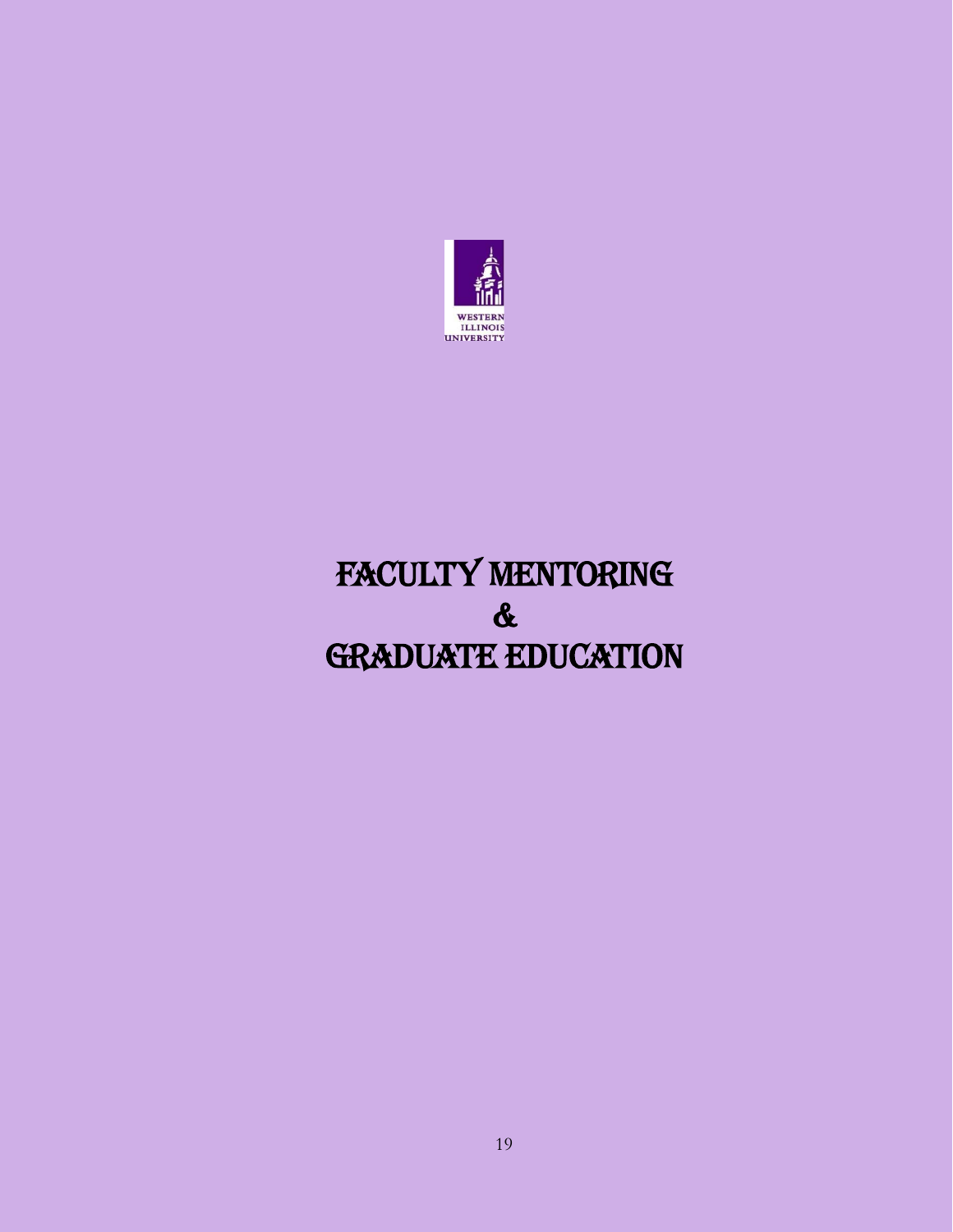WESTERN ILLINOIS UNIVERSITY

# FACULTY MENTORING & GRADUATE EDUCATION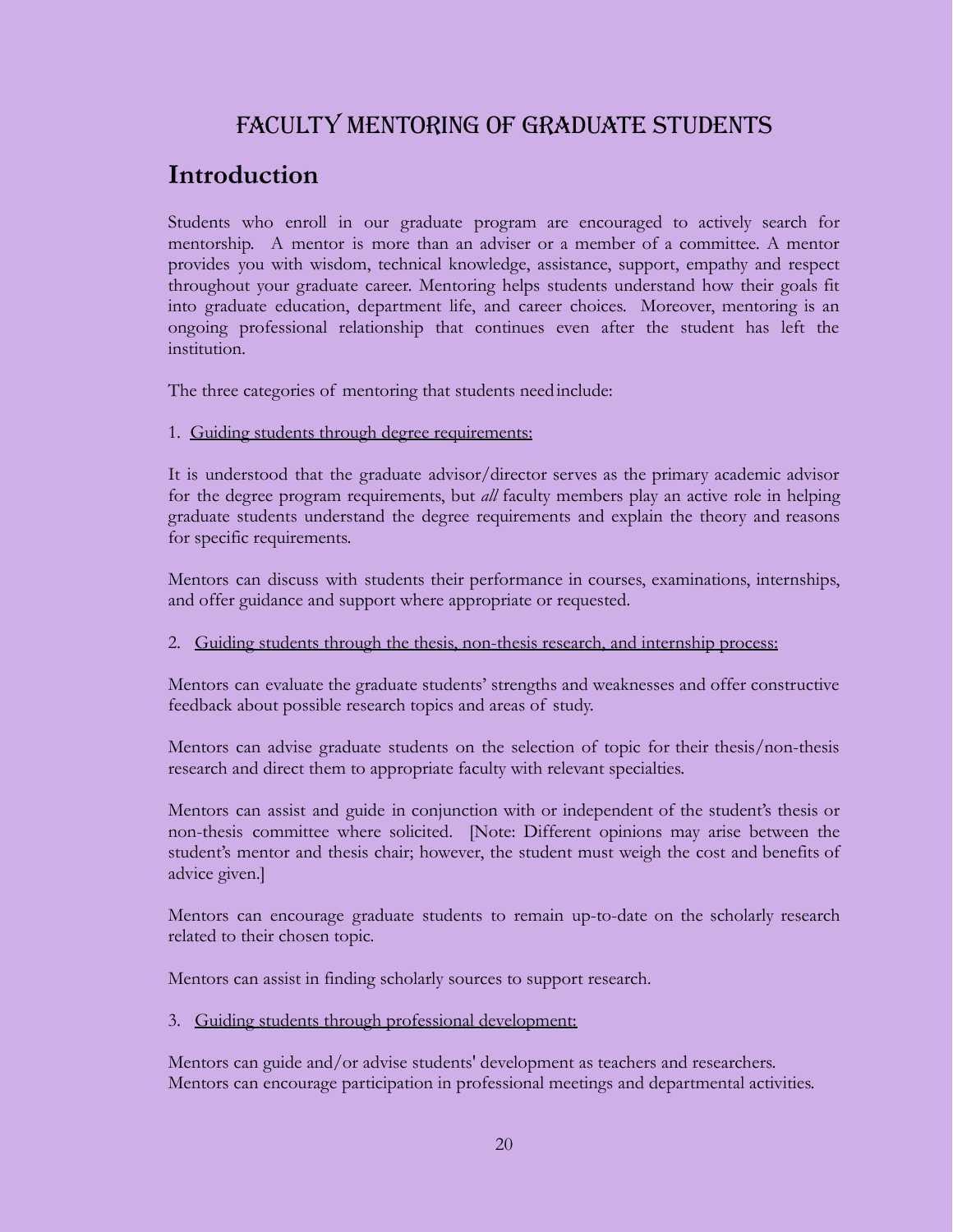# Faculty Mentoring of Graduate Students

## Introduction

Students who enroll in our graduate program are encouraged to actively search for mentorship. A mentor is more than an adviser or a member of a committee. A mentor provides you with wisdom, technical knowledge, assistance, support, empathy and respect throughout your graduate career. Mentoring helps students understand how their goals fit into graduate education, department life, and career choices. Moreover, mentoring is an ongoing professional relationship that continues even after the student has left the institution.

The three categories of mentoring that students need include:

1. <u>Guiding students through degree requirements:</u>

It is understood that the graduate advisor/director serves as the primary academic advisor for the degree program requirements, but *all* faculty members play an active role in helping graduate students understand the degree requirements and explain the theory and reasons for specific requirements.

Mentors can discuss with students their performance in courses, examinations, internships, and offer guidance and support where appropriate or requested.

2. <u>Guiding students through the thesis, non-thesis research, and internship process:</u>

Mentors can evaluate the graduate students' strengths and weaknesses and offer constructive feedback about possible research topics and areas of study.

Mentors can advise graduate students on the selection of topic for their thesis/non-thesis research and direct them to appropriate faculty with relevant specialties.

Mentors can assist and guide in conjunction with or independent of the student's thesis or non-thesis committee where solicited. [Note: Different opinions may arise between the student's mentor and thesis chair; however, the student must weigh the cost and benefits of advice given.]

Mentors can encourage graduate students to remain up-to-date on the scholarly research related to their chosen topic.

Mentors can assist in finding scholarly sources to support research.

3. <u>Guiding students through professional development:</u>

Mentors can guide and/or advise students' development as teachers and researchers.
Mentors can encourage participation in professional meetings and departmental activities.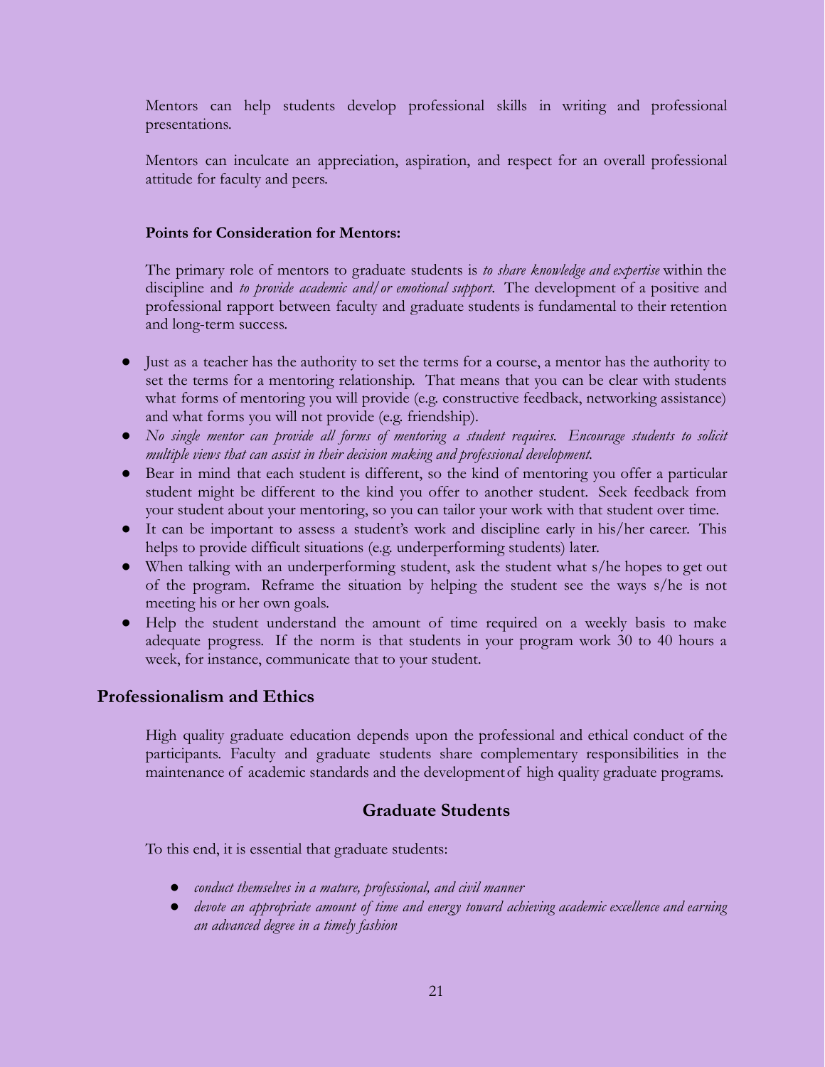Mentors can help students develop professional skills in writing and professional presentations.

Mentors can inculcate an appreciation, aspiration, and respect for an overall professional attitude for faculty and peers.

**Points for Consideration for Mentors:**

The primary role of mentors to graduate students is *to share knowledge and expertise* within the discipline and *to provide academic and/or emotional support*. The development of a positive and professional rapport between faculty and graduate students is fundamental to their retention and long-term success.

- Just as a teacher has the authority to set the terms for a course, a mentor has the authority to set the terms for a mentoring relationship. That means that you can be clear with students what forms of mentoring you will provide (e.g. constructive feedback, networking assistance) and what forms you will not provide (e.g. friendship).
- *No single mentor can provide all forms of mentoring a student requires. Encourage students to solicit multiple views that can assist in their decision making and professional development.*
- Bear in mind that each student is different, so the kind of mentoring you offer a particular student might be different to the kind you offer to another student. Seek feedback from your student about your mentoring, so you can tailor your work with that student over time.
- It can be important to assess a student's work and discipline early in his/her career. This helps to provide difficult situations (e.g. underperforming students) later.
- When talking with an underperforming student, ask the student what s/he hopes to get out of the program. Reframe the situation by helping the student see the ways s/he is not meeting his or her own goals.
- Help the student understand the amount of time required on a weekly basis to make adequate progress. If the norm is that students in your program work 30 to 40 hours a week, for instance, communicate that to your student.

## Professionalism and Ethics

High quality graduate education depends upon the professional and ethical conduct of the participants. Faculty and graduate students share complementary responsibilities in the maintenance of academic standards and the development of high quality graduate programs.

### Graduate Students

To this end, it is essential that graduate students:

- *conduct themselves in a mature, professional, and civil manner*
- *devote an appropriate amount of time and energy toward achieving academic excellence and earning an advanced degree in a timely fashion*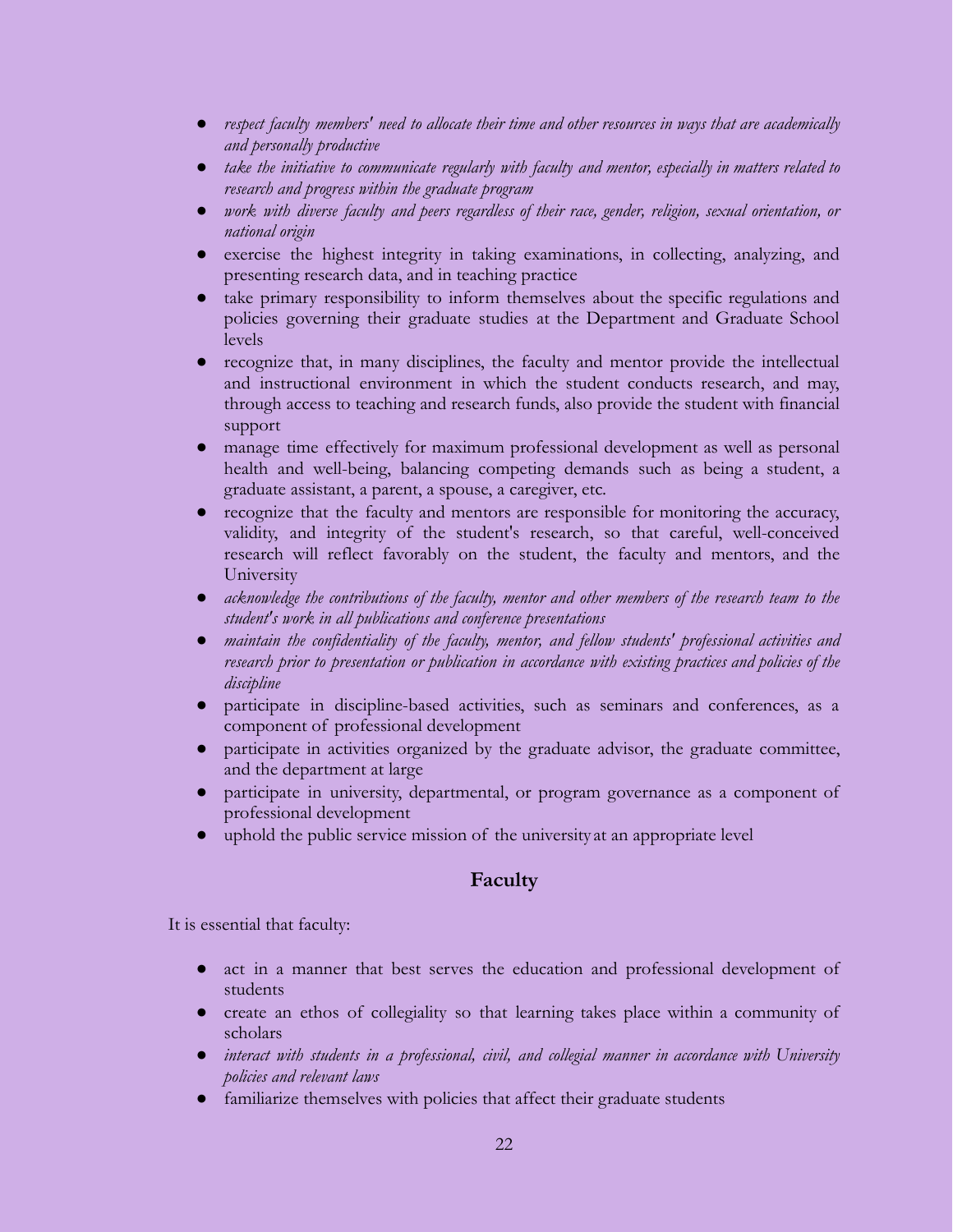- *respect faculty members' need to allocate their time and other resources in ways that are academically and personally productive*
- *take the initiative to communicate regularly with faculty and mentor, especially in matters related to research and progress within the graduate program*
- *work with diverse faculty and peers regardless of their race, gender, religion, sexual orientation, or national origin*
- exercise the highest integrity in taking examinations, in collecting, analyzing, and presenting research data, and in teaching practice
- take primary responsibility to inform themselves about the specific regulations and policies governing their graduate studies at the Department and Graduate School levels
- recognize that, in many disciplines, the faculty and mentor provide the intellectual and instructional environment in which the student conducts research, and may, through access to teaching and research funds, also provide the student with financial support
- manage time effectively for maximum professional development as well as personal health and well-being, balancing competing demands such as being a student, a graduate assistant, a parent, a spouse, a caregiver, etc.
- recognize that the faculty and mentors are responsible for monitoring the accuracy, validity, and integrity of the student's research, so that careful, well-conceived research will reflect favorably on the student, the faculty and mentors, and the University
- *acknowledge the contributions of the faculty, mentor and other members of the research team to the student's work in all publications and conference presentations*
- *maintain the confidentiality of the faculty, mentor, and fellow students' professional activities and research prior to presentation or publication in accordance with existing practices and policies of the discipline*
- participate in discipline-based activities, such as seminars and conferences, as a component of professional development
- participate in activities organized by the graduate advisor, the graduate committee, and the department at large
- participate in university, departmental, or program governance as a component of professional development
- uphold the public service mission of the university at an appropriate level

## Faculty

It is essential that faculty:

- act in a manner that best serves the education and professional development of students
- create an ethos of collegiality so that learning takes place within a community of scholars
- *interact with students in a professional, civil, and collegial manner in accordance with University policies and relevant laws*
- familiarize themselves with policies that affect their graduate students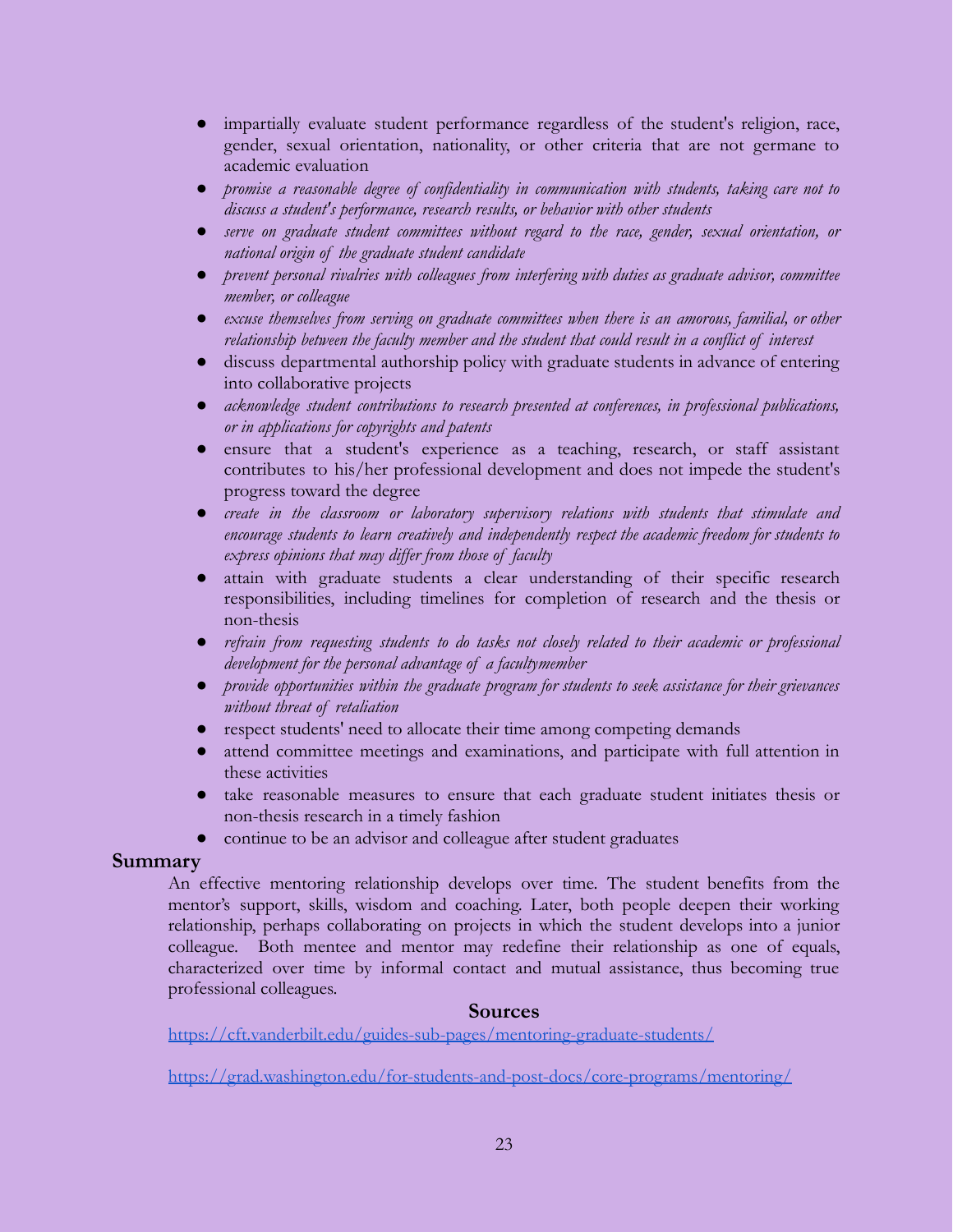- impartially evaluate student performance regardless of the student's religion, race, gender, sexual orientation, nationality, or other criteria that are not germane to academic evaluation
- *promise a reasonable degree of confidentiality in communication with students, taking care not to discuss a student's performance, research results, or behavior with other students*
- *serve on graduate student committees without regard to the race, gender, sexual orientation, or national origin of the graduate student candidate*
- *prevent personal rivalries with colleagues from interfering with duties as graduate advisor, committee member, or colleague*
- *excuse themselves from serving on graduate committees when there is an amorous, familial, or other relationship between the faculty member and the student that could result in a conflict of interest*
- discuss departmental authorship policy with graduate students in advance of entering into collaborative projects
- *acknowledge student contributions to research presented at conferences, in professional publications, or in applications for copyrights and patents*
- ensure that a student's experience as a teaching, research, or staff assistant contributes to his/her professional development and does not impede the student's progress toward the degree
- *create in the classroom or laboratory supervisory relations with students that stimulate and encourage students to learn creatively and independently respect the academic freedom for students to express opinions that may differ from those of faculty*
- attain with graduate students a clear understanding of their specific research responsibilities, including timelines for completion of research and the thesis or non-thesis
- *refrain from requesting students to do tasks not closely related to their academic or professional development for the personal advantage of a facultymember*
- *provide opportunities within the graduate program for students to seek assistance for their grievances without threat of retaliation*
- respect students' need to allocate their time among competing demands
- attend committee meetings and examinations, and participate with full attention in these activities
- take reasonable measures to ensure that each graduate student initiates thesis or non-thesis research in a timely fashion
- continue to be an advisor and colleague after student graduates

**Summary**

An effective mentoring relationship develops over time. The student benefits from the mentor's support, skills, wisdom and coaching. Later, both people deepen their working relationship, perhaps collaborating on projects in which the student develops into a junior colleague. Both mentee and mentor may redefine their relationship as one of equals, characterized over time by informal contact and mutual assistance, thus becoming true professional colleagues.

**Sources**

https://cft.vanderbilt.edu/guides-sub-pages/mentoring-graduate-students/

https://grad.washington.edu/for-students-and-post-docs/core-programs/mentoring/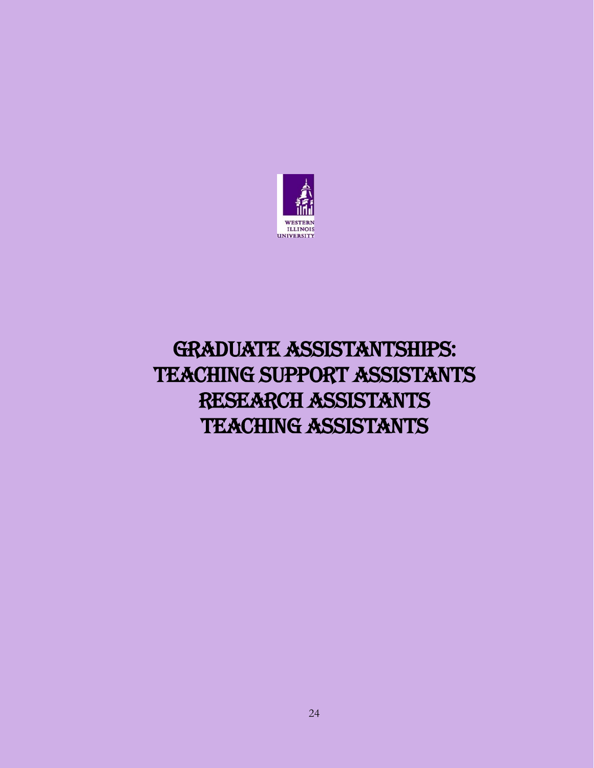# GRADUATE ASSISTANTSHIPS: TEACHING SUPPORT ASSISTANTS RESEARCH ASSISTANTS TEACHING ASSISTANTS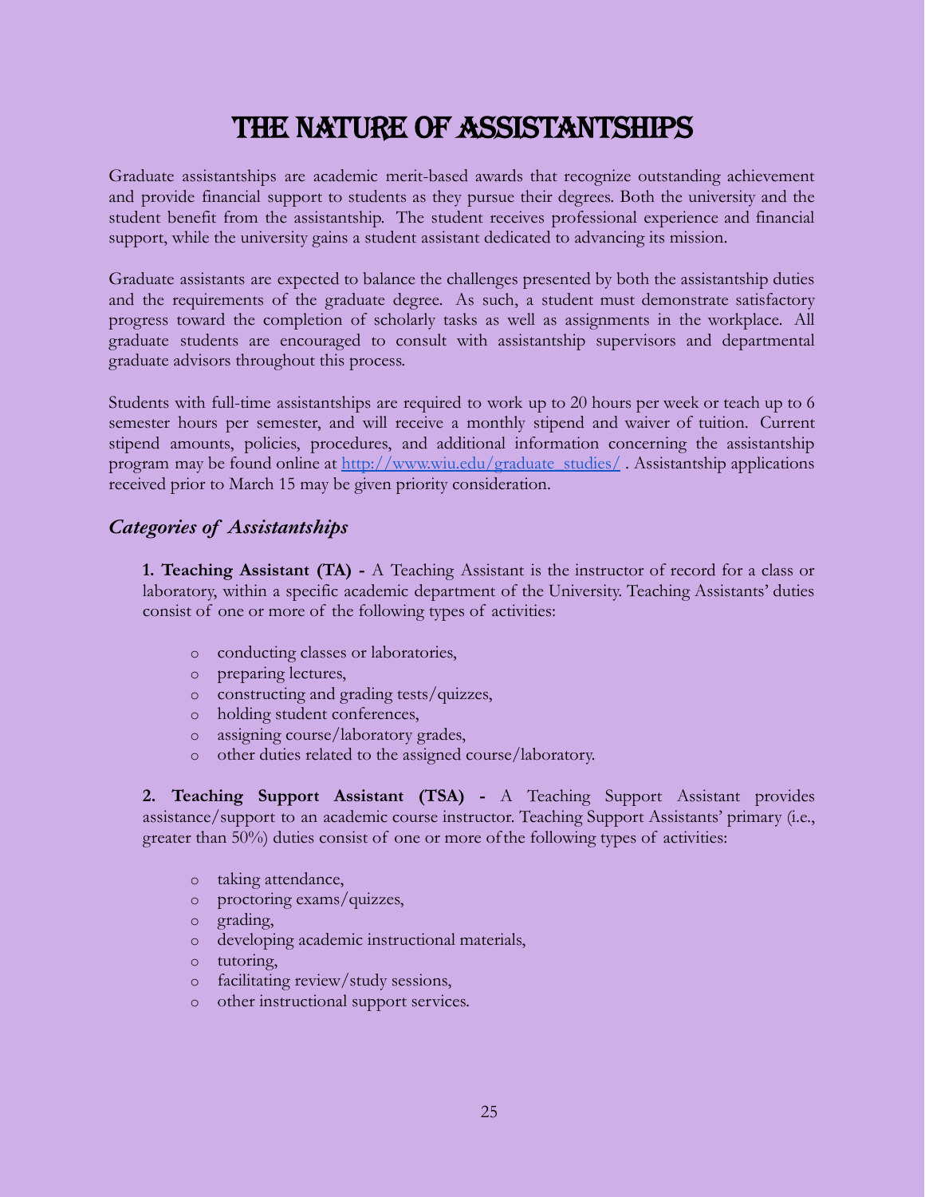# THE NATURE OF ASSISTANTSHIPS

Graduate assistantships are academic merit-based awards that recognize outstanding achievement and provide financial support to students as they pursue their degrees. Both the university and the student benefit from the assistantship. The student receives professional experience and financial support, while the university gains a student assistant dedicated to advancing its mission.

Graduate assistants are expected to balance the challenges presented by both the assistantship duties and the requirements of the graduate degree. As such, a student must demonstrate satisfactory progress toward the completion of scholarly tasks as well as assignments in the workplace. All graduate students are encouraged to consult with assistantship supervisors and departmental graduate advisors throughout this process.

Students with full-time assistantships are required to work up to 20 hours per week or teach up to 6 semester hours per semester, and will receive a monthly stipend and waiver of tuition. Current stipend amounts, policies, procedures, and additional information concerning the assistantship program may be found online at [http://www.wiu.edu/graduate_studies/](http://www.wiu.edu/graduate_studies/) . Assistantship applications received prior to March 15 may be given priority consideration.

## *Categories of Assistantships*

**1. Teaching Assistant (TA) -** A Teaching Assistant is the instructor of record for a class or laboratory, within a specific academic department of the University. Teaching Assistants' duties consist of one or more of the following types of activities:

- conducting classes or laboratories,
- preparing lectures,
- constructing and grading tests/quizzes,
- holding student conferences,
- assigning course/laboratory grades,
- other duties related to the assigned course/laboratory.

**2. Teaching Support Assistant (TSA) -** A Teaching Support Assistant provides assistance/support to an academic course instructor. Teaching Support Assistants' primary (i.e., greater than 50%) duties consist of one or more of the following types of activities:

- taking attendance,
- proctoring exams/quizzes,
- grading,
- developing academic instructional materials,
- tutoring,
- facilitating review/study sessions,
- other instructional support services.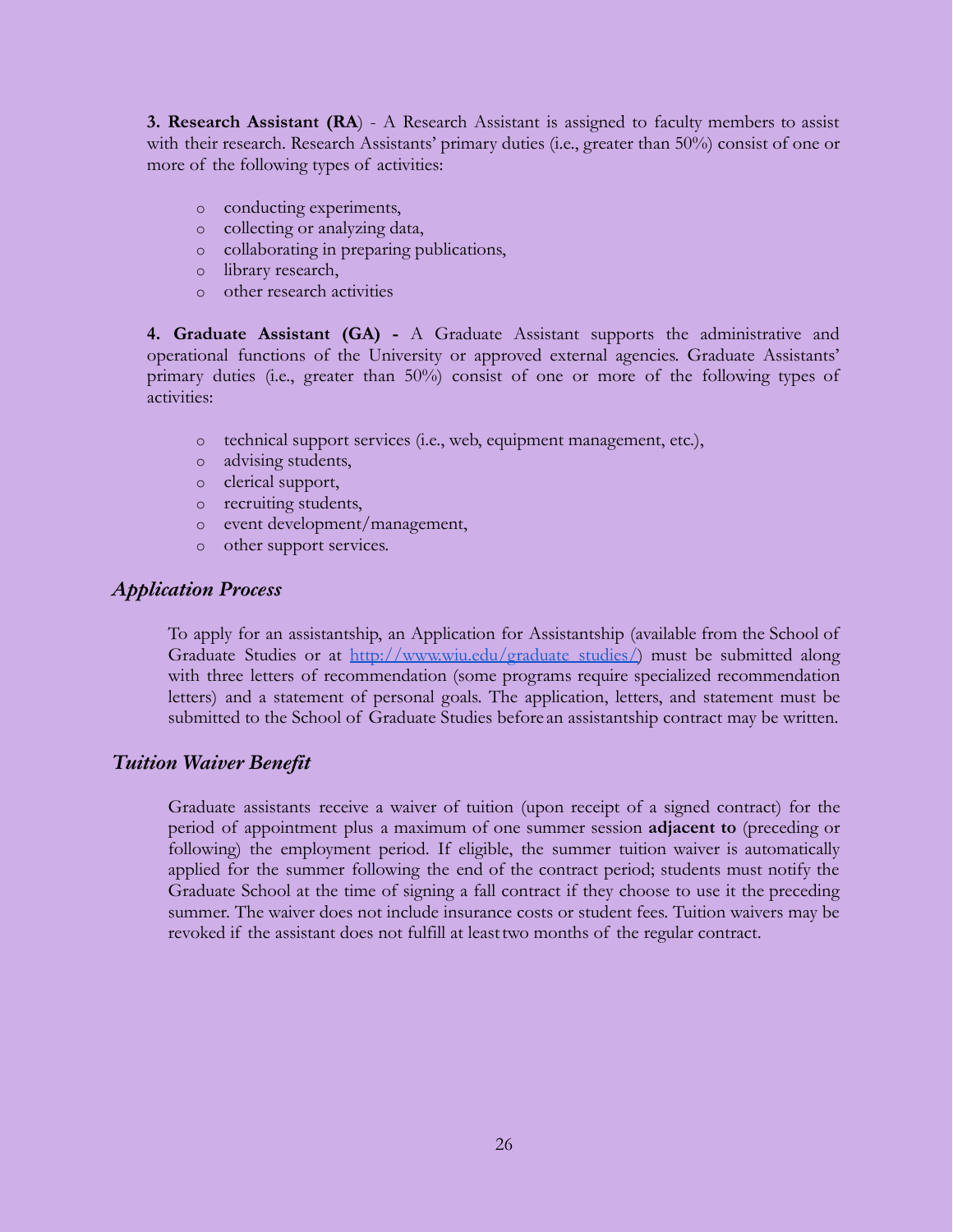**3. Research Assistant (RA**) - A Research Assistant is assigned to faculty members to assist with their research. Research Assistants' primary duties (i.e., greater than 50%) consist of one or more of the following types of activities:

- conducting experiments,
- collecting or analyzing data,
- collaborating in preparing publications,
- library research,
- other research activities

**4. Graduate Assistant (GA) -** A Graduate Assistant supports the administrative and operational functions of the University or approved external agencies. Graduate Assistants' primary duties (i.e., greater than 50%) consist of one or more of the following types of activities:

- technical support services (i.e., web, equipment management, etc.),
- advising students,
- clerical support,
- recruiting students,
- event development/management,
- other support services.

## *Application Process*

To apply for an assistantship, an Application for Assistantship (available from the School of Graduate Studies or at [http://www.wiu.edu/graduate_studies/](http://www.wiu.edu/graduate_studies/)) must be submitted along with three letters of recommendation (some programs require specialized recommendation letters) and a statement of personal goals. The application, letters, and statement must be submitted to the School of Graduate Studies before an assistantship contract may be written.

## *Tuition Waiver Benefit*

Graduate assistants receive a waiver of tuition (upon receipt of a signed contract) for the period of appointment plus a maximum of one summer session **adjacent to** (preceding or following) the employment period. If eligible, the summer tuition waiver is automatically applied for the summer following the end of the contract period; students must notify the Graduate School at the time of signing a fall contract if they choose to use it the preceding summer. The waiver does not include insurance costs or student fees. Tuition waivers may be revoked if the assistant does not fulfill at least two months of the regular contract.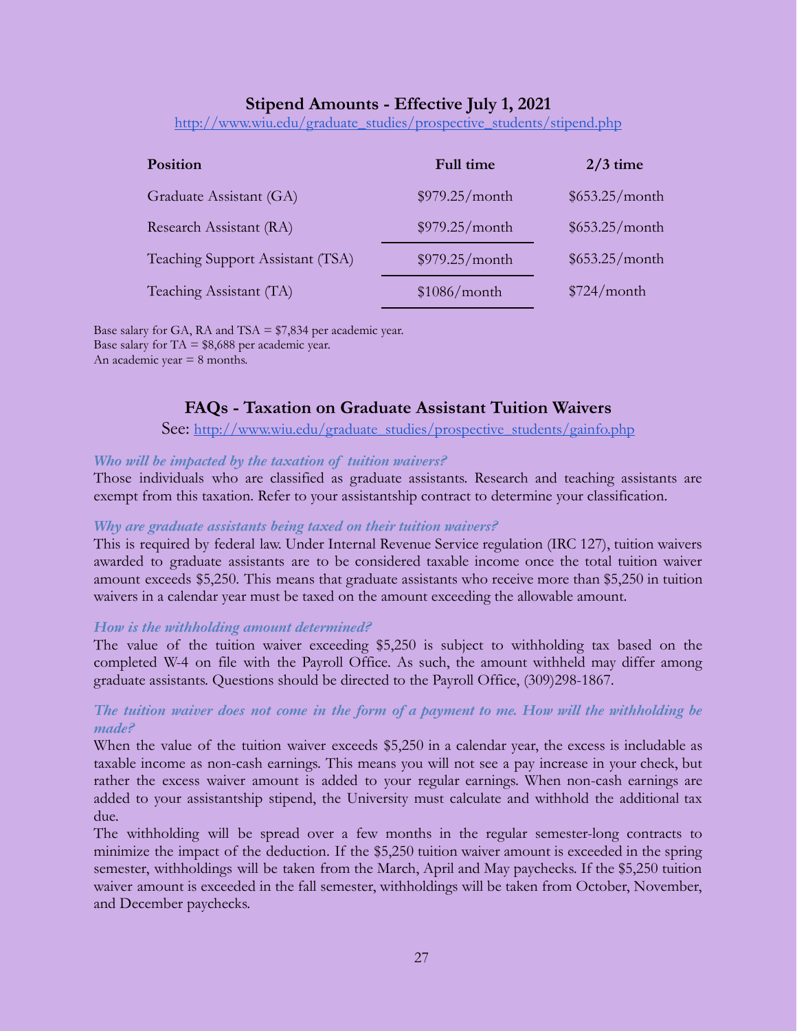## Stipend Amounts - Effective July 1, 2021

http://www.wiu.edu/graduate_studies/prospective_students/stipend.php

| Position | Full time | 2/3 time |
|---|---|---|
| Graduate Assistant (GA) | $979.25/month | $653.25/month |
| Research Assistant (RA) | $979.25/month | $653.25/month |
| Teaching Support Assistant (TSA) | $979.25/month | $653.25/month |
| Teaching Assistant (TA) | $1086/month | $724/month |

Base salary for GA, RA and TSA = $7,834 per academic year.
Base salary for TA = $8,688 per academic year.
An academic year = 8 months.

## FAQs - Taxation on Graduate Assistant Tuition Waivers

See: http://www.wiu.edu/graduate_studies/prospective_students/gainfo.php

***Who will be impacted by the taxation of tuition waivers?***

Those individuals who are classified as graduate assistants. Research and teaching assistants are exempt from this taxation. Refer to your assistantship contract to determine your classification.

***Why are graduate assistants being taxed on their tuition waivers?***

This is required by federal law. Under Internal Revenue Service regulation (IRC 127), tuition waivers awarded to graduate assistants are to be considered taxable income once the total tuition waiver amount exceeds $5,250. This means that graduate assistants who receive more than $5,250 in tuition waivers in a calendar year must be taxed on the amount exceeding the allowable amount.

***How is the withholding amount determined?***

The value of the tuition waiver exceeding $5,250 is subject to withholding tax based on the completed W-4 on file with the Payroll Office. As such, the amount withheld may differ among graduate assistants. Questions should be directed to the Payroll Office, (309)298-1867.

***The tuition waiver does not come in the form of a payment to me. How will the withholding be made?***

When the value of the tuition waiver exceeds $5,250 in a calendar year, the excess is includable as taxable income as non-cash earnings. This means you will not see a pay increase in your check, but rather the excess waiver amount is added to your regular earnings. When non-cash earnings are added to your assistantship stipend, the University must calculate and withhold the additional tax due.

The withholding will be spread over a few months in the regular semester-long contracts to minimize the impact of the deduction. If the $5,250 tuition waiver amount is exceeded in the spring semester, withholdings will be taken from the March, April and May paychecks. If the $5,250 tuition waiver amount is exceeded in the fall semester, withholdings will be taken from October, November, and December paychecks.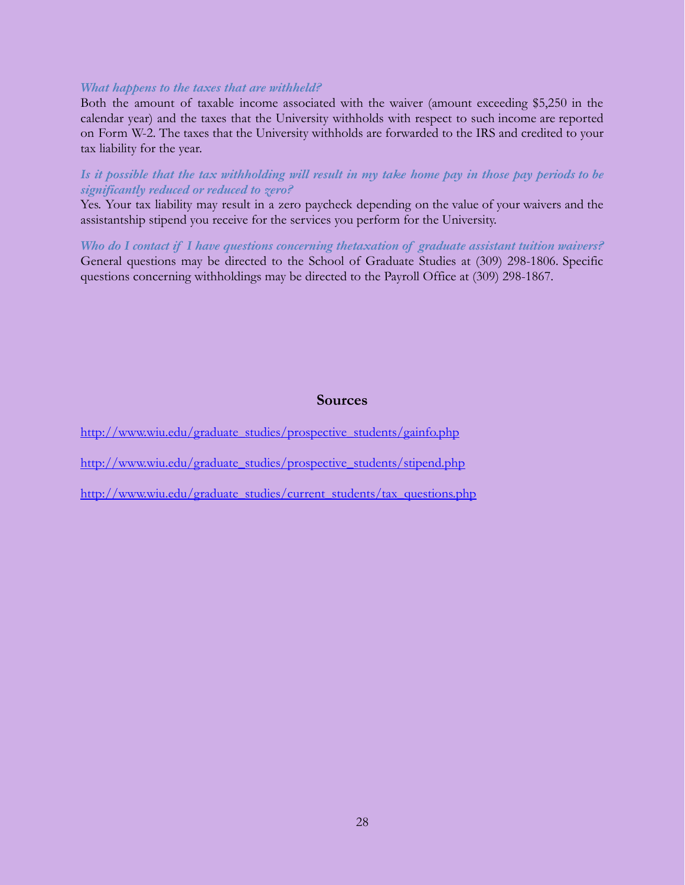***What happens to the taxes that are withheld?***

Both the amount of taxable income associated with the waiver (amount exceeding $5,250 in the calendar year) and the taxes that the University withholds with respect to such income are reported on Form W-2. The taxes that the University withholds are forwarded to the IRS and credited to your tax liability for the year.

***Is it possible that the tax withholding will result in my take home pay in those pay periods to be significantly reduced or reduced to zero?***

Yes. Your tax liability may result in a zero paycheck depending on the value of your waivers and the assistantship stipend you receive for the services you perform for the University.

***Who do I contact if I have questions concerning thetaxation of graduate assistant tuition waivers?***

General questions may be directed to the School of Graduate Studies at (309) 298-1806. Specific questions concerning withholdings may be directed to the Payroll Office at (309) 298-1867.

## Sources

http://www.wiu.edu/graduate_studies/prospective_students/gainfo.php

http://www.wiu.edu/graduate_studies/prospective_students/stipend.php

http://www.wiu.edu/graduate_studies/current_students/tax_questions.php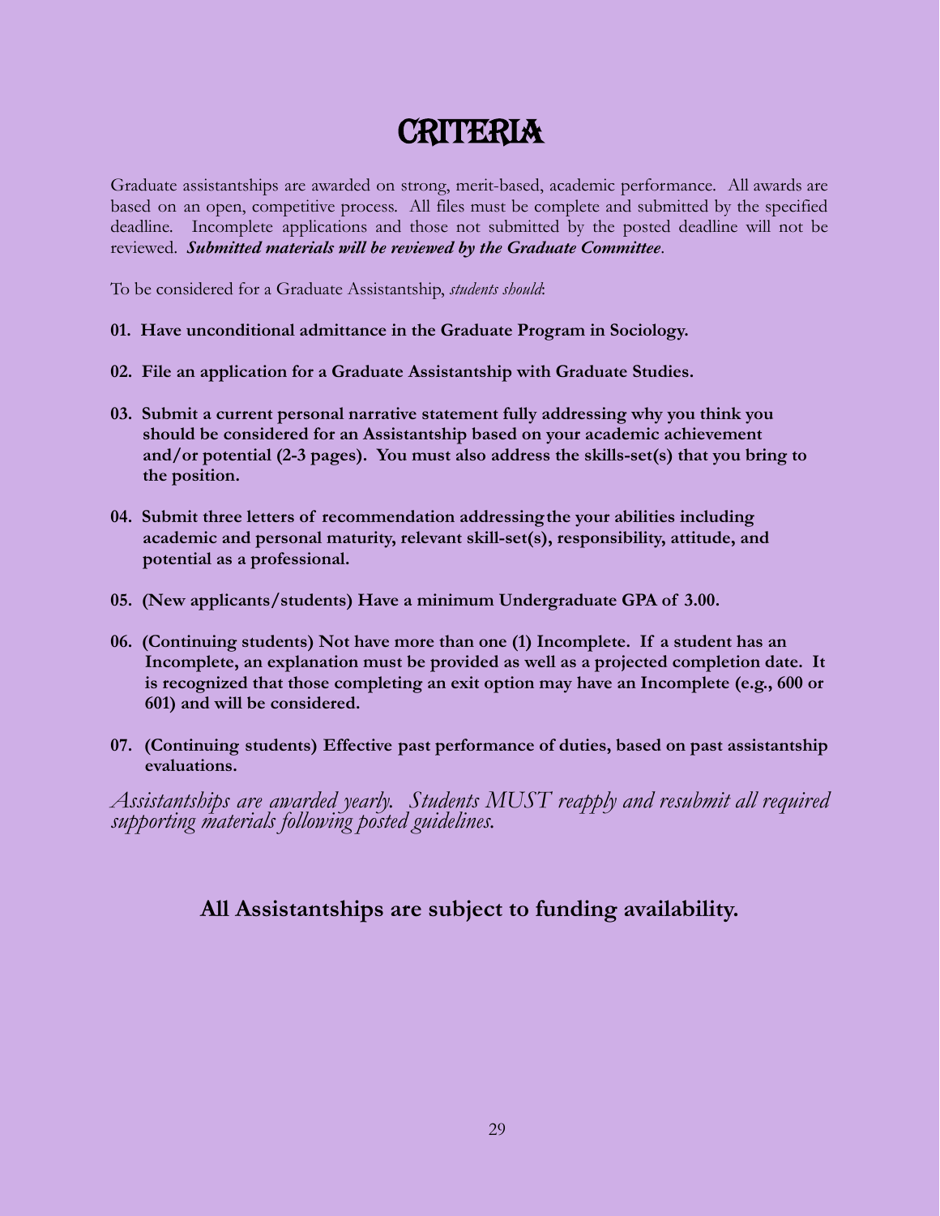# CRITERIA

Graduate assistantships are awarded on strong, merit-based, academic performance. All awards are based on an open, competitive process. All files must be complete and submitted by the specified deadline. Incomplete applications and those not submitted by the posted deadline will not be reviewed. ***Submitted materials will be reviewed by the Graduate Committee***.

To be considered for a Graduate Assistantship, *students should*:

**01. Have unconditional admittance in the Graduate Program in Sociology.**

**02. File an application for a Graduate Assistantship with Graduate Studies.**

**03. Submit a current personal narrative statement fully addressing why you think you should be considered for an Assistantship based on your academic achievement and/or potential (2-3 pages). You must also address the skills-set(s) that you bring to the position.**

**04. Submit three letters of recommendation addressing the your abilities including academic and personal maturity, relevant skill-set(s), responsibility, attitude, and potential as a professional.**

**05. (New applicants/students) Have a minimum Undergraduate GPA of 3.00.**

**06. (Continuing students) Not have more than one (1) Incomplete. If a student has an Incomplete, an explanation must be provided as well as a projected completion date. It is recognized that those completing an exit option may have an Incomplete (e.g., 600 or 601) and will be considered.**

**07. (Continuing students) Effective past performance of duties, based on past assistantship evaluations.**

*Assistantships are awarded yearly. Students MUST reapply and resubmit all required supporting materials following posted guidelines.*

**All Assistantships are subject to funding availability.**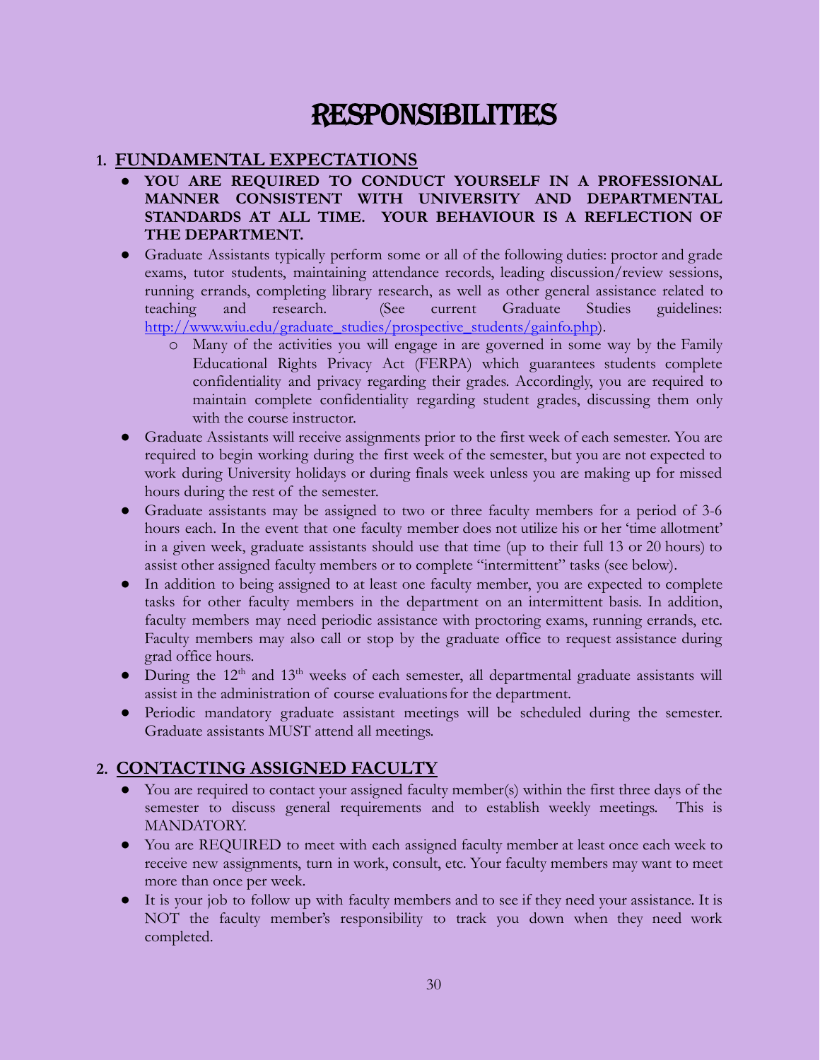# RESPONSIBILITIES

## 1. FUNDAMENTAL EXPECTATIONS

- **YOU ARE REQUIRED TO CONDUCT YOURSELF IN A PROFESSIONAL MANNER CONSISTENT WITH UNIVERSITY AND DEPARTMENTAL STANDARDS AT ALL TIME. YOUR BEHAVIOUR IS A REFLECTION OF THE DEPARTMENT.**
- Graduate Assistants typically perform some or all of the following duties: proctor and grade exams, tutor students, maintaining attendance records, leading discussion/review sessions, running errands, completing library research, as well as other general assistance related to teaching and research. (See current Graduate Studies guidelines: [http://www.wiu.edu/graduate_studies/prospective_students/gainfo.php](http://www.wiu.edu/graduate_studies/prospective_students/gainfo.php)).
    - Many of the activities you will engage in are governed in some way by the Family Educational Rights Privacy Act (FERPA) which guarantees students complete confidentiality and privacy regarding their grades. Accordingly, you are required to maintain complete confidentiality regarding student grades, discussing them only with the course instructor.
- Graduate Assistants will receive assignments prior to the first week of each semester. You are required to begin working during the first week of the semester, but you are not expected to work during University holidays or during finals week unless you are making up for missed hours during the rest of the semester.
- Graduate assistants may be assigned to two or three faculty members for a period of 3-6 hours each. In the event that one faculty member does not utilize his or her 'time allotment' in a given week, graduate assistants should use that time (up to their full 13 or 20 hours) to assist other assigned faculty members or to complete "intermittent" tasks (see below).
- In addition to being assigned to at least one faculty member, you are expected to complete tasks for other faculty members in the department on an intermittent basis. In addition, faculty members may need periodic assistance with proctoring exams, running errands, etc. Faculty members may also call or stop by the graduate office to request assistance during grad office hours.
- During the 12th and 13th weeks of each semester, all departmental graduate assistants will assist in the administration of course evaluations for the department.
- Periodic mandatory graduate assistant meetings will be scheduled during the semester. Graduate assistants MUST attend all meetings.

## 2. CONTACTING ASSIGNED FACULTY

- You are required to contact your assigned faculty member(s) within the first three days of the semester to discuss general requirements and to establish weekly meetings. This is MANDATORY.
- You are REQUIRED to meet with each assigned faculty member at least once each week to receive new assignments, turn in work, consult, etc. Your faculty members may want to meet more than once per week.
- It is your job to follow up with faculty members and to see if they need your assistance. It is NOT the faculty member's responsibility to track you down when they need work completed.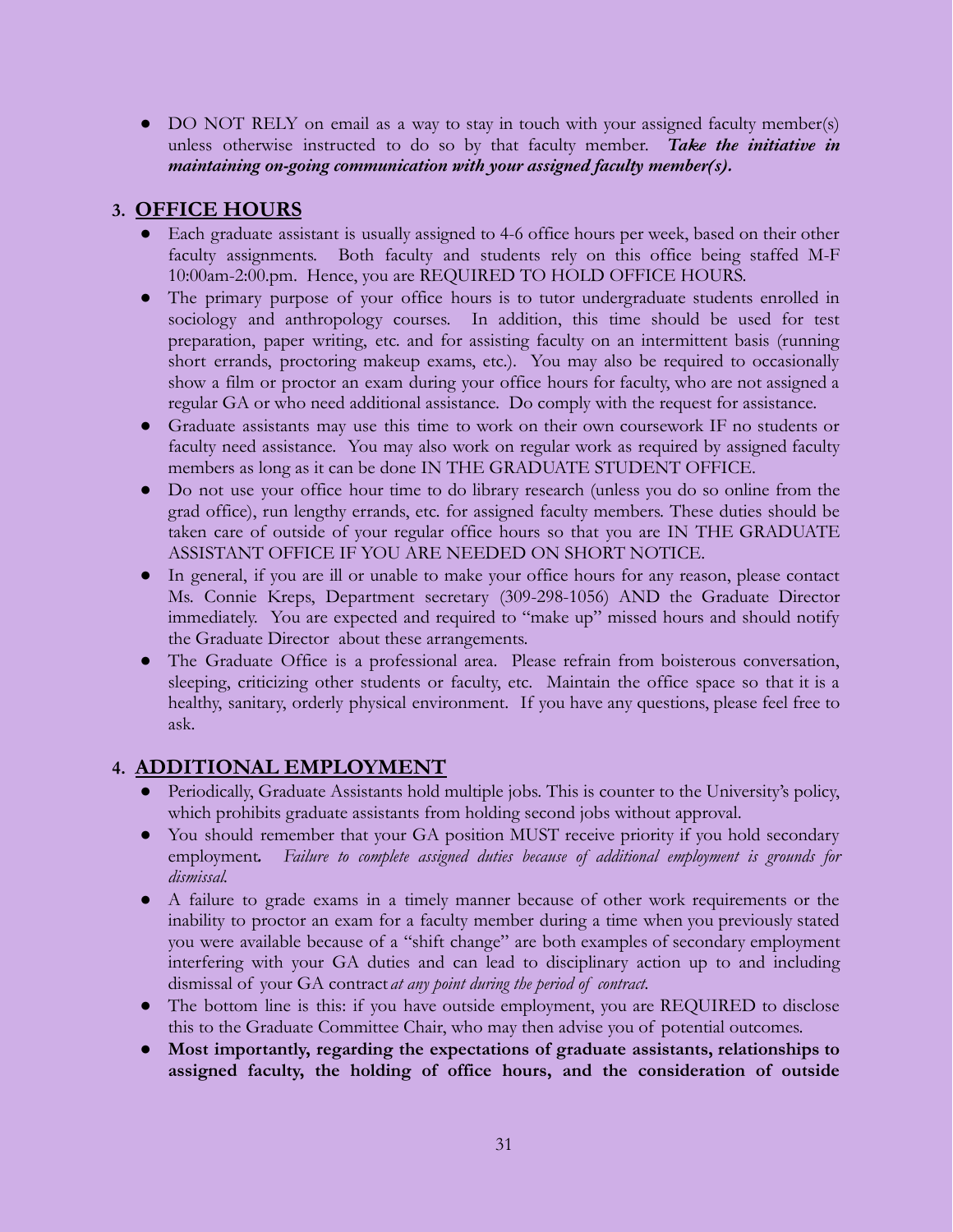- DO NOT RELY on email as a way to stay in touch with your assigned faculty member(s) unless otherwise instructed to do so by that faculty member. ***Take the initiative in maintaining on-going communication with your assigned faculty member(s).***

## 3. <u>OFFICE HOURS</u>

- Each graduate assistant is usually assigned to 4-6 office hours per week, based on their other faculty assignments. Both faculty and students rely on this office being staffed M-F 10:00am-2:00.pm. Hence, you are REQUIRED TO HOLD OFFICE HOURS.
- The primary purpose of your office hours is to tutor undergraduate students enrolled in sociology and anthropology courses. In addition, this time should be used for test preparation, paper writing, etc. and for assisting faculty on an intermittent basis (running short errands, proctoring makeup exams, etc.). You may also be required to occasionally show a film or proctor an exam during your office hours for faculty, who are not assigned a regular GA or who need additional assistance. Do comply with the request for assistance.
- Graduate assistants may use this time to work on their own coursework IF no students or faculty need assistance. You may also work on regular work as required by assigned faculty members as long as it can be done IN THE GRADUATE STUDENT OFFICE.
- Do not use your office hour time to do library research (unless you do so online from the grad office), run lengthy errands, etc. for assigned faculty members. These duties should be taken care of outside of your regular office hours so that you are IN THE GRADUATE ASSISTANT OFFICE IF YOU ARE NEEDED ON SHORT NOTICE.
- In general, if you are ill or unable to make your office hours for any reason, please contact Ms. Connie Kreps, Department secretary (309-298-1056) AND the Graduate Director immediately. You are expected and required to "make up" missed hours and should notify the Graduate Director about these arrangements.
- The Graduate Office is a professional area. Please refrain from boisterous conversation, sleeping, criticizing other students or faculty, etc. Maintain the office space so that it is a healthy, sanitary, orderly physical environment. If you have any questions, please feel free to ask.

## 4. <u>ADDITIONAL EMPLOYMENT</u>

- Periodically, Graduate Assistants hold multiple jobs. This is counter to the University's policy, which prohibits graduate assistants from holding second jobs without approval.
- You should remember that your GA position MUST receive priority if you hold secondary employment. *Failure to complete assigned duties because of additional employment is grounds for dismissal.*
- A failure to grade exams in a timely manner because of other work requirements or the inability to proctor an exam for a faculty member during a time when you previously stated you were available because of a "shift change" are both examples of secondary employment interfering with your GA duties and can lead to disciplinary action up to and including dismissal of your GA contract *at any point during the period of contract.*
- The bottom line is this: if you have outside employment, you are REQUIRED to disclose this to the Graduate Committee Chair, who may then advise you of potential outcomes.
- **Most importantly, regarding the expectations of graduate assistants, relationships to assigned faculty, the holding of office hours, and the consideration of outside**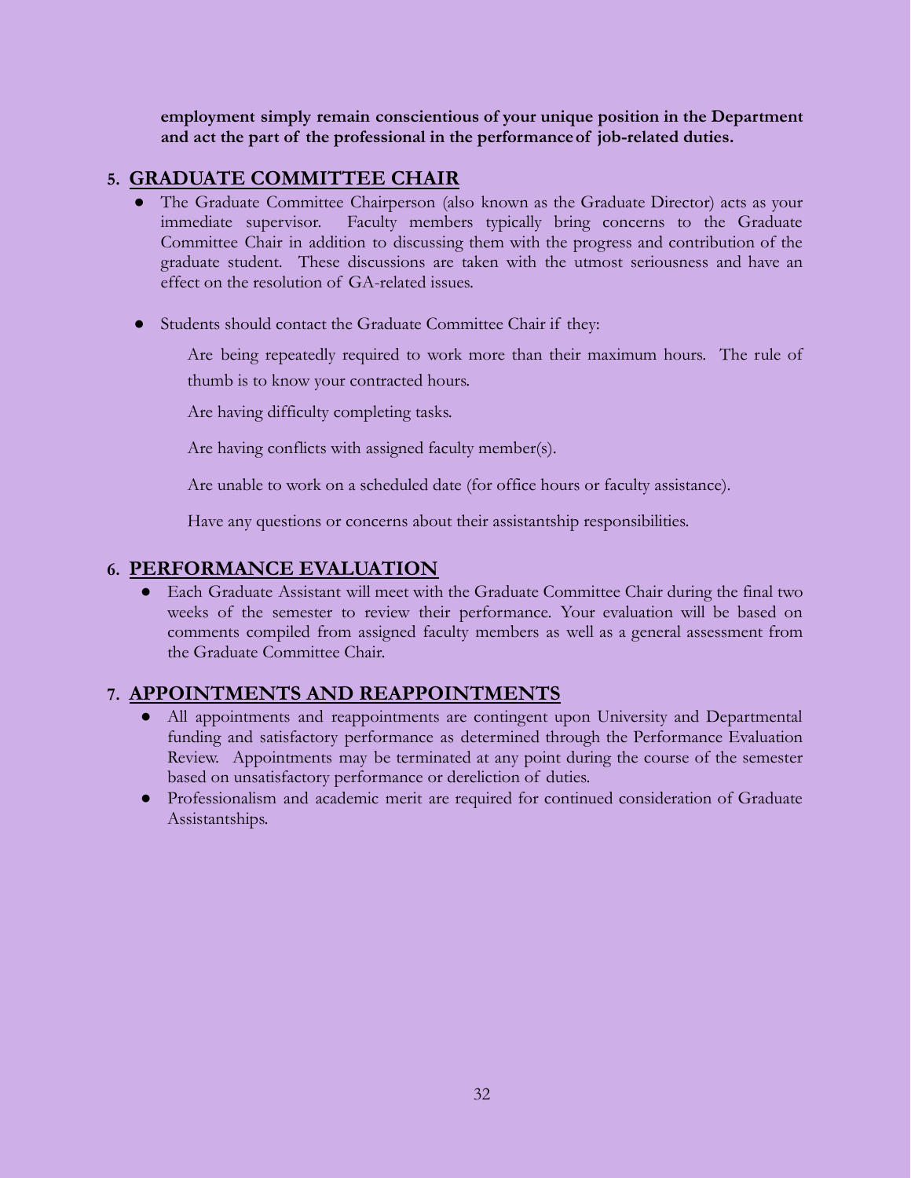**employment simply remain conscientious of your unique position in the Department and act the part of the professional in the performance of job-related duties.**

## 5. GRADUATE COMMITTEE CHAIR

- The Graduate Committee Chairperson (also known as the Graduate Director) acts as your immediate supervisor. Faculty members typically bring concerns to the Graduate Committee Chair in addition to discussing them with the progress and contribution of the graduate student. These discussions are taken with the utmost seriousness and have an effect on the resolution of GA-related issues.

- Students should contact the Graduate Committee Chair if they:

  Are being repeatedly required to work more than their maximum hours. The rule of thumb is to know your contracted hours.

  Are having difficulty completing tasks.

  Are having conflicts with assigned faculty member(s).

  Are unable to work on a scheduled date (for office hours or faculty assistance).

  Have any questions or concerns about their assistantship responsibilities.

## 6. PERFORMANCE EVALUATION

- Each Graduate Assistant will meet with the Graduate Committee Chair during the final two weeks of the semester to review their performance. Your evaluation will be based on comments compiled from assigned faculty members as well as a general assessment from the Graduate Committee Chair.

## 7. APPOINTMENTS AND REAPPOINTMENTS

- All appointments and reappointments are contingent upon University and Departmental funding and satisfactory performance as determined through the Performance Evaluation Review. Appointments may be terminated at any point during the course of the semester based on unsatisfactory performance or dereliction of duties.
- Professionalism and academic merit are required for continued consideration of Graduate Assistantships.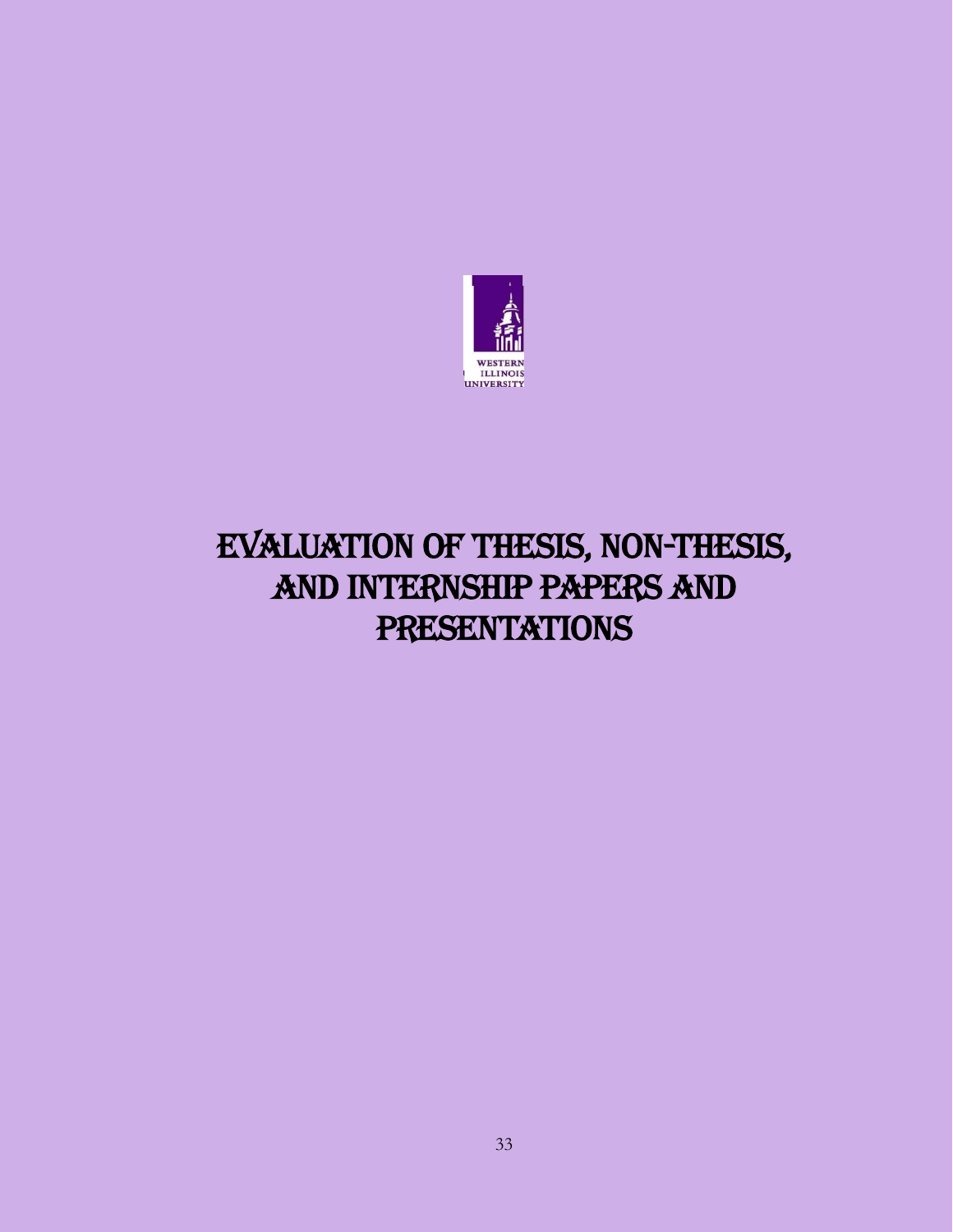# Evaluation of Thesis, Non-Thesis, and Internship Papers and Presentations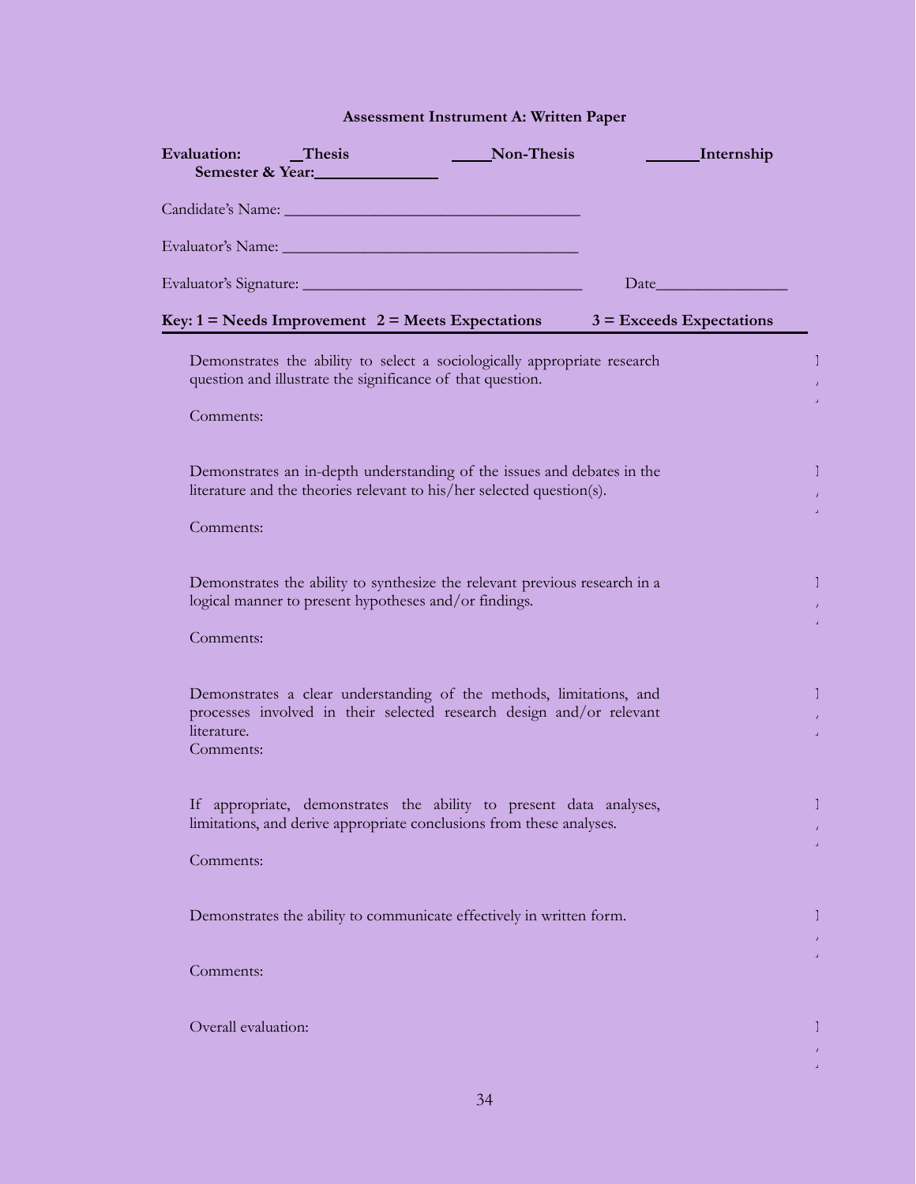**Assessment Instrument A: Written Paper**

**Evaluation:** __Thesis _____Non-Thesis ______Internship

**Semester & Year:**______________

Candidate's Name: ___________________________________

Evaluator's Name: ___________________________________

Evaluator's Signature: _________________________________ Date________________

**Key: 1 = Needs Improvement 2 = Meets Expectations 3 = Exceeds Expectations**

Demonstrates the ability to select a sociologically appropriate research question and illustrate the significance of that question.

Comments:

Demonstrates an in-depth understanding of the issues and debates in the literature and the theories relevant to his/her selected question(s).

Comments:

Demonstrates the ability to synthesize the relevant previous research in a logical manner to present hypotheses and/or findings.

Comments:

Demonstrates a clear understanding of the methods, limitations, and processes involved in their selected research design and/or relevant literature.

Comments:

If appropriate, demonstrates the ability to present data analyses, limitations, and derive appropriate conclusions from these analyses.

Comments:

Demonstrates the ability to communicate effectively in written form.

Comments:

Overall evaluation: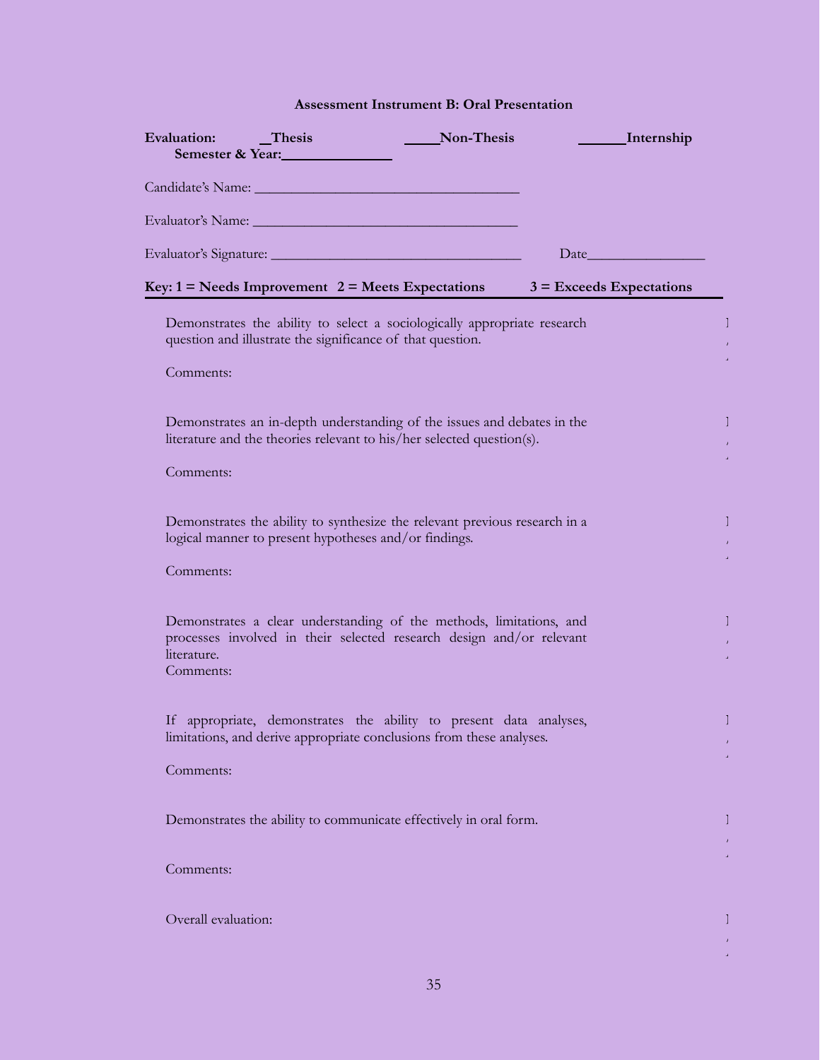**Assessment Instrument B: Oral Presentation**

**Evaluation:** __Thesis _____Non-Thesis ______Internship

**Semester & Year:**______________

Candidate's Name: ___________________________________

Evaluator's Name: ___________________________________

Evaluator's Signature: ________________________________ Date________________

**Key: 1 = Needs Improvement 2 = Meets Expectations 3 = Exceeds Expectations**

Demonstrates the ability to select a sociologically appropriate research question and illustrate the significance of that question.

Comments:

Demonstrates an in-depth understanding of the issues and debates in the literature and the theories relevant to his/her selected question(s).

Comments:

Demonstrates the ability to synthesize the relevant previous research in a logical manner to present hypotheses and/or findings.

Comments:

Demonstrates a clear understanding of the methods, limitations, and processes involved in their selected research design and/or relevant literature.

Comments:

If appropriate, demonstrates the ability to present data analyses, limitations, and derive appropriate conclusions from these analyses.

Comments:

Demonstrates the ability to communicate effectively in oral form.

Comments:

Overall evaluation: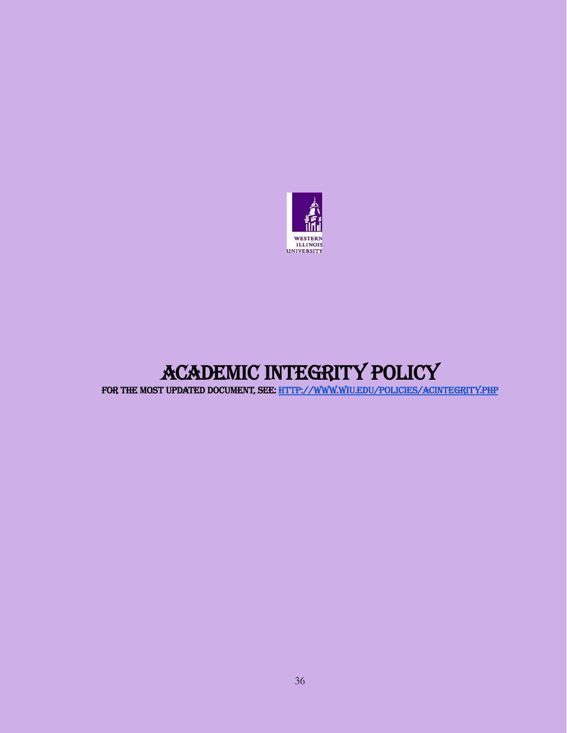# ACADEMIC INTEGRITY POLICY

FOR THE MOST UPDATED DOCUMENT, SEE: [HTTP://WWW.WIU.EDU/POLICIES/ACINTEGRITY.PHP](http://www.wiu.edu/policies/acintegrity.php)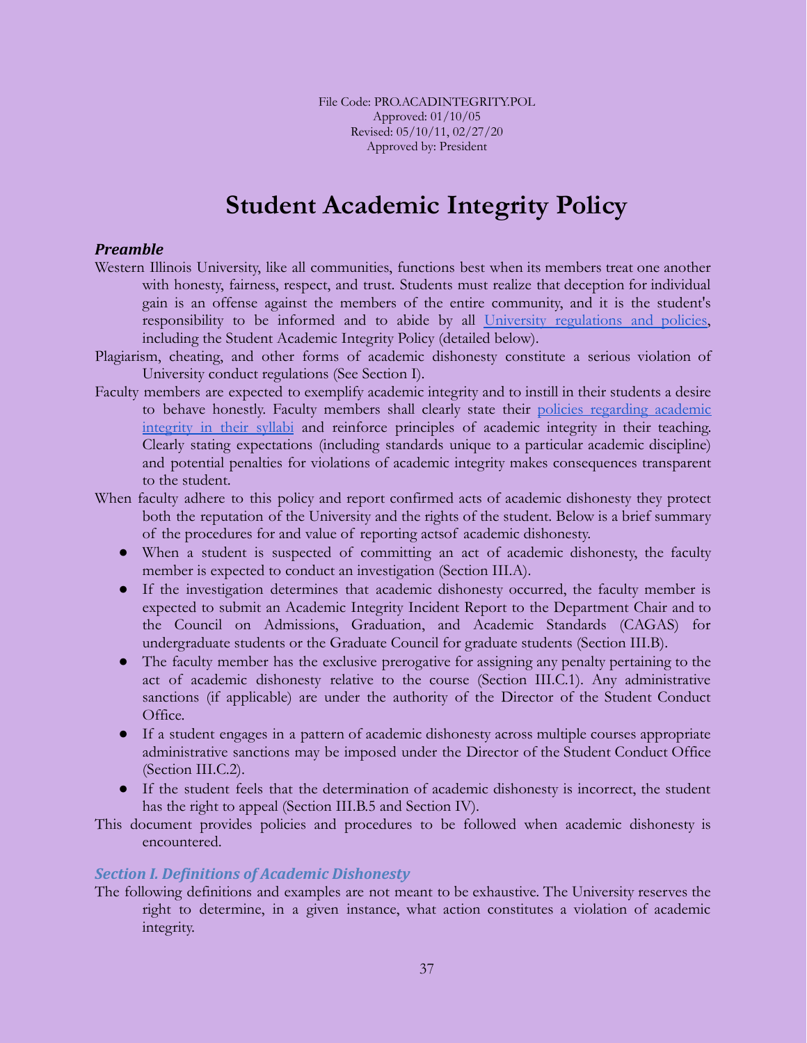File Code: PRO.ACADINTEGRITY.POL
Approved: 01/10/05
Revised: 05/10/11, 02/27/20
Approved by: President

# Student Academic Integrity Policy

***Preamble***

Western Illinois University, like all communities, functions best when its members treat one another with honesty, fairness, respect, and trust. Students must realize that deception for individual gain is an offense against the members of the entire community, and it is the student's responsibility to be informed and to abide by all [University regulations and policies](), including the Student Academic Integrity Policy (detailed below).

Plagiarism, cheating, and other forms of academic dishonesty constitute a serious violation of University conduct regulations (See Section I).

Faculty members are expected to exemplify academic integrity and to instill in their students a desire to behave honestly. Faculty members shall clearly state their [policies regarding academic integrity in their syllabi]() and reinforce principles of academic integrity in their teaching. Clearly stating expectations (including standards unique to a particular academic discipline) and potential penalties for violations of academic integrity makes consequences transparent to the student.

When faculty adhere to this policy and report confirmed acts of academic dishonesty they protect both the reputation of the University and the rights of the student. Below is a brief summary of the procedures for and value of reporting actsof academic dishonesty.

- When a student is suspected of committing an act of academic dishonesty, the faculty member is expected to conduct an investigation (Section III.A).
- If the investigation determines that academic dishonesty occurred, the faculty member is expected to submit an Academic Integrity Incident Report to the Department Chair and to the Council on Admissions, Graduation, and Academic Standards (CAGAS) for undergraduate students or the Graduate Council for graduate students (Section III.B).
- The faculty member has the exclusive prerogative for assigning any penalty pertaining to the act of academic dishonesty relative to the course (Section III.C.1). Any administrative sanctions (if applicable) are under the authority of the Director of the Student Conduct Office.
- If a student engages in a pattern of academic dishonesty across multiple courses appropriate administrative sanctions may be imposed under the Director of the Student Conduct Office (Section III.C.2).
- If the student feels that the determination of academic dishonesty is incorrect, the student has the right to appeal (Section III.B.5 and Section IV).

This document provides policies and procedures to be followed when academic dishonesty is encountered.

## *Section I. Definitions of Academic Dishonesty*

The following definitions and examples are not meant to be exhaustive. The University reserves the right to determine, in a given instance, what action constitutes a violation of academic integrity.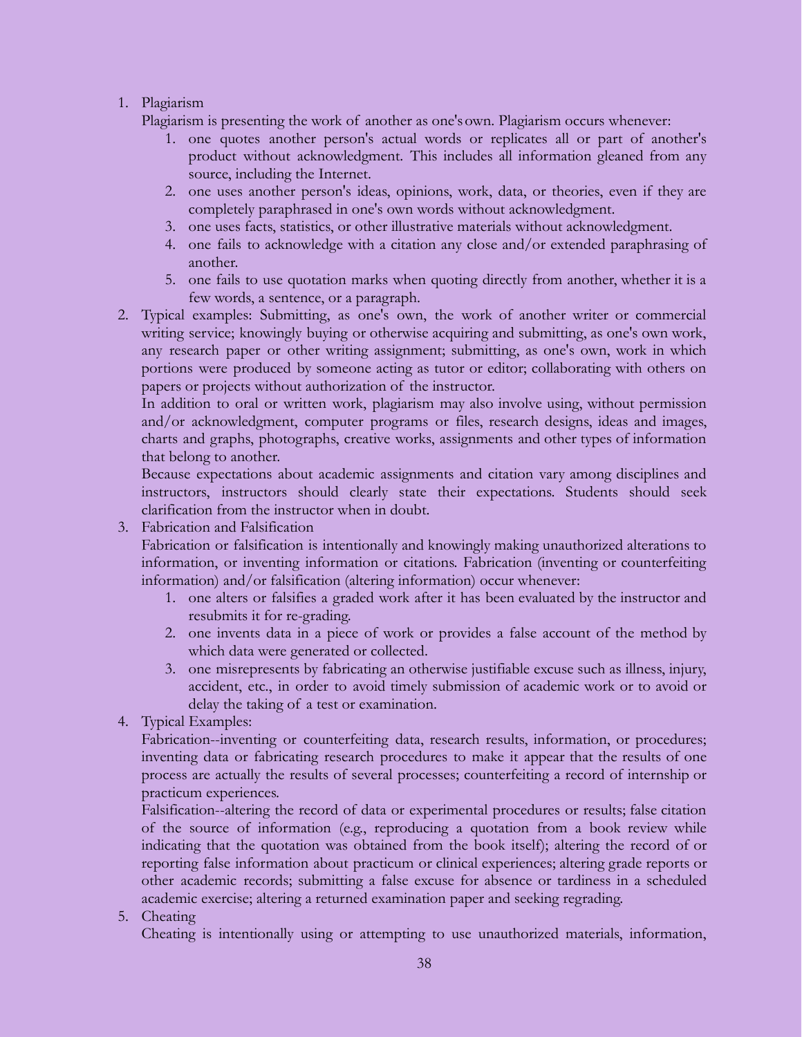1. Plagiarism
   
   Plagiarism is presenting the work of another as one's own. Plagiarism occurs whenever:
   1. one quotes another person's actual words or replicates all or part of another's product without acknowledgment. This includes all information gleaned from any source, including the Internet.
   2. one uses another person's ideas, opinions, work, data, or theories, even if they are completely paraphrased in one's own words without acknowledgment.
   3. one uses facts, statistics, or other illustrative materials without acknowledgment.
   4. one fails to acknowledge with a citation any close and/or extended paraphrasing of another.
   5. one fails to use quotation marks when quoting directly from another, whether it is a few words, a sentence, or a paragraph.
2. Typical examples: Submitting, as one's own, the work of another writer or commercial writing service; knowingly buying or otherwise acquiring and submitting, as one's own work, any research paper or other writing assignment; submitting, as one's own, work in which portions were produced by someone acting as tutor or editor; collaborating with others on papers or projects without authorization of the instructor.
   
   In addition to oral or written work, plagiarism may also involve using, without permission and/or acknowledgment, computer programs or files, research designs, ideas and images, charts and graphs, photographs, creative works, assignments and other types of information that belong to another.
   
   Because expectations about academic assignments and citation vary among disciplines and instructors, instructors should clearly state their expectations. Students should seek clarification from the instructor when in doubt.
3. Fabrication and Falsification
   
   Fabrication or falsification is intentionally and knowingly making unauthorized alterations to information, or inventing information or citations. Fabrication (inventing or counterfeiting information) and/or falsification (altering information) occur whenever:
   1. one alters or falsifies a graded work after it has been evaluated by the instructor and resubmits it for re-grading.
   2. one invents data in a piece of work or provides a false account of the method by which data were generated or collected.
   3. one misrepresents by fabricating an otherwise justifiable excuse such as illness, injury, accident, etc., in order to avoid timely submission of academic work or to avoid or delay the taking of a test or examination.
4. Typical Examples:
   
   Fabrication--inventing or counterfeiting data, research results, information, or procedures; inventing data or fabricating research procedures to make it appear that the results of one process are actually the results of several processes; counterfeiting a record of internship or practicum experiences.
   
   Falsification--altering the record of data or experimental procedures or results; false citation of the source of information (e.g., reproducing a quotation from a book review while indicating that the quotation was obtained from the book itself); altering the record of or reporting false information about practicum or clinical experiences; altering grade reports or other academic records; submitting a false excuse for absence or tardiness in a scheduled academic exercise; altering a returned examination paper and seeking regrading.
5. Cheating
   
   Cheating is intentionally using or attempting to use unauthorized materials, information,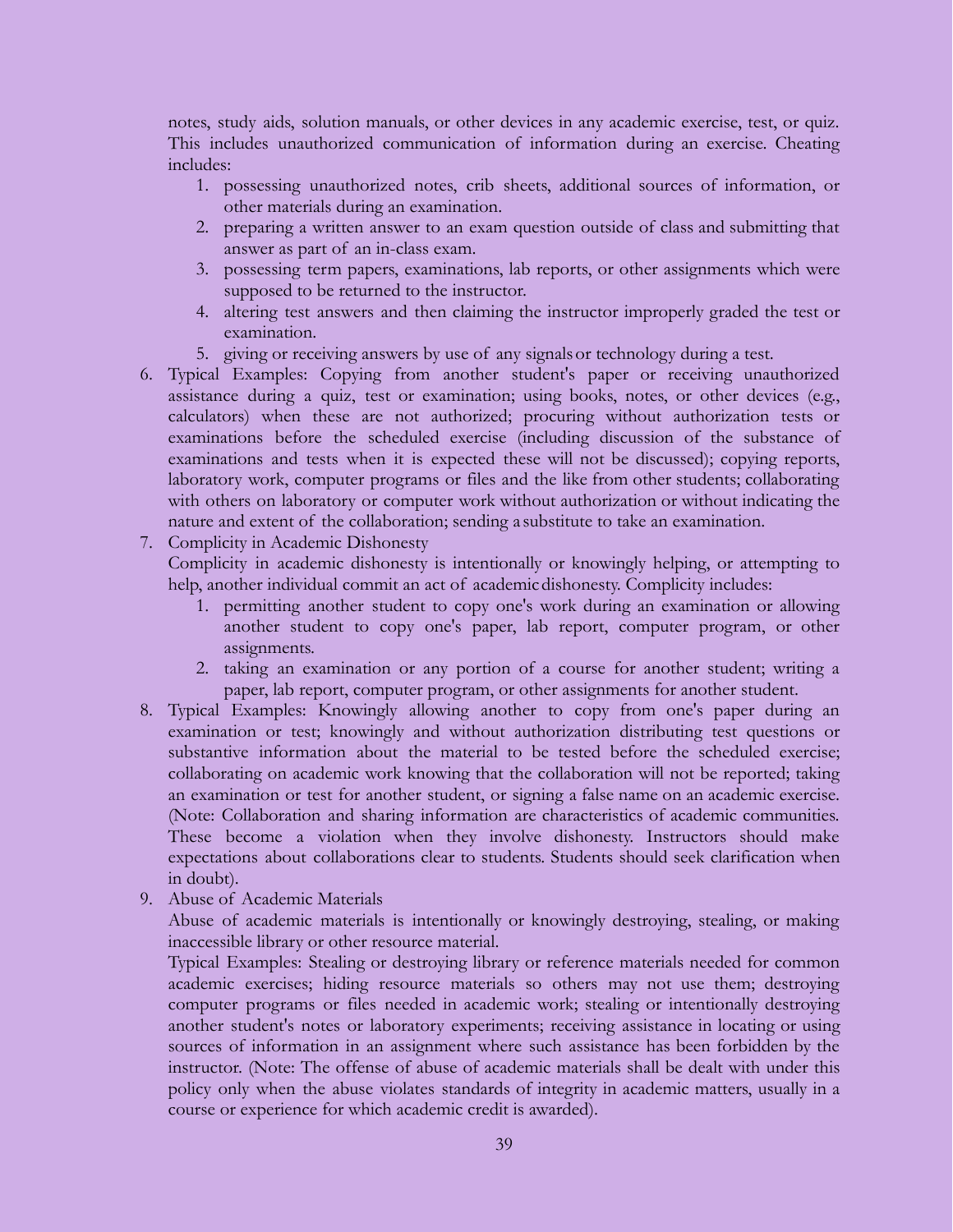notes, study aids, solution manuals, or other devices in any academic exercise, test, or quiz. This includes unauthorized communication of information during an exercise. Cheating includes:

1. possessing unauthorized notes, crib sheets, additional sources of information, or other materials during an examination.
2. preparing a written answer to an exam question outside of class and submitting that answer as part of an in-class exam.
3. possessing term papers, examinations, lab reports, or other assignments which were supposed to be returned to the instructor.
4. altering test answers and then claiming the instructor improperly graded the test or examination.
5. giving or receiving answers by use of any signals or technology during a test.

6. Typical Examples: Copying from another student's paper or receiving unauthorized assistance during a quiz, test or examination; using books, notes, or other devices (e.g., calculators) when these are not authorized; procuring without authorization tests or examinations before the scheduled exercise (including discussion of the substance of examinations and tests when it is expected these will not be discussed); copying reports, laboratory work, computer programs or files and the like from other students; collaborating with others on laboratory or computer work without authorization or without indicating the nature and extent of the collaboration; sending a substitute to take an examination.
7. Complicity in Academic Dishonesty
   Complicity in academic dishonesty is intentionally or knowingly helping, or attempting to help, another individual commit an act of academic dishonesty. Complicity includes:
    1. permitting another student to copy one's work during an examination or allowing another student to copy one's paper, lab report, computer program, or other assignments.
    2. taking an examination or any portion of a course for another student; writing a paper, lab report, computer program, or other assignments for another student.
8. Typical Examples: Knowingly allowing another to copy from one's paper during an examination or test; knowingly and without authorization distributing test questions or substantive information about the material to be tested before the scheduled exercise; collaborating on academic work knowing that the collaboration will not be reported; taking an examination or test for another student, or signing a false name on an academic exercise. (Note: Collaboration and sharing information are characteristics of academic communities. These become a violation when they involve dishonesty. Instructors should make expectations about collaborations clear to students. Students should seek clarification when in doubt).
9. Abuse of Academic Materials
   Abuse of academic materials is intentionally or knowingly destroying, stealing, or making inaccessible library or other resource material.
   Typical Examples: Stealing or destroying library or reference materials needed for common academic exercises; hiding resource materials so others may not use them; destroying computer programs or files needed in academic work; stealing or intentionally destroying another student's notes or laboratory experiments; receiving assistance in locating or using sources of information in an assignment where such assistance has been forbidden by the instructor. (Note: The offense of abuse of academic materials shall be dealt with under this policy only when the abuse violates standards of integrity in academic matters, usually in a course or experience for which academic credit is awarded).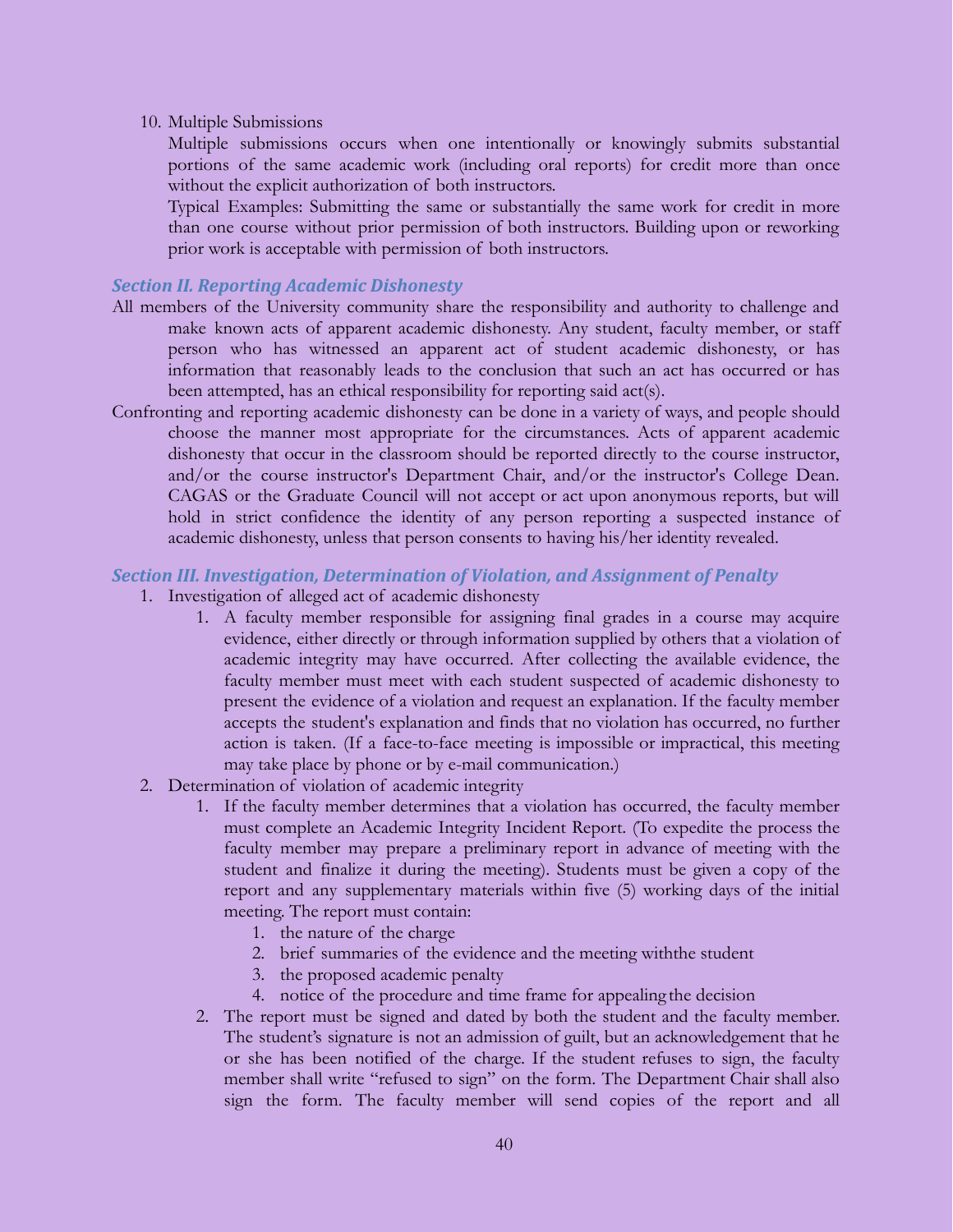10. Multiple Submissions

    Multiple submissions occurs when one intentionally or knowingly submits substantial portions of the same academic work (including oral reports) for credit more than once without the explicit authorization of both instructors.

    Typical Examples: Submitting the same or substantially the same work for credit in more than one course without prior permission of both instructors. Building upon or reworking prior work is acceptable with permission of both instructors.

### *Section II. Reporting Academic Dishonesty*

All members of the University community share the responsibility and authority to challenge and make known acts of apparent academic dishonesty. Any student, faculty member, or staff person who has witnessed an apparent act of student academic dishonesty, or has information that reasonably leads to the conclusion that such an act has occurred or has been attempted, has an ethical responsibility for reporting said act(s).

Confronting and reporting academic dishonesty can be done in a variety of ways, and people should choose the manner most appropriate for the circumstances. Acts of apparent academic dishonesty that occur in the classroom should be reported directly to the course instructor, and/or the course instructor's Department Chair, and/or the instructor's College Dean. CAGAS or the Graduate Council will not accept or act upon anonymous reports, but will hold in strict confidence the identity of any person reporting a suspected instance of academic dishonesty, unless that person consents to having his/her identity revealed.

### *Section III. Investigation, Determination of Violation, and Assignment of Penalty*

1. Investigation of alleged act of academic dishonesty
    1. A faculty member responsible for assigning final grades in a course may acquire evidence, either directly or through information supplied by others that a violation of academic integrity may have occurred. After collecting the available evidence, the faculty member must meet with each student suspected of academic dishonesty to present the evidence of a violation and request an explanation. If the faculty member accepts the student's explanation and finds that no violation has occurred, no further action is taken. (If a face-to-face meeting is impossible or impractical, this meeting may take place by phone or by e-mail communication.)
2. Determination of violation of academic integrity
    1. If the faculty member determines that a violation has occurred, the faculty member must complete an Academic Integrity Incident Report. (To expedite the process the faculty member may prepare a preliminary report in advance of meeting with the student and finalize it during the meeting). Students must be given a copy of the report and any supplementary materials within five (5) working days of the initial meeting. The report must contain:
        1. the nature of the charge
        2. brief summaries of the evidence and the meeting withthe student
        3. the proposed academic penalty
        4. notice of the procedure and time frame for appealing the decision
    2. The report must be signed and dated by both the student and the faculty member. The student's signature is not an admission of guilt, but an acknowledgement that he or she has been notified of the charge. If the student refuses to sign, the faculty member shall write "refused to sign" on the form. The Department Chair shall also sign the form. The faculty member will send copies of the report and all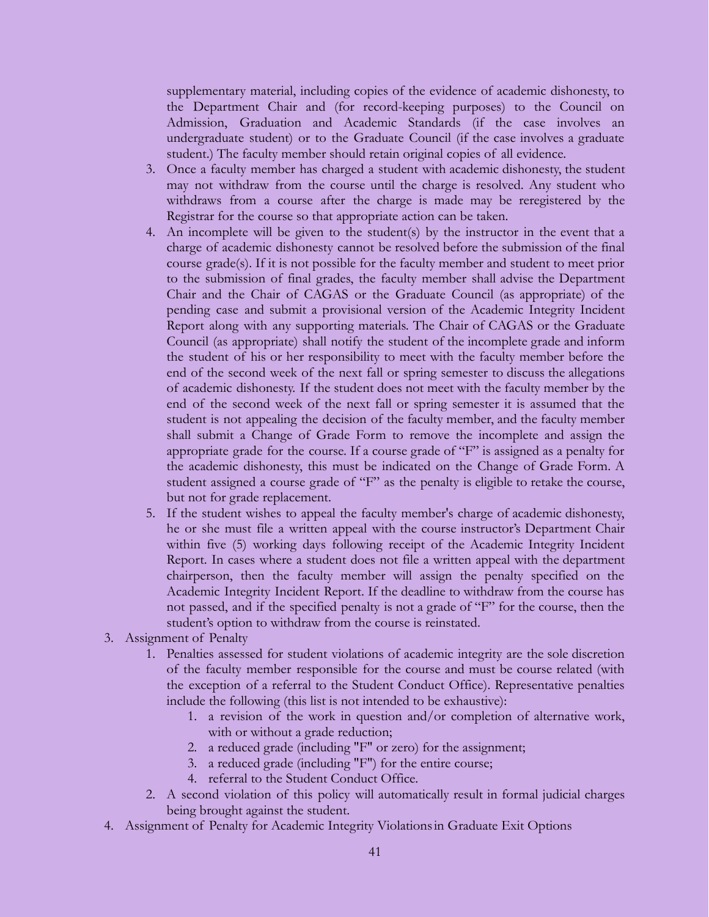supplementary material, including copies of the evidence of academic dishonesty, to the Department Chair and (for record-keeping purposes) to the Council on Admission, Graduation and Academic Standards (if the case involves an undergraduate student) or to the Graduate Council (if the case involves a graduate student.) The faculty member should retain original copies of all evidence.

3. Once a faculty member has charged a student with academic dishonesty, the student may not withdraw from the course until the charge is resolved. Any student who withdraws from a course after the charge is made may be reregistered by the Registrar for the course so that appropriate action can be taken.
4. An incomplete will be given to the student(s) by the instructor in the event that a charge of academic dishonesty cannot be resolved before the submission of the final course grade(s). If it is not possible for the faculty member and student to meet prior to the submission of final grades, the faculty member shall advise the Department Chair and the Chair of CAGAS or the Graduate Council (as appropriate) of the pending case and submit a provisional version of the Academic Integrity Incident Report along with any supporting materials. The Chair of CAGAS or the Graduate Council (as appropriate) shall notify the student of the incomplete grade and inform the student of his or her responsibility to meet with the faculty member before the end of the second week of the next fall or spring semester to discuss the allegations of academic dishonesty. If the student does not meet with the faculty member by the end of the second week of the next fall or spring semester it is assumed that the student is not appealing the decision of the faculty member, and the faculty member shall submit a Change of Grade Form to remove the incomplete and assign the appropriate grade for the course. If a course grade of "F" is assigned as a penalty for the academic dishonesty, this must be indicated on the Change of Grade Form. A student assigned a course grade of "F" as the penalty is eligible to retake the course, but not for grade replacement.
5. If the student wishes to appeal the faculty member's charge of academic dishonesty, he or she must file a written appeal with the course instructor's Department Chair within five (5) working days following receipt of the Academic Integrity Incident Report. In cases where a student does not file a written appeal with the department chairperson, then the faculty member will assign the penalty specified on the Academic Integrity Incident Report. If the deadline to withdraw from the course has not passed, and if the specified penalty is not a grade of "F" for the course, then the student's option to withdraw from the course is reinstated.

3. Assignment of Penalty
    1. Penalties assessed for student violations of academic integrity are the sole discretion of the faculty member responsible for the course and must be course related (with the exception of a referral to the Student Conduct Office). Representative penalties include the following (this list is not intended to be exhaustive):
        1. a revision of the work in question and/or completion of alternative work, with or without a grade reduction;
        2. a reduced grade (including "F" or zero) for the assignment;
        3. a reduced grade (including "F") for the entire course;
        4. referral to the Student Conduct Office.
    2. A second violation of this policy will automatically result in formal judicial charges being brought against the student.
4. Assignment of Penalty for Academic Integrity Violations in Graduate Exit Options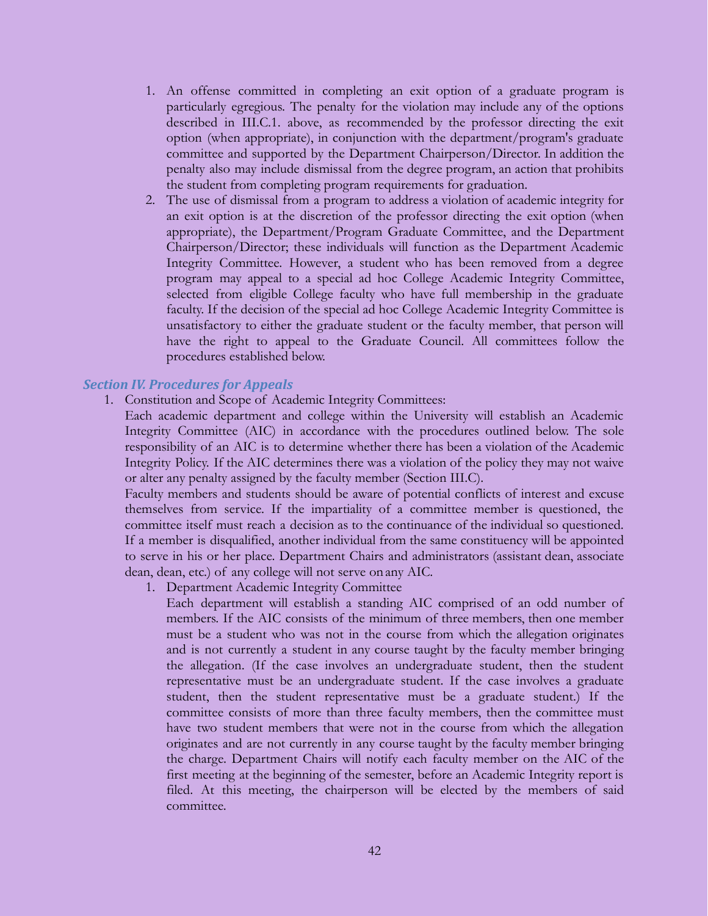1. An offense committed in completing an exit option of a graduate program is particularly egregious. The penalty for the violation may include any of the options described in III.C.1. above, as recommended by the professor directing the exit option (when appropriate), in conjunction with the department/program's graduate committee and supported by the Department Chairperson/Director. In addition the penalty also may include dismissal from the degree program, an action that prohibits the student from completing program requirements for graduation.
2. The use of dismissal from a program to address a violation of academic integrity for an exit option is at the discretion of the professor directing the exit option (when appropriate), the Department/Program Graduate Committee, and the Department Chairperson/Director; these individuals will function as the Department Academic Integrity Committee. However, a student who has been removed from a degree program may appeal to a special ad hoc College Academic Integrity Committee, selected from eligible College faculty who have full membership in the graduate faculty. If the decision of the special ad hoc College Academic Integrity Committee is unsatisfactory to either the graduate student or the faculty member, that person will have the right to appeal to the Graduate Council. All committees follow the procedures established below.

### *Section IV. Procedures for Appeals*

1. Constitution and Scope of Academic Integrity Committees:

   Each academic department and college within the University will establish an Academic Integrity Committee (AIC) in accordance with the procedures outlined below. The sole responsibility of an AIC is to determine whether there has been a violation of the Academic Integrity Policy. If the AIC determines there was a violation of the policy they may not waive or alter any penalty assigned by the faculty member (Section III.C).

   Faculty members and students should be aware of potential conflicts of interest and excuse themselves from service. If the impartiality of a committee member is questioned, the committee itself must reach a decision as to the continuance of the individual so questioned. If a member is disqualified, another individual from the same constituency will be appointed to serve in his or her place. Department Chairs and administrators (assistant dean, associate dean, dean, etc.) of any college will not serve on any AIC.

   1. Department Academic Integrity Committee

      Each department will establish a standing AIC comprised of an odd number of members. If the AIC consists of the minimum of three members, then one member must be a student who was not in the course from which the allegation originates and is not currently a student in any course taught by the faculty member bringing the allegation. (If the case involves an undergraduate student, then the student representative must be an undergraduate student. If the case involves a graduate student, then the student representative must be a graduate student.) If the committee consists of more than three faculty members, then the committee must have two student members that were not in the course from which the allegation originates and are not currently in any course taught by the faculty member bringing the charge. Department Chairs will notify each faculty member on the AIC of the first meeting at the beginning of the semester, before an Academic Integrity report is filed. At this meeting, the chairperson will be elected by the members of said committee.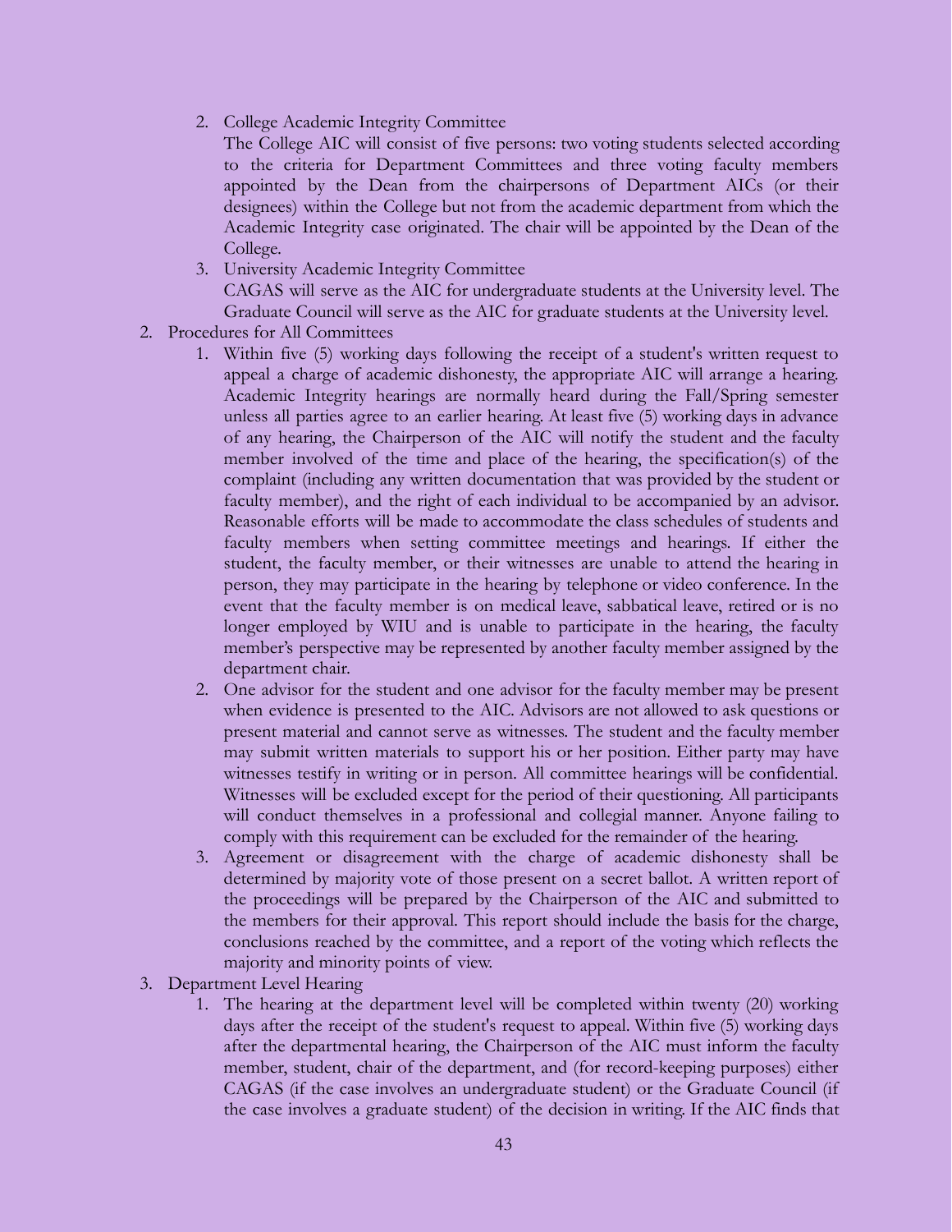2. College Academic Integrity Committee
   The College AIC will consist of five persons: two voting students selected according to the criteria for Department Committees and three voting faculty members appointed by the Dean from the chairpersons of Department AICs (or their designees) within the College but not from the academic department from which the Academic Integrity case originated. The chair will be appointed by the Dean of the College.
3. University Academic Integrity Committee
   CAGAS will serve as the AIC for undergraduate students at the University level. The Graduate Council will serve as the AIC for graduate students at the University level.

2. Procedures for All Committees
   1. Within five (5) working days following the receipt of a student's written request to appeal a charge of academic dishonesty, the appropriate AIC will arrange a hearing. Academic Integrity hearings are normally heard during the Fall/Spring semester unless all parties agree to an earlier hearing. At least five (5) working days in advance of any hearing, the Chairperson of the AIC will notify the student and the faculty member involved of the time and place of the hearing, the specification(s) of the complaint (including any written documentation that was provided by the student or faculty member), and the right of each individual to be accompanied by an advisor. Reasonable efforts will be made to accommodate the class schedules of students and faculty members when setting committee meetings and hearings. If either the student, the faculty member, or their witnesses are unable to attend the hearing in person, they may participate in the hearing by telephone or video conference. In the event that the faculty member is on medical leave, sabbatical leave, retired or is no longer employed by WIU and is unable to participate in the hearing, the faculty member's perspective may be represented by another faculty member assigned by the department chair.
   2. One advisor for the student and one advisor for the faculty member may be present when evidence is presented to the AIC. Advisors are not allowed to ask questions or present material and cannot serve as witnesses. The student and the faculty member may submit written materials to support his or her position. Either party may have witnesses testify in writing or in person. All committee hearings will be confidential. Witnesses will be excluded except for the period of their questioning. All participants will conduct themselves in a professional and collegial manner. Anyone failing to comply with this requirement can be excluded for the remainder of the hearing.
   3. Agreement or disagreement with the charge of academic dishonesty shall be determined by majority vote of those present on a secret ballot. A written report of the proceedings will be prepared by the Chairperson of the AIC and submitted to the members for their approval. This report should include the basis for the charge, conclusions reached by the committee, and a report of the voting which reflects the majority and minority points of view.

3. Department Level Hearing
   1. The hearing at the department level will be completed within twenty (20) working days after the receipt of the student's request to appeal. Within five (5) working days after the departmental hearing, the Chairperson of the AIC must inform the faculty member, student, chair of the department, and (for record-keeping purposes) either CAGAS (if the case involves an undergraduate student) or the Graduate Council (if the case involves a graduate student) of the decision in writing. If the AIC finds that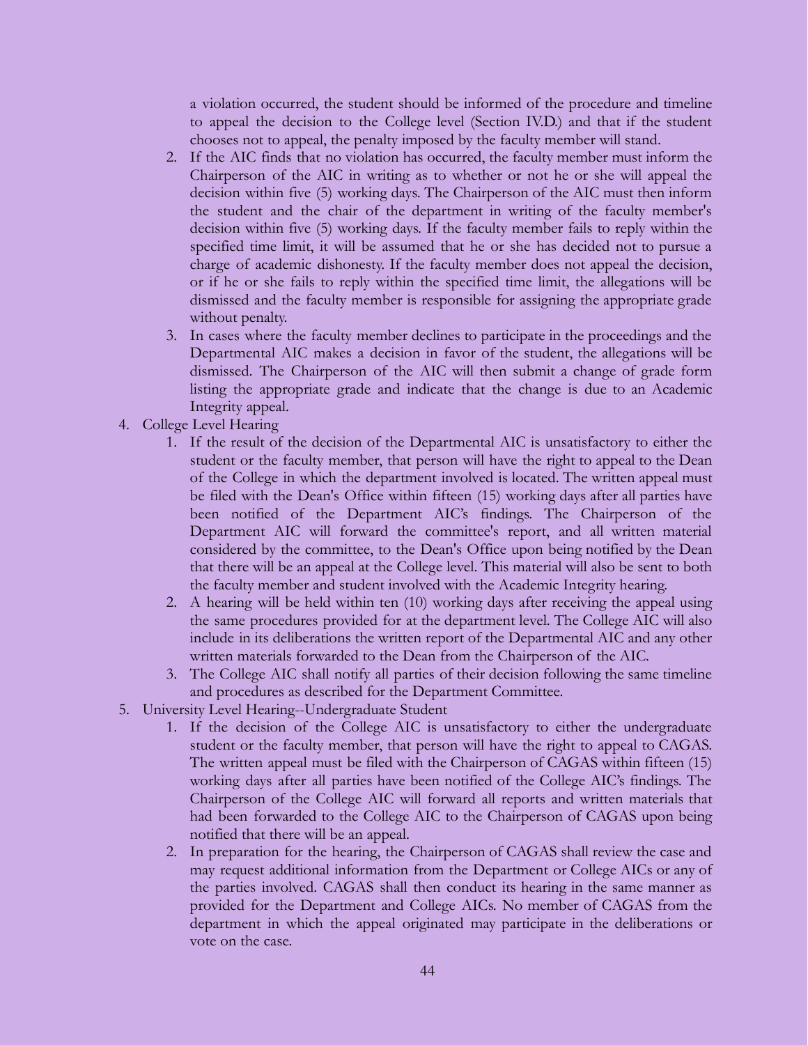a violation occurred, the student should be informed of the procedure and timeline to appeal the decision to the College level (Section IV.D.) and that if the student chooses not to appeal, the penalty imposed by the faculty member will stand.

2. If the AIC finds that no violation has occurred, the faculty member must inform the Chairperson of the AIC in writing as to whether or not he or she will appeal the decision within five (5) working days. The Chairperson of the AIC must then inform the student and the chair of the department in writing of the faculty member's decision within five (5) working days. If the faculty member fails to reply within the specified time limit, it will be assumed that he or she has decided not to pursue a charge of academic dishonesty. If the faculty member does not appeal the decision, or if he or she fails to reply within the specified time limit, the allegations will be dismissed and the faculty member is responsible for assigning the appropriate grade without penalty.
3. In cases where the faculty member declines to participate in the proceedings and the Departmental AIC makes a decision in favor of the student, the allegations will be dismissed. The Chairperson of the AIC will then submit a change of grade form listing the appropriate grade and indicate that the change is due to an Academic Integrity appeal.

4. College Level Hearing
    1. If the result of the decision of the Departmental AIC is unsatisfactory to either the student or the faculty member, that person will have the right to appeal to the Dean of the College in which the department involved is located. The written appeal must be filed with the Dean's Office within fifteen (15) working days after all parties have been notified of the Department AIC's findings. The Chairperson of the Department AIC will forward the committee's report, and all written material considered by the committee, to the Dean's Office upon being notified by the Dean that there will be an appeal at the College level. This material will also be sent to both the faculty member and student involved with the Academic Integrity hearing.
    2. A hearing will be held within ten (10) working days after receiving the appeal using the same procedures provided for at the department level. The College AIC will also include in its deliberations the written report of the Departmental AIC and any other written materials forwarded to the Dean from the Chairperson of the AIC.
    3. The College AIC shall notify all parties of their decision following the same timeline and procedures as described for the Department Committee.
5. University Level Hearing--Undergraduate Student
    1. If the decision of the College AIC is unsatisfactory to either the undergraduate student or the faculty member, that person will have the right to appeal to CAGAS. The written appeal must be filed with the Chairperson of CAGAS within fifteen (15) working days after all parties have been notified of the College AIC's findings. The Chairperson of the College AIC will forward all reports and written materials that had been forwarded to the College AIC to the Chairperson of CAGAS upon being notified that there will be an appeal.
    2. In preparation for the hearing, the Chairperson of CAGAS shall review the case and may request additional information from the Department or College AICs or any of the parties involved. CAGAS shall then conduct its hearing in the same manner as provided for the Department and College AICs. No member of CAGAS from the department in which the appeal originated may participate in the deliberations or vote on the case.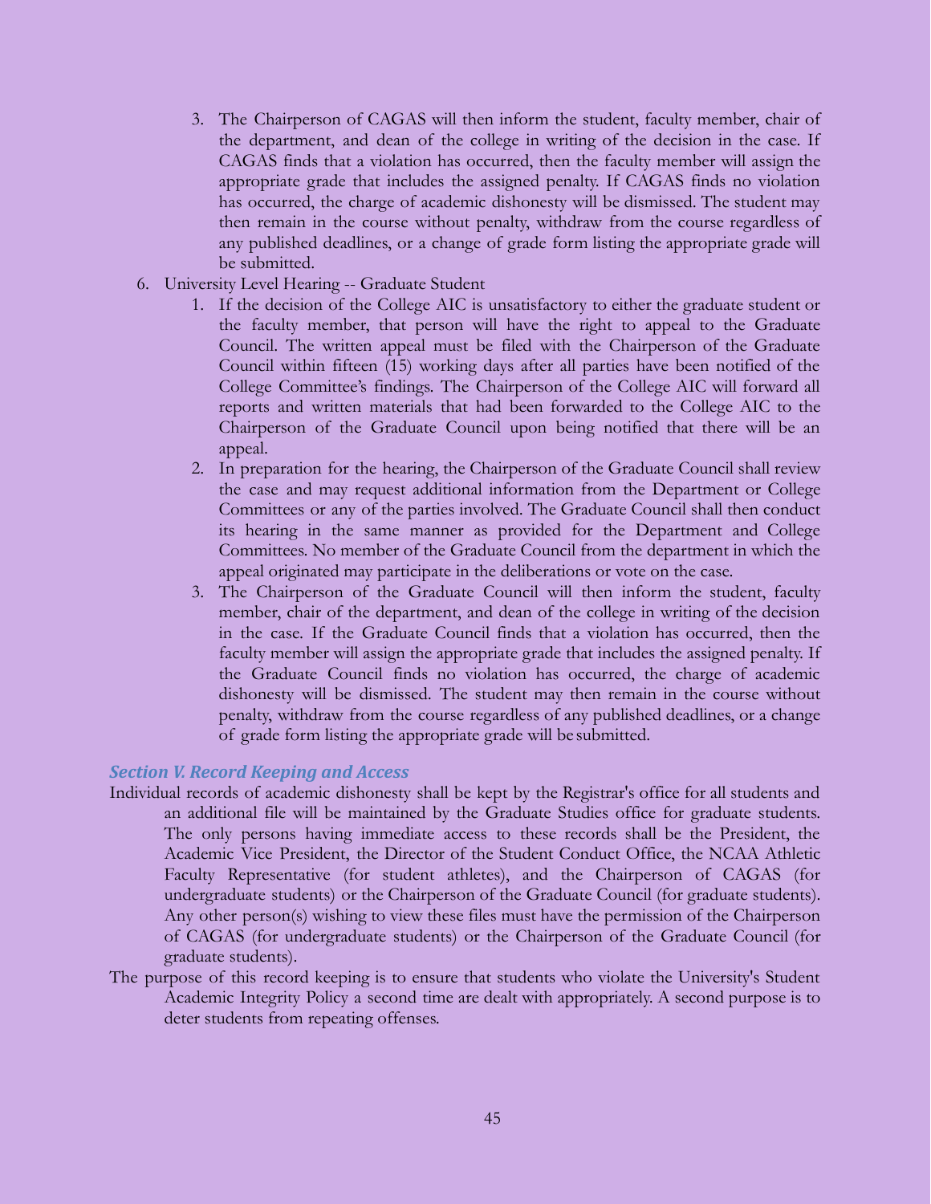3. The Chairperson of CAGAS will then inform the student, faculty member, chair of the department, and dean of the college in writing of the decision in the case. If CAGAS finds that a violation has occurred, then the faculty member will assign the appropriate grade that includes the assigned penalty. If CAGAS finds no violation has occurred, the charge of academic dishonesty will be dismissed. The student may then remain in the course without penalty, withdraw from the course regardless of any published deadlines, or a change of grade form listing the appropriate grade will be submitted.

6. University Level Hearing -- Graduate Student
    1. If the decision of the College AIC is unsatisfactory to either the graduate student or the faculty member, that person will have the right to appeal to the Graduate Council. The written appeal must be filed with the Chairperson of the Graduate Council within fifteen (15) working days after all parties have been notified of the College Committee's findings. The Chairperson of the College AIC will forward all reports and written materials that had been forwarded to the College AIC to the Chairperson of the Graduate Council upon being notified that there will be an appeal.
    2. In preparation for the hearing, the Chairperson of the Graduate Council shall review the case and may request additional information from the Department or College Committees or any of the parties involved. The Graduate Council shall then conduct its hearing in the same manner as provided for the Department and College Committees. No member of the Graduate Council from the department in which the appeal originated may participate in the deliberations or vote on the case.
    3. The Chairperson of the Graduate Council will then inform the student, faculty member, chair of the department, and dean of the college in writing of the decision in the case. If the Graduate Council finds that a violation has occurred, then the faculty member will assign the appropriate grade that includes the assigned penalty. If the Graduate Council finds no violation has occurred, the charge of academic dishonesty will be dismissed. The student may then remain in the course without penalty, withdraw from the course regardless of any published deadlines, or a change of grade form listing the appropriate grade will be submitted.

### *Section V. Record Keeping and Access*

Individual records of academic dishonesty shall be kept by the Registrar's office for all students and an additional file will be maintained by the Graduate Studies office for graduate students. The only persons having immediate access to these records shall be the President, the Academic Vice President, the Director of the Student Conduct Office, the NCAA Athletic Faculty Representative (for student athletes), and the Chairperson of CAGAS (for undergraduate students) or the Chairperson of the Graduate Council (for graduate students). Any other person(s) wishing to view these files must have the permission of the Chairperson of CAGAS (for undergraduate students) or the Chairperson of the Graduate Council (for graduate students).

The purpose of this record keeping is to ensure that students who violate the University's Student Academic Integrity Policy a second time are dealt with appropriately. A second purpose is to deter students from repeating offenses.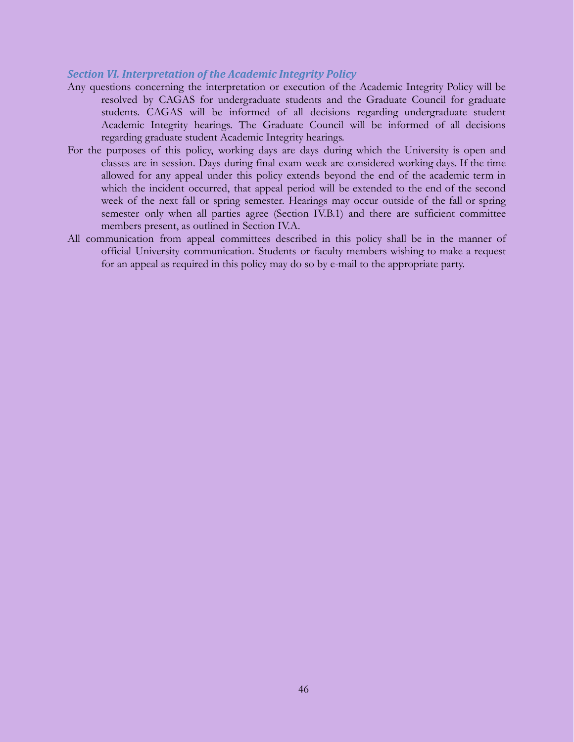### *Section VI. Interpretation of the Academic Integrity Policy*

Any questions concerning the interpretation or execution of the Academic Integrity Policy will be resolved by CAGAS for undergraduate students and the Graduate Council for graduate students. CAGAS will be informed of all decisions regarding undergraduate student Academic Integrity hearings. The Graduate Council will be informed of all decisions regarding graduate student Academic Integrity hearings.

For the purposes of this policy, working days are days during which the University is open and classes are in session. Days during final exam week are considered working days. If the time allowed for any appeal under this policy extends beyond the end of the academic term in which the incident occurred, that appeal period will be extended to the end of the second week of the next fall or spring semester. Hearings may occur outside of the fall or spring semester only when all parties agree (Section IV.B.1) and there are sufficient committee members present, as outlined in Section IV.A.

All communication from appeal committees described in this policy shall be in the manner of official University communication. Students or faculty members wishing to make a request for an appeal as required in this policy may do so by e-mail to the appropriate party.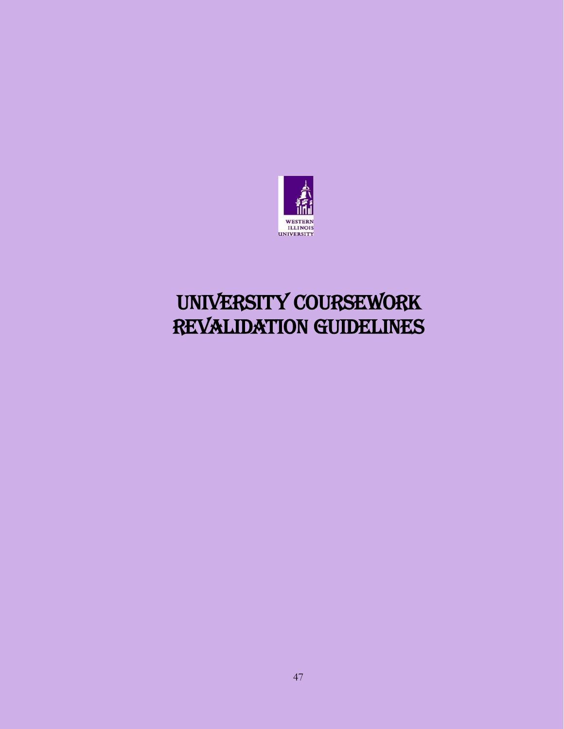# UNIVERSITY COURSEWORK REVALIDATION GUIDELINES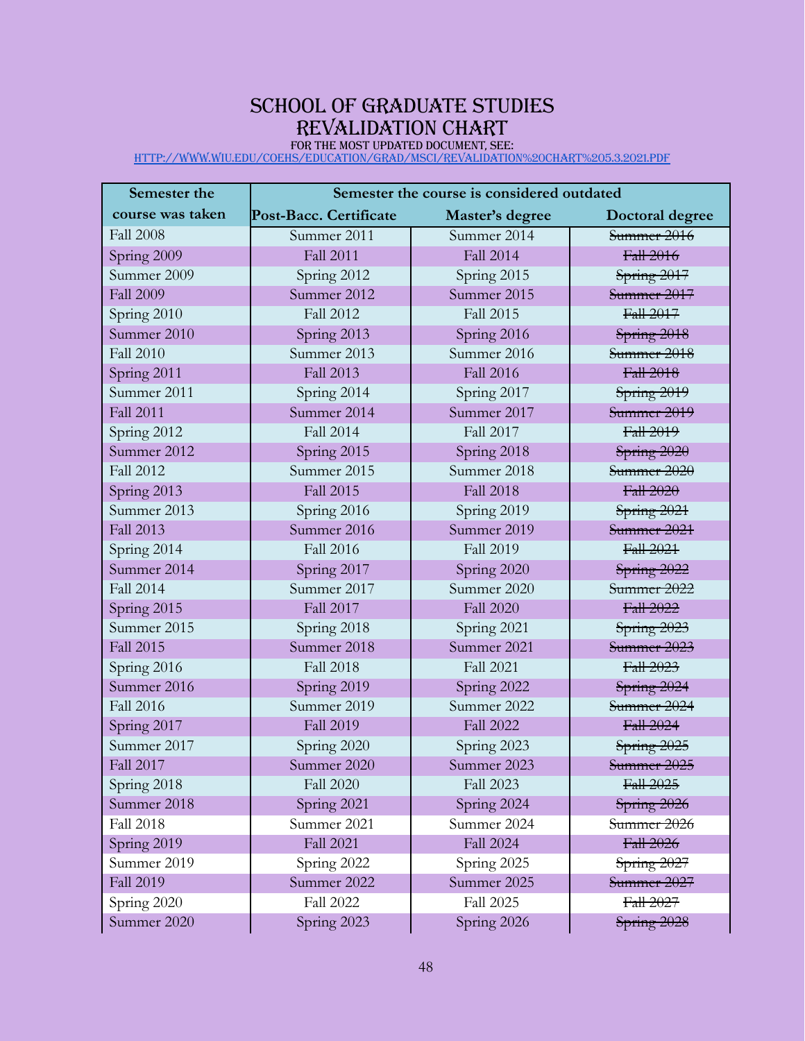# School of Graduate Studies Revalidation Chart

FOR THE MOST UPDATED DOCUMENT, SEE: [HTTP://WWW.WIU.EDU/COEHS/EDUCATION/GRAD/MSCI/REVALIDATION%20CHART%205.3.2021.PDF](http://www.wiu.edu/coehs/education/grad/msci/revalidation%20chart%205.3.2021.pdf)

| Semester the course was taken | Semester the course is considered outdated | | |
|---|---|---|---|
| | Post-Bacc. Certificate | Master's degree | Doctoral degree |
| Fall 2008 | Summer 2011 | Summer 2014 | ~~Summer 2016~~ |
| Spring 2009 | Fall 2011 | Fall 2014 | ~~Fall 2016~~ |
| Summer 2009 | Spring 2012 | Spring 2015 | ~~Spring 2017~~ |
| Fall 2009 | Summer 2012 | Summer 2015 | ~~Summer 2017~~ |
| Spring 2010 | Fall 2012 | Fall 2015 | ~~Fall 2017~~ |
| Summer 2010 | Spring 2013 | Spring 2016 | ~~Spring 2018~~ |
| Fall 2010 | Summer 2013 | Summer 2016 | ~~Summer 2018~~ |
| Spring 2011 | Fall 2013 | Fall 2016 | ~~Fall 2018~~ |
| Summer 2011 | Spring 2014 | Spring 2017 | ~~Spring 2019~~ |
| Fall 2011 | Summer 2014 | Summer 2017 | ~~Summer 2019~~ |
| Spring 2012 | Fall 2014 | Fall 2017 | ~~Fall 2019~~ |
| Summer 2012 | Spring 2015 | Spring 2018 | ~~Spring 2020~~ |
| Fall 2012 | Summer 2015 | Summer 2018 | ~~Summer 2020~~ |
| Spring 2013 | Fall 2015 | Fall 2018 | ~~Fall 2020~~ |
| Summer 2013 | Spring 2016 | Spring 2019 | ~~Spring 2021~~ |
| Fall 2013 | Summer 2016 | Summer 2019 | ~~Summer 2021~~ |
| Spring 2014 | Fall 2016 | Fall 2019 | ~~Fall 2021~~ |
| Summer 2014 | Spring 2017 | Spring 2020 | ~~Spring 2022~~ |
| Fall 2014 | Summer 2017 | Summer 2020 | ~~Summer 2022~~ |
| Spring 2015 | Fall 2017 | Fall 2020 | ~~Fall 2022~~ |
| Summer 2015 | Spring 2018 | Spring 2021 | ~~Spring 2023~~ |
| Fall 2015 | Summer 2018 | Summer 2021 | ~~Summer 2023~~ |
| Spring 2016 | Fall 2018 | Fall 2021 | ~~Fall 2023~~ |
| Summer 2016 | Spring 2019 | Spring 2022 | ~~Spring 2024~~ |
| Fall 2016 | Summer 2019 | Summer 2022 | ~~Summer 2024~~ |
| Spring 2017 | Fall 2019 | Fall 2022 | ~~Fall 2024~~ |
| Summer 2017 | Spring 2020 | Spring 2023 | ~~Spring 2025~~ |
| Fall 2017 | Summer 2020 | Summer 2023 | ~~Summer 2025~~ |
| Spring 2018 | Fall 2020 | Fall 2023 | ~~Fall 2025~~ |
| Summer 2018 | Spring 2021 | Spring 2024 | ~~Spring 2026~~ |
| Fall 2018 | Summer 2021 | Summer 2024 | ~~Summer 2026~~ |
| Spring 2019 | Fall 2021 | Fall 2024 | ~~Fall 2026~~ |
| Summer 2019 | Spring 2022 | Spring 2025 | ~~Spring 2027~~ |
| Fall 2019 | Summer 2022 | Summer 2025 | ~~Summer 2027~~ |
| Spring 2020 | Fall 2022 | Fall 2025 | ~~Fall 2027~~ |
| Summer 2020 | Spring 2023 | Spring 2026 | ~~Spring 2028~~ |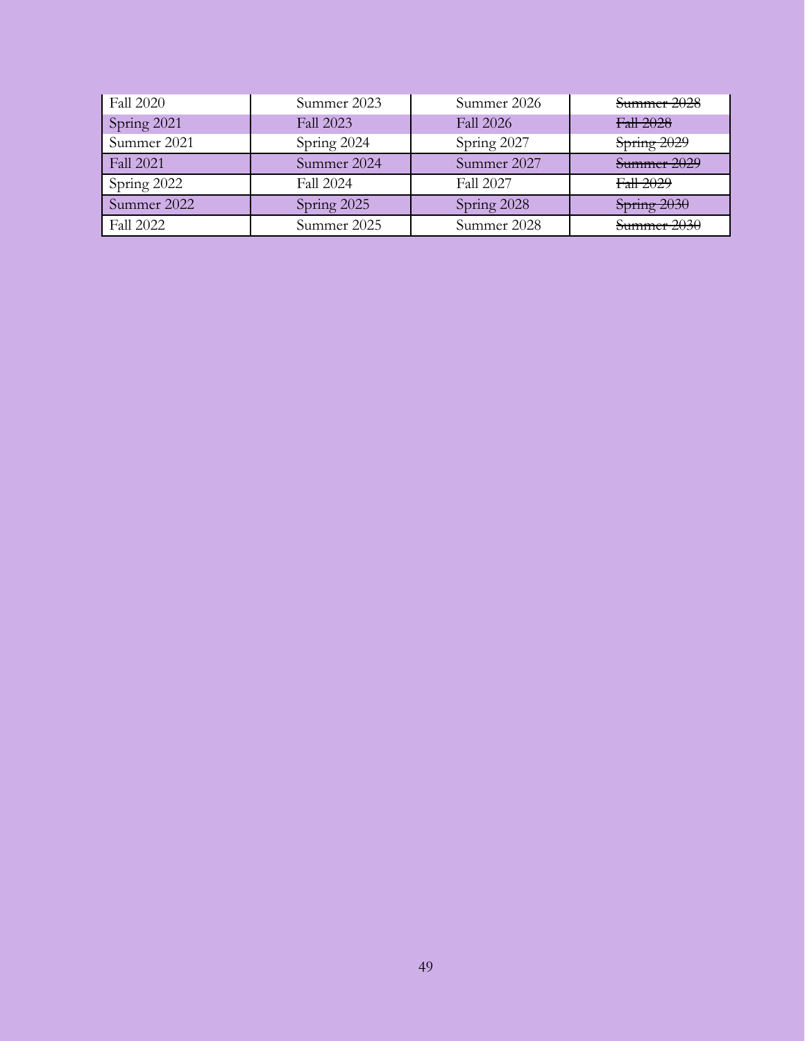| | | | |
|---|---|---|---|
| Fall 2020 | Summer 2023 | Summer 2026 | ~~Summer 2028~~ |
| Spring 2021 | Fall 2023 | Fall 2026 | ~~Fall 2028~~ |
| Summer 2021 | Spring 2024 | Spring 2027 | ~~Spring 2029~~ |
| Fall 2021 | Summer 2024 | Summer 2027 | ~~Summer 2029~~ |
| Spring 2022 | Fall 2024 | Fall 2027 | ~~Fall 2029~~ |
| Summer 2022 | Spring 2025 | Spring 2028 | ~~Spring 2030~~ |
| Fall 2022 | Summer 2025 | Summer 2028 | ~~Summer 2030~~ |